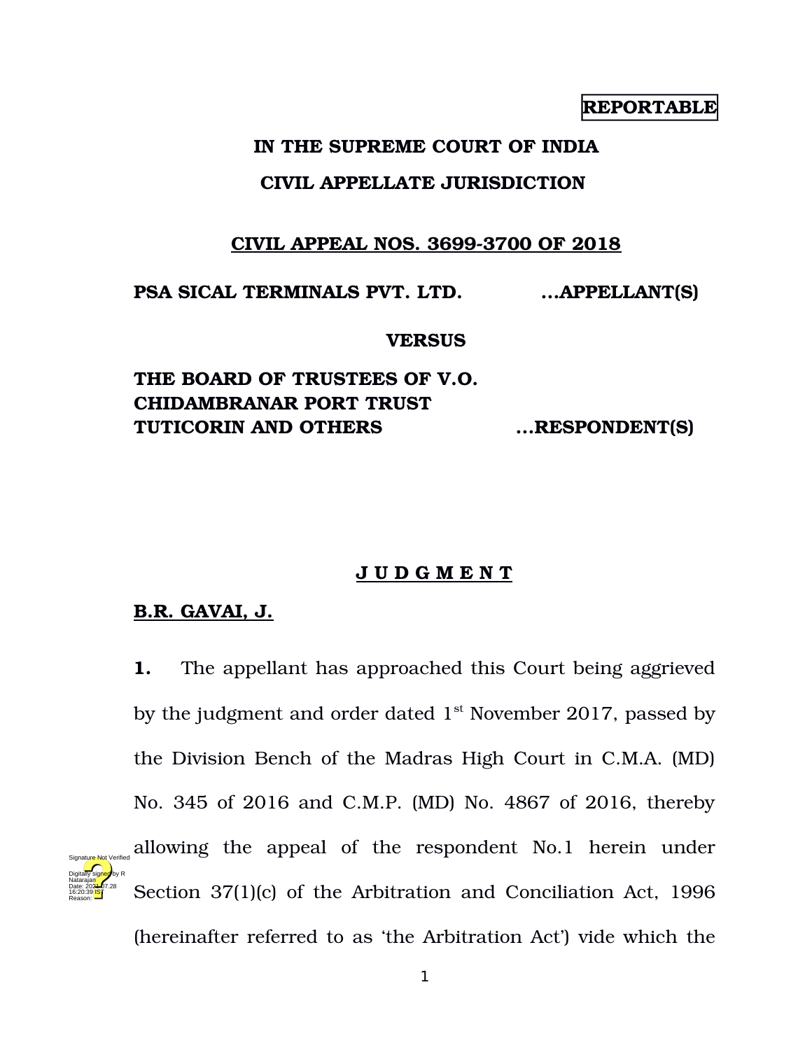**REPORTABLE**

**IN THE SUPREME COURT OF INDIA**

**CIVIL APPELLATE JURISDICTION**

**CIVIL APPEAL NOS. 3699-3700 OF 2018**

**PSA SICAL TERMINALS PVT. LTD. ...APPELLANT(S)**

**VERSUS**

**THE BOARD OF TRUSTEES OF V.O. CHIDAMBRANAR PORT TRUST TUTICORIN AND OTHERS ...RESPONDENT(S)**

**J U D G M E N T**

**B.R. GAVAI, J.**

**1.** The appellant has approached this Court being aggrieved by the judgment and order dated 1st November 2017, passed by the Division Bench of the Madras High Court in C.M.A. (MD) No. 345 of 2016 and C.M.P. (MD) No. 4867 of 2016, thereby allowing the appeal of the respondent No.1 herein under Section 37(1)(c) of the Arbitration and Conciliation Act, 1996 (hereinafter referred to as 'the Arbitration Act') vide which the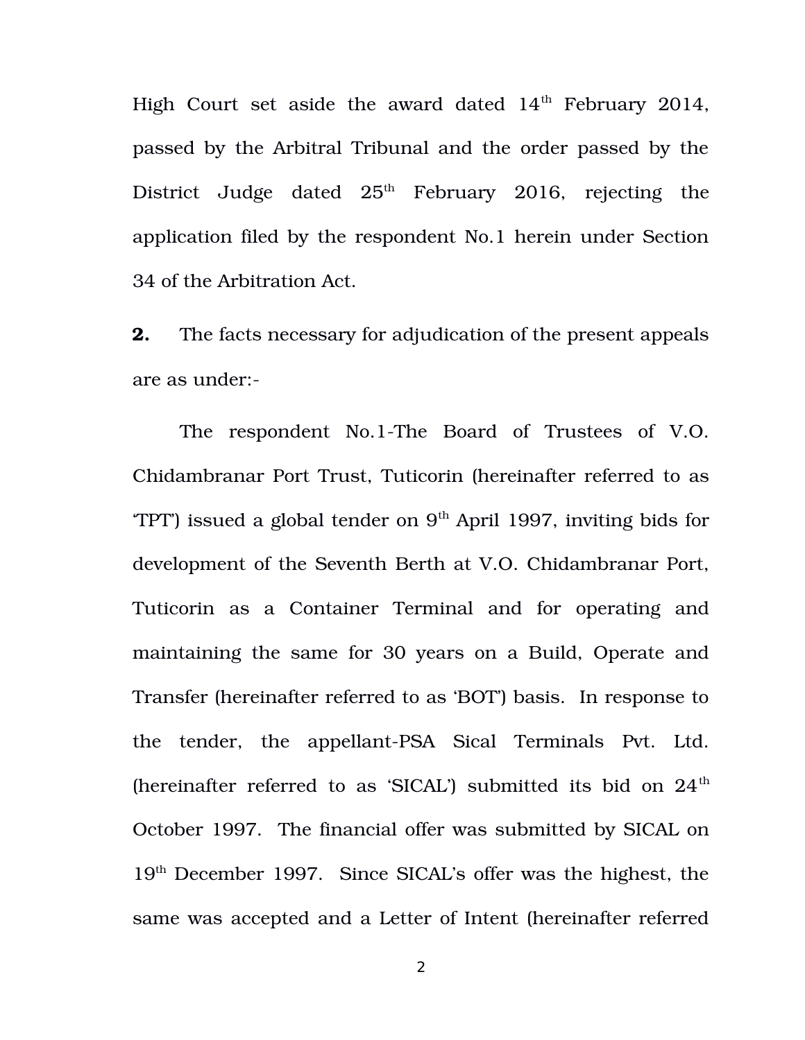High Court set aside the award dated 14th February 2014, passed by the Arbitral Tribunal and the order passed by the District Judge dated 25th February 2016, rejecting the application filed by the respondent No.1 herein under Section 34 of the Arbitration Act.

**2.** The facts necessary for adjudication of the present appeals are as under:-

The respondent No.1-The Board of Trustees of V.O. Chidambranar Port Trust, Tuticorin (hereinafter referred to as 'TPT') issued a global tender on 9th April 1997, inviting bids for development of the Seventh Berth at V.O. Chidambranar Port, Tuticorin as a Container Terminal and for operating and maintaining the same for 30 years on a Build, Operate and Transfer (hereinafter referred to as 'BOT') basis. In response to the tender, the appellant-PSA Sical Terminals Pvt. Ltd. (hereinafter referred to as 'SICAL') submitted its bid on 24th October 1997. The financial offer was submitted by SICAL on 19th December 1997. Since SICAL's offer was the highest, the same was accepted and a Letter of Intent (hereinafter referred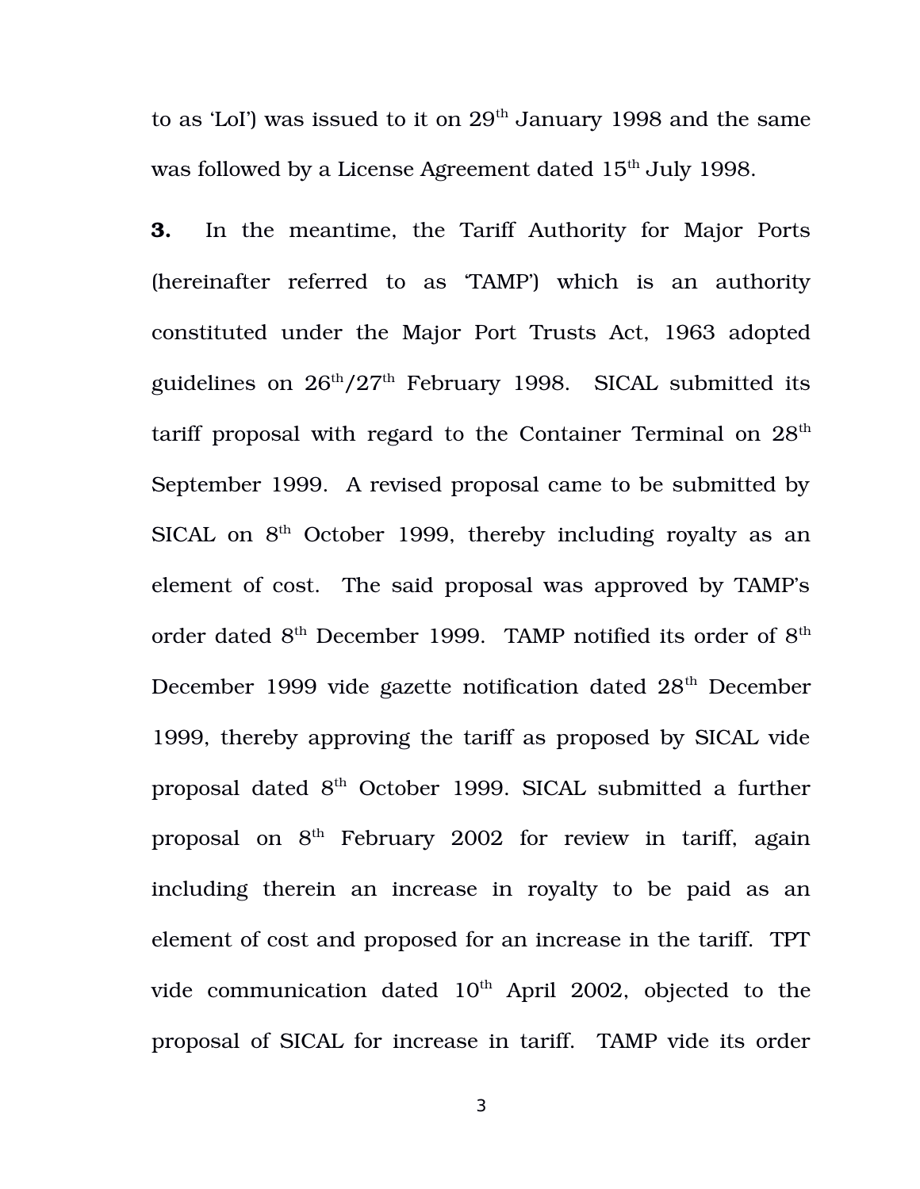to as 'LoI') was issued to it on 29th January 1998 and the same was followed by a License Agreement dated 15th July 1998.

**3.** In the meantime, the Tariff Authority for Major Ports (hereinafter referred to as 'TAMP') which is an authority constituted under the Major Port Trusts Act, 1963 adopted guidelines on 26th/27th February 1998. SICAL submitted its tariff proposal with regard to the Container Terminal on 28th September 1999. A revised proposal came to be submitted by SICAL on 8th October 1999, thereby including royalty as an element of cost. The said proposal was approved by TAMP's order dated 8th December 1999. TAMP notified its order of 8th December 1999 vide gazette notification dated 28th December 1999, thereby approving the tariff as proposed by SICAL vide proposal dated 8th October 1999. SICAL submitted a further proposal on 8th February 2002 for review in tariff, again including therein an increase in royalty to be paid as an element of cost and proposed for an increase in the tariff. TPT vide communication dated 10th April 2002, objected to the proposal of SICAL for increase in tariff. TAMP vide its order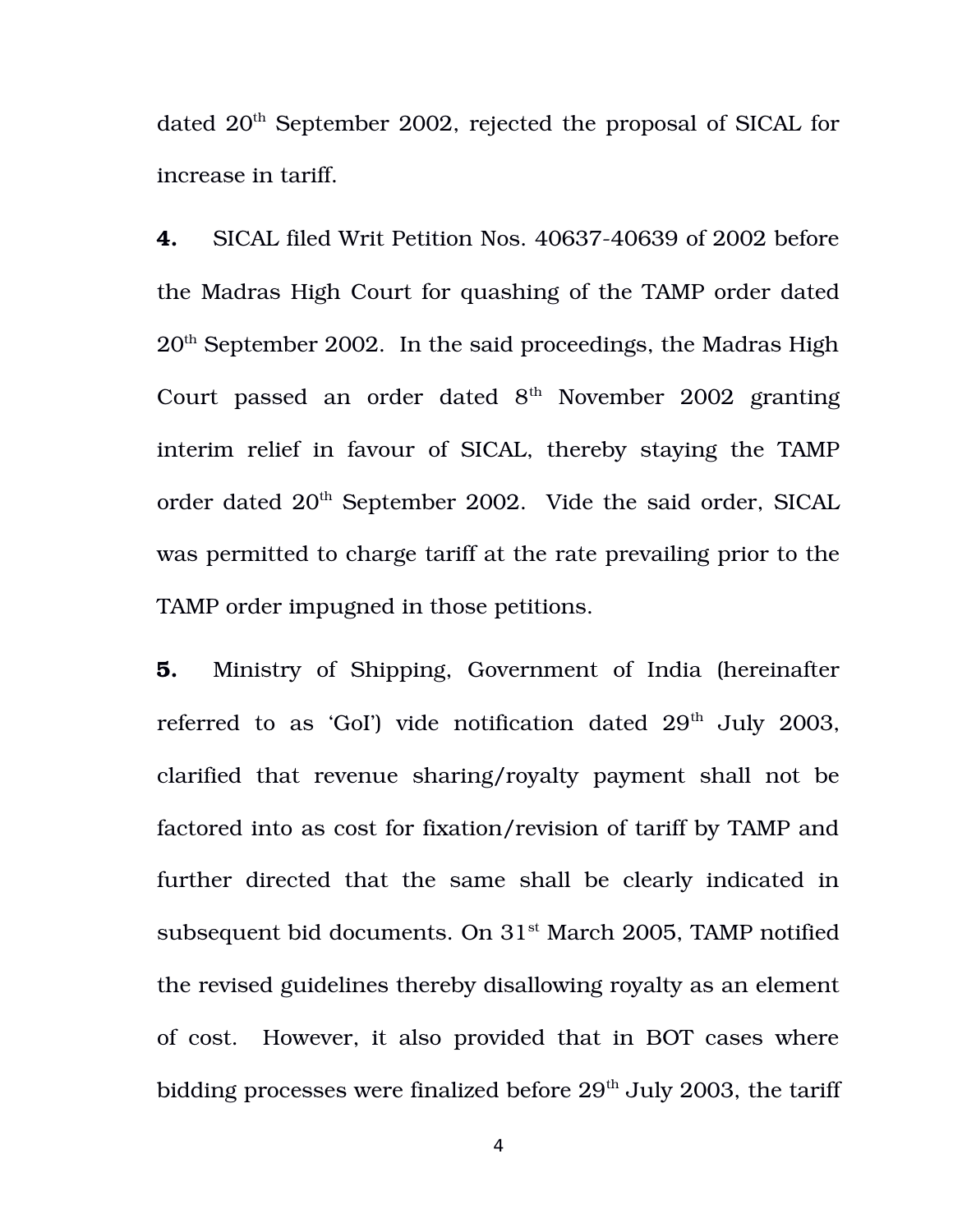dated 20th September 2002, rejected the proposal of SICAL for increase in tariff.

**4.** SICAL filed Writ Petition Nos. 40637-40639 of 2002 before the Madras High Court for quashing of the TAMP order dated 20th September 2002. In the said proceedings, the Madras High Court passed an order dated 8th November 2002 granting interim relief in favour of SICAL, thereby staying the TAMP order dated 20th September 2002. Vide the said order, SICAL was permitted to charge tariff at the rate prevailing prior to the TAMP order impugned in those petitions.

**5.** Ministry of Shipping, Government of India (hereinafter referred to as 'GoI') vide notification dated 29th July 2003, clarified that revenue sharing/royalty payment shall not be factored into as cost for fixation/revision of tariff by TAMP and further directed that the same shall be clearly indicated in subsequent bid documents. On 31st March 2005, TAMP notified the revised guidelines thereby disallowing royalty as an element of cost. However, it also provided that in BOT cases where bidding processes were finalized before 29th July 2003, the tariff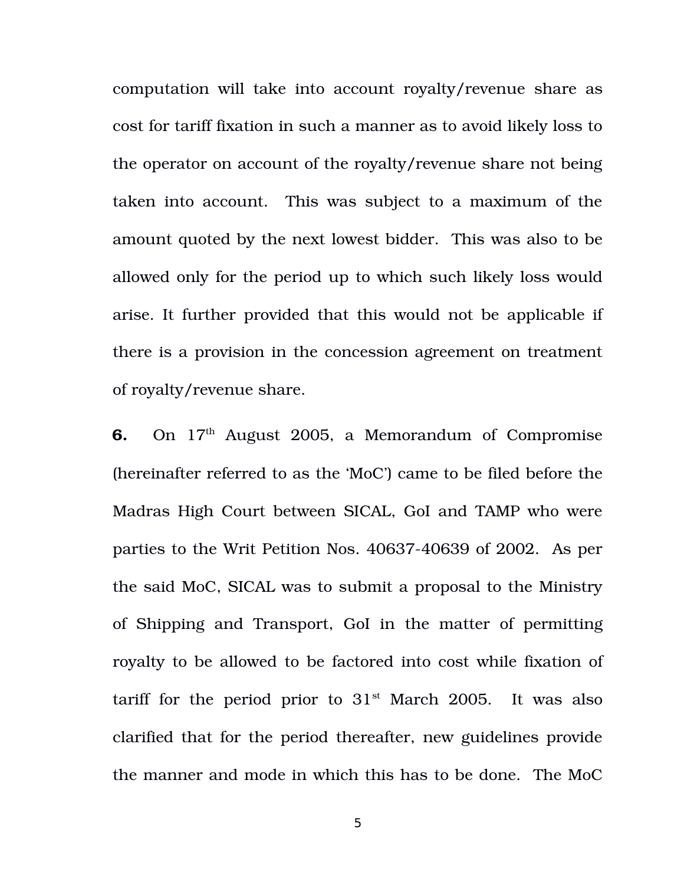computation will take into account royalty/revenue share as cost for tariff fixation in such a manner as to avoid likely loss to the operator on account of the royalty/revenue share not being taken into account. This was subject to a maximum of the amount quoted by the next lowest bidder. This was also to be allowed only for the period up to which such likely loss would arise. It further provided that this would not be applicable if there is a provision in the concession agreement on treatment of royalty/revenue share.

**6.** On 17th August 2005, a Memorandum of Compromise (hereinafter referred to as the 'MoC') came to be filed before the Madras High Court between SICAL, GoI and TAMP who were parties to the Writ Petition Nos. 40637-40639 of 2002. As per the said MoC, SICAL was to submit a proposal to the Ministry of Shipping and Transport, GoI in the matter of permitting royalty to be allowed to be factored into cost while fixation of tariff for the period prior to 31st March 2005. It was also clarified that for the period thereafter, new guidelines provide the manner and mode in which this has to be done. The MoC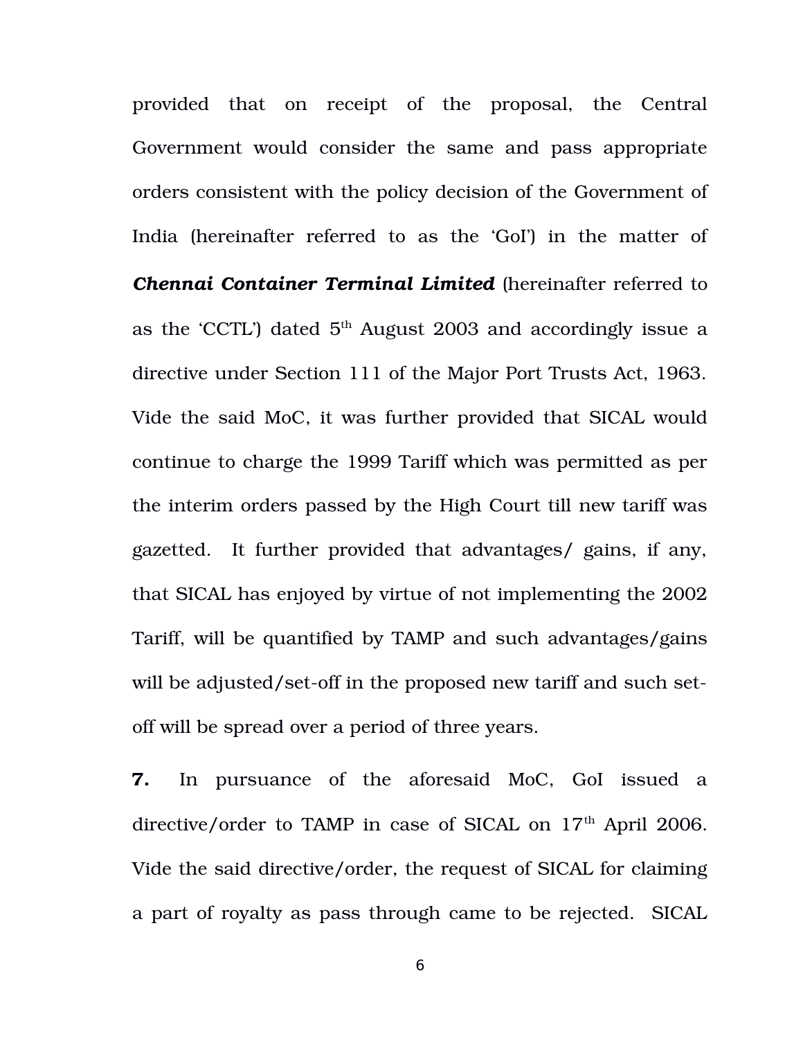provided that on receipt of the proposal, the Central Government would consider the same and pass appropriate orders consistent with the policy decision of the Government of India (hereinafter referred to as the 'GoI') in the matter of ***Chennai Container Terminal Limited*** (hereinafter referred to as the 'CCTL') dated 5th August 2003 and accordingly issue a directive under Section 111 of the Major Port Trusts Act, 1963. Vide the said MoC, it was further provided that SICAL would continue to charge the 1999 Tariff which was permitted as per the interim orders passed by the High Court till new tariff was gazetted. It further provided that advantages/ gains, if any, that SICAL has enjoyed by virtue of not implementing the 2002 Tariff, will be quantified by TAMP and such advantages/gains will be adjusted/set-off in the proposed new tariff and such set-off will be spread over a period of three years.

**7.** In pursuance of the aforesaid MoC, GoI issued a directive/order to TAMP in case of SICAL on 17th April 2006. Vide the said directive/order, the request of SICAL for claiming a part of royalty as pass through came to be rejected. SICAL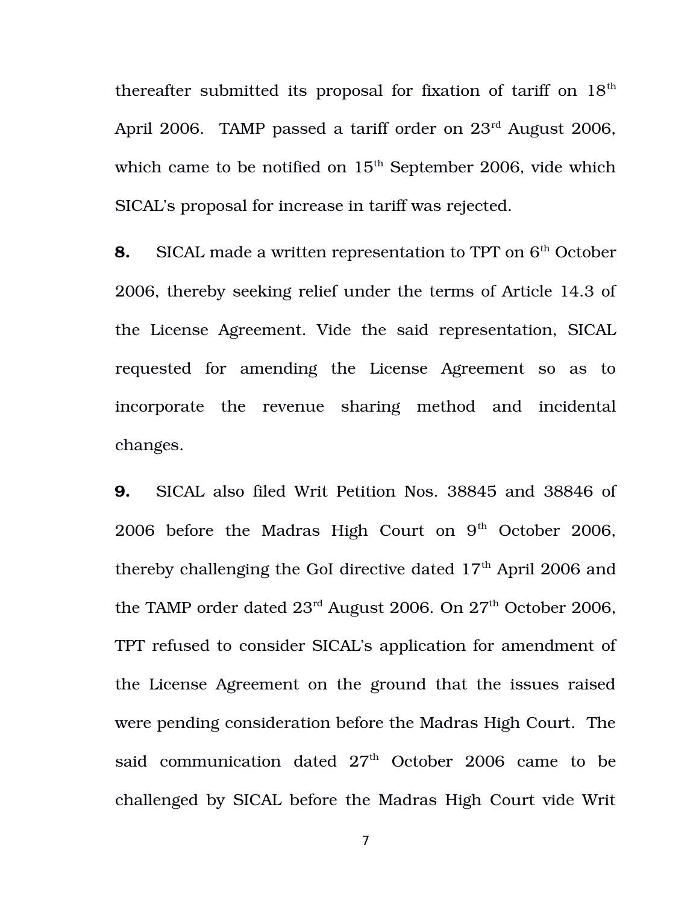thereafter submitted its proposal for fixation of tariff on 18th April 2006. TAMP passed a tariff order on 23rd August 2006, which came to be notified on 15th September 2006, vide which SICAL's proposal for increase in tariff was rejected.

**8.** SICAL made a written representation to TPT on 6th October 2006, thereby seeking relief under the terms of Article 14.3 of the License Agreement. Vide the said representation, SICAL requested for amending the License Agreement so as to incorporate the revenue sharing method and incidental changes.

**9.** SICAL also filed Writ Petition Nos. 38845 and 38846 of 2006 before the Madras High Court on 9th October 2006, thereby challenging the GoI directive dated 17th April 2006 and the TAMP order dated 23rd August 2006. On 27th October 2006, TPT refused to consider SICAL's application for amendment of the License Agreement on the ground that the issues raised were pending consideration before the Madras High Court. The said communication dated 27th October 2006 came to be challenged by SICAL before the Madras High Court vide Writ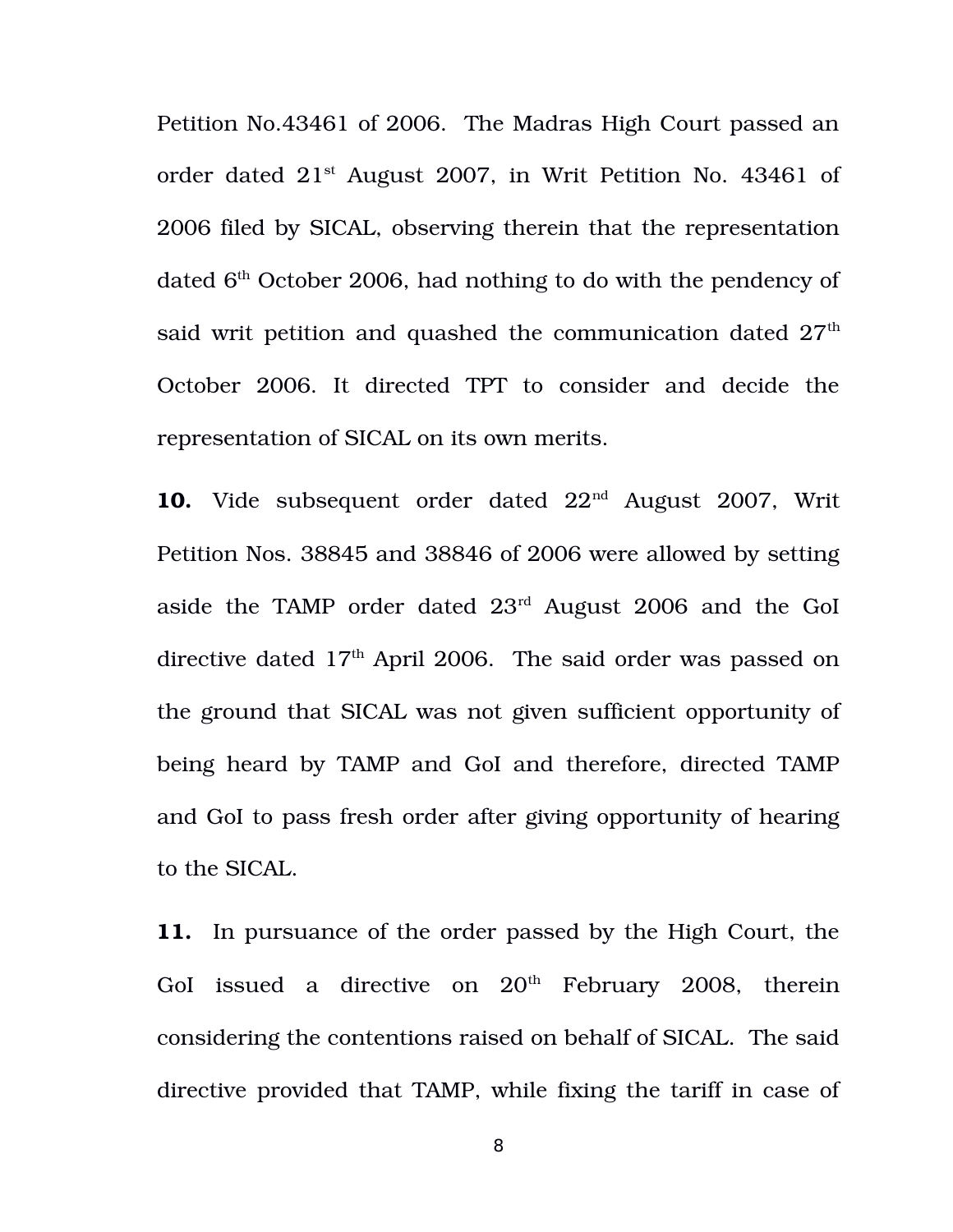Petition No.43461 of 2006. The Madras High Court passed an order dated 21st August 2007, in Writ Petition No. 43461 of 2006 filed by SICAL, observing therein that the representation dated 6th October 2006, had nothing to do with the pendency of said writ petition and quashed the communication dated 27th October 2006. It directed TPT to consider and decide the representation of SICAL on its own merits.

**10.** Vide subsequent order dated 22nd August 2007, Writ Petition Nos. 38845 and 38846 of 2006 were allowed by setting aside the TAMP order dated 23rd August 2006 and the GoI directive dated 17th April 2006. The said order was passed on the ground that SICAL was not given sufficient opportunity of being heard by TAMP and GoI and therefore, directed TAMP and GoI to pass fresh order after giving opportunity of hearing to the SICAL.

**11.** In pursuance of the order passed by the High Court, the GoI issued a directive on 20th February 2008, therein considering the contentions raised on behalf of SICAL. The said directive provided that TAMP, while fixing the tariff in case of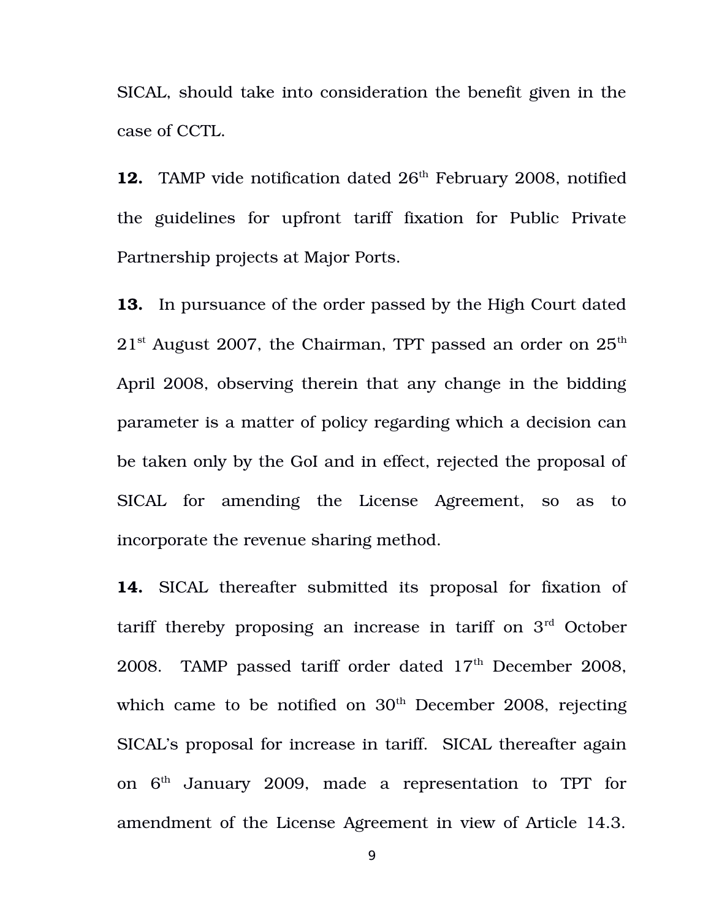SICAL, should take into consideration the benefit given in the case of CCTL.

**12.** TAMP vide notification dated 26th February 2008, notified the guidelines for upfront tariff fixation for Public Private Partnership projects at Major Ports.

**13.** In pursuance of the order passed by the High Court dated 21st August 2007, the Chairman, TPT passed an order on 25th April 2008, observing therein that any change in the bidding parameter is a matter of policy regarding which a decision can be taken only by the GoI and in effect, rejected the proposal of SICAL for amending the License Agreement, so as to incorporate the revenue sharing method.

**14.** SICAL thereafter submitted its proposal for fixation of tariff thereby proposing an increase in tariff on 3rd October 2008. TAMP passed tariff order dated 17th December 2008, which came to be notified on 30th December 2008, rejecting SICAL's proposal for increase in tariff. SICAL thereafter again on 6th January 2009, made a representation to TPT for amendment of the License Agreement in view of Article 14.3.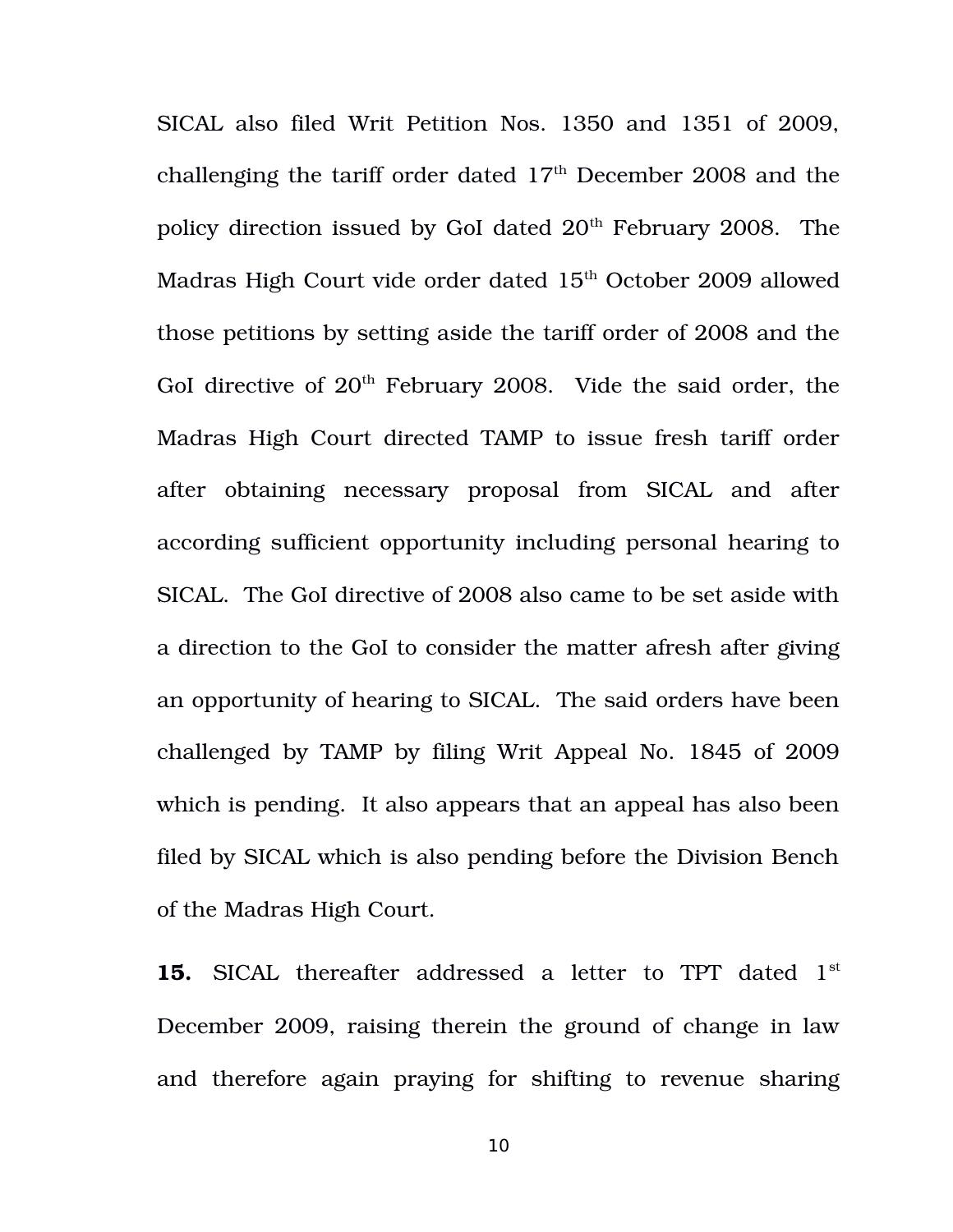SICAL also filed Writ Petition Nos. 1350 and 1351 of 2009, challenging the tariff order dated 17th December 2008 and the policy direction issued by GoI dated 20th February 2008. The Madras High Court vide order dated 15th October 2009 allowed those petitions by setting aside the tariff order of 2008 and the GoI directive of 20th February 2008. Vide the said order, the Madras High Court directed TAMP to issue fresh tariff order after obtaining necessary proposal from SICAL and after according sufficient opportunity including personal hearing to SICAL. The GoI directive of 2008 also came to be set aside with a direction to the GoI to consider the matter afresh after giving an opportunity of hearing to SICAL. The said orders have been challenged by TAMP by filing Writ Appeal No. 1845 of 2009 which is pending. It also appears that an appeal has also been filed by SICAL which is also pending before the Division Bench of the Madras High Court.

**15.** SICAL thereafter addressed a letter to TPT dated 1st December 2009, raising therein the ground of change in law and therefore again praying for shifting to revenue sharing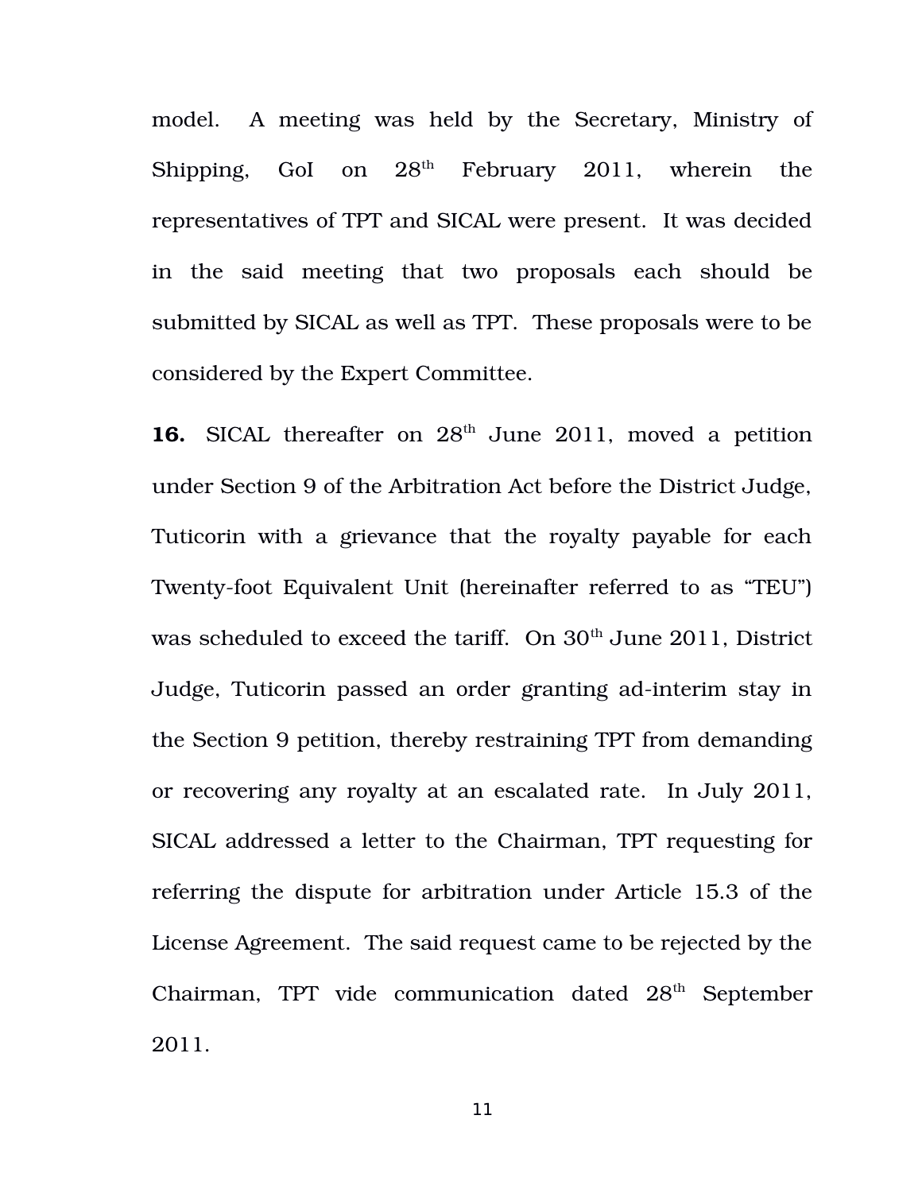model. A meeting was held by the Secretary, Ministry of Shipping, GoI on 28th February 2011, wherein the representatives of TPT and SICAL were present. It was decided in the said meeting that two proposals each should be submitted by SICAL as well as TPT. These proposals were to be considered by the Expert Committee.

**16.** SICAL thereafter on 28th June 2011, moved a petition under Section 9 of the Arbitration Act before the District Judge, Tuticorin with a grievance that the royalty payable for each Twenty-foot Equivalent Unit (hereinafter referred to as "TEU") was scheduled to exceed the tariff. On 30th June 2011, District Judge, Tuticorin passed an order granting ad-interim stay in the Section 9 petition, thereby restraining TPT from demanding or recovering any royalty at an escalated rate. In July 2011, SICAL addressed a letter to the Chairman, TPT requesting for referring the dispute for arbitration under Article 15.3 of the License Agreement. The said request came to be rejected by the Chairman, TPT vide communication dated 28th September 2011.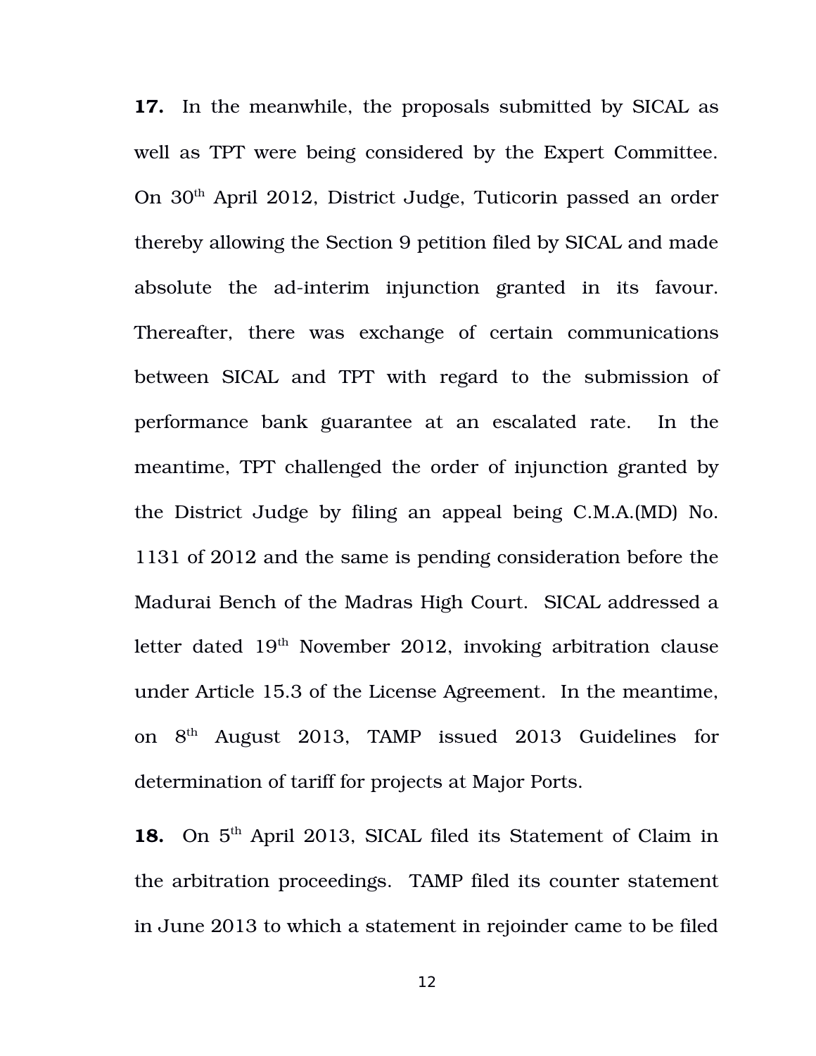**17.** In the meanwhile, the proposals submitted by SICAL as well as TPT were being considered by the Expert Committee. On 30th April 2012, District Judge, Tuticorin passed an order thereby allowing the Section 9 petition filed by SICAL and made absolute the ad-interim injunction granted in its favour. Thereafter, there was exchange of certain communications between SICAL and TPT with regard to the submission of performance bank guarantee at an escalated rate. In the meantime, TPT challenged the order of injunction granted by the District Judge by filing an appeal being C.M.A.(MD) No. 1131 of 2012 and the same is pending consideration before the Madurai Bench of the Madras High Court. SICAL addressed a letter dated 19th November 2012, invoking arbitration clause under Article 15.3 of the License Agreement. In the meantime, on 8th August 2013, TAMP issued 2013 Guidelines for determination of tariff for projects at Major Ports.

**18.** On 5th April 2013, SICAL filed its Statement of Claim in the arbitration proceedings. TAMP filed its counter statement in June 2013 to which a statement in rejoinder came to be filed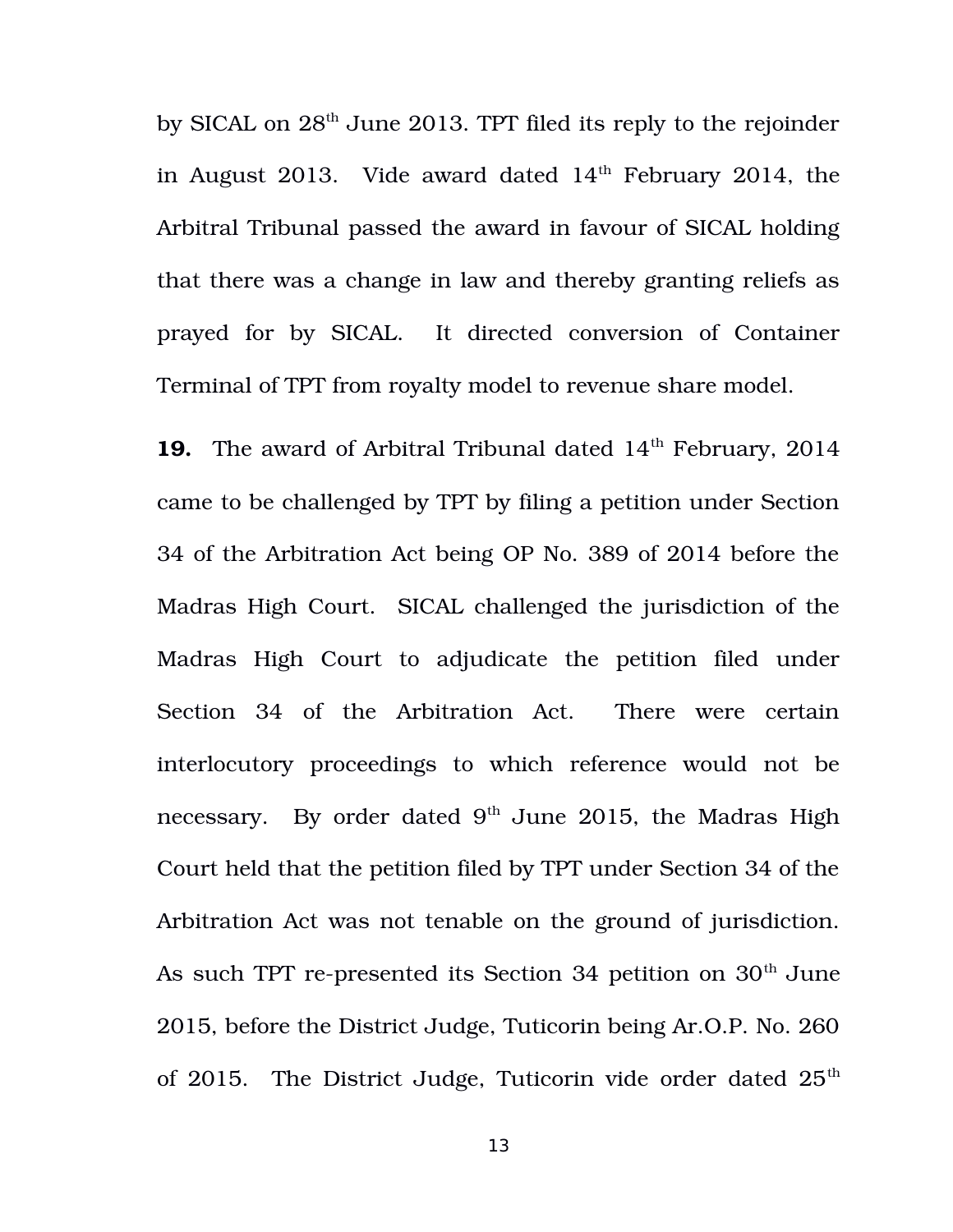by SICAL on 28th June 2013. TPT filed its reply to the rejoinder in August 2013. Vide award dated 14th February 2014, the Arbitral Tribunal passed the award in favour of SICAL holding that there was a change in law and thereby granting reliefs as prayed for by SICAL. It directed conversion of Container Terminal of TPT from royalty model to revenue share model.

**19.** The award of Arbitral Tribunal dated 14th February, 2014 came to be challenged by TPT by filing a petition under Section 34 of the Arbitration Act being OP No. 389 of 2014 before the Madras High Court. SICAL challenged the jurisdiction of the Madras High Court to adjudicate the petition filed under Section 34 of the Arbitration Act. There were certain interlocutory proceedings to which reference would not be necessary. By order dated 9th June 2015, the Madras High Court held that the petition filed by TPT under Section 34 of the Arbitration Act was not tenable on the ground of jurisdiction. As such TPT re-presented its Section 34 petition on 30th June 2015, before the District Judge, Tuticorin being Ar.O.P. No. 260 of 2015. The District Judge, Tuticorin vide order dated 25th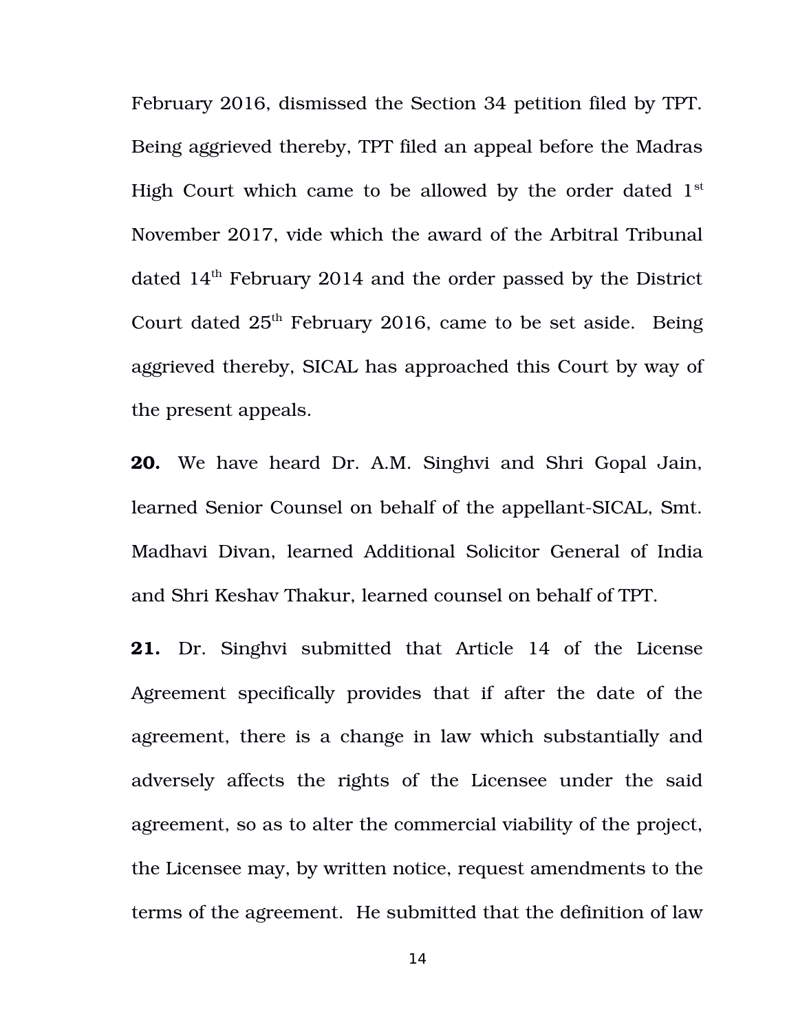February 2016, dismissed the Section 34 petition filed by TPT. Being aggrieved thereby, TPT filed an appeal before the Madras High Court which came to be allowed by the order dated 1st November 2017, vide which the award of the Arbitral Tribunal dated 14th February 2014 and the order passed by the District Court dated 25th February 2016, came to be set aside. Being aggrieved thereby, SICAL has approached this Court by way of the present appeals.

**20.** We have heard Dr. A.M. Singhvi and Shri Gopal Jain, learned Senior Counsel on behalf of the appellant-SICAL, Smt. Madhavi Divan, learned Additional Solicitor General of India and Shri Keshav Thakur, learned counsel on behalf of TPT.

**21.** Dr. Singhvi submitted that Article 14 of the License Agreement specifically provides that if after the date of the agreement, there is a change in law which substantially and adversely affects the rights of the Licensee under the said agreement, so as to alter the commercial viability of the project, the Licensee may, by written notice, request amendments to the terms of the agreement. He submitted that the definition of law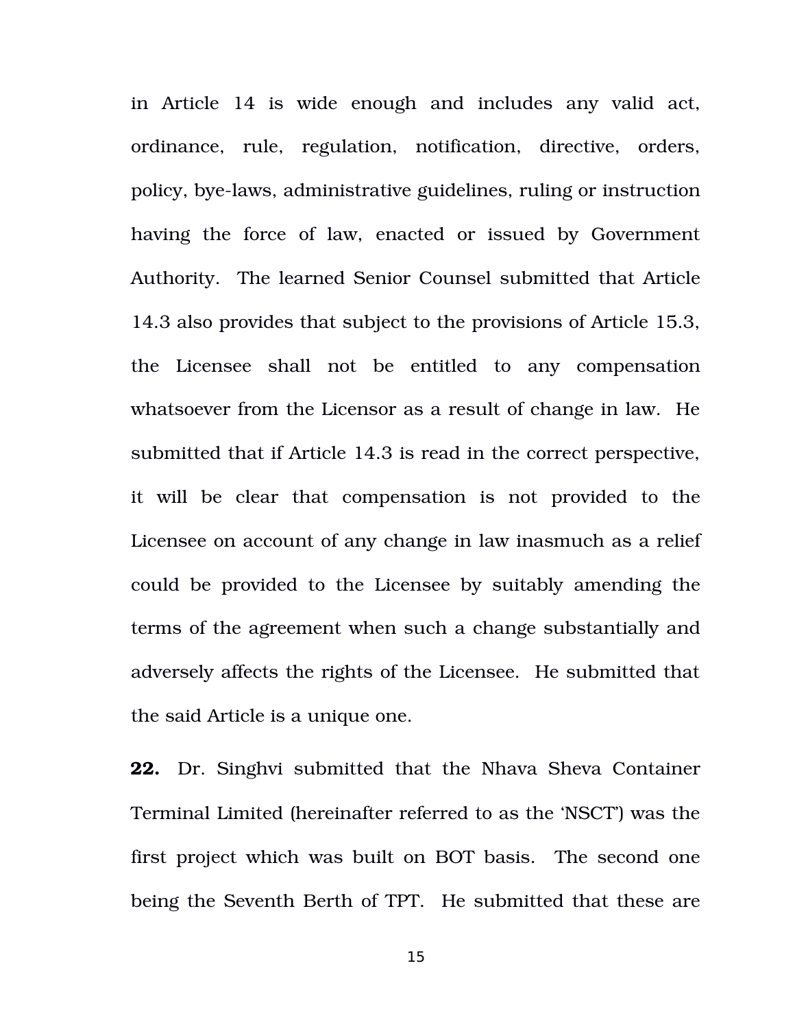in Article 14 is wide enough and includes any valid act, ordinance, rule, regulation, notification, directive, orders, policy, bye-laws, administrative guidelines, ruling or instruction having the force of law, enacted or issued by Government Authority. The learned Senior Counsel submitted that Article 14.3 also provides that subject to the provisions of Article 15.3, the Licensee shall not be entitled to any compensation whatsoever from the Licensor as a result of change in law. He submitted that if Article 14.3 is read in the correct perspective, it will be clear that compensation is not provided to the Licensee on account of any change in law inasmuch as a relief could be provided to the Licensee by suitably amending the terms of the agreement when such a change substantially and adversely affects the rights of the Licensee. He submitted that the said Article is a unique one.

**22.** Dr. Singhvi submitted that the Nhava Sheva Container Terminal Limited (hereinafter referred to as the 'NSCT') was the first project which was built on BOT basis. The second one being the Seventh Berth of TPT. He submitted that these are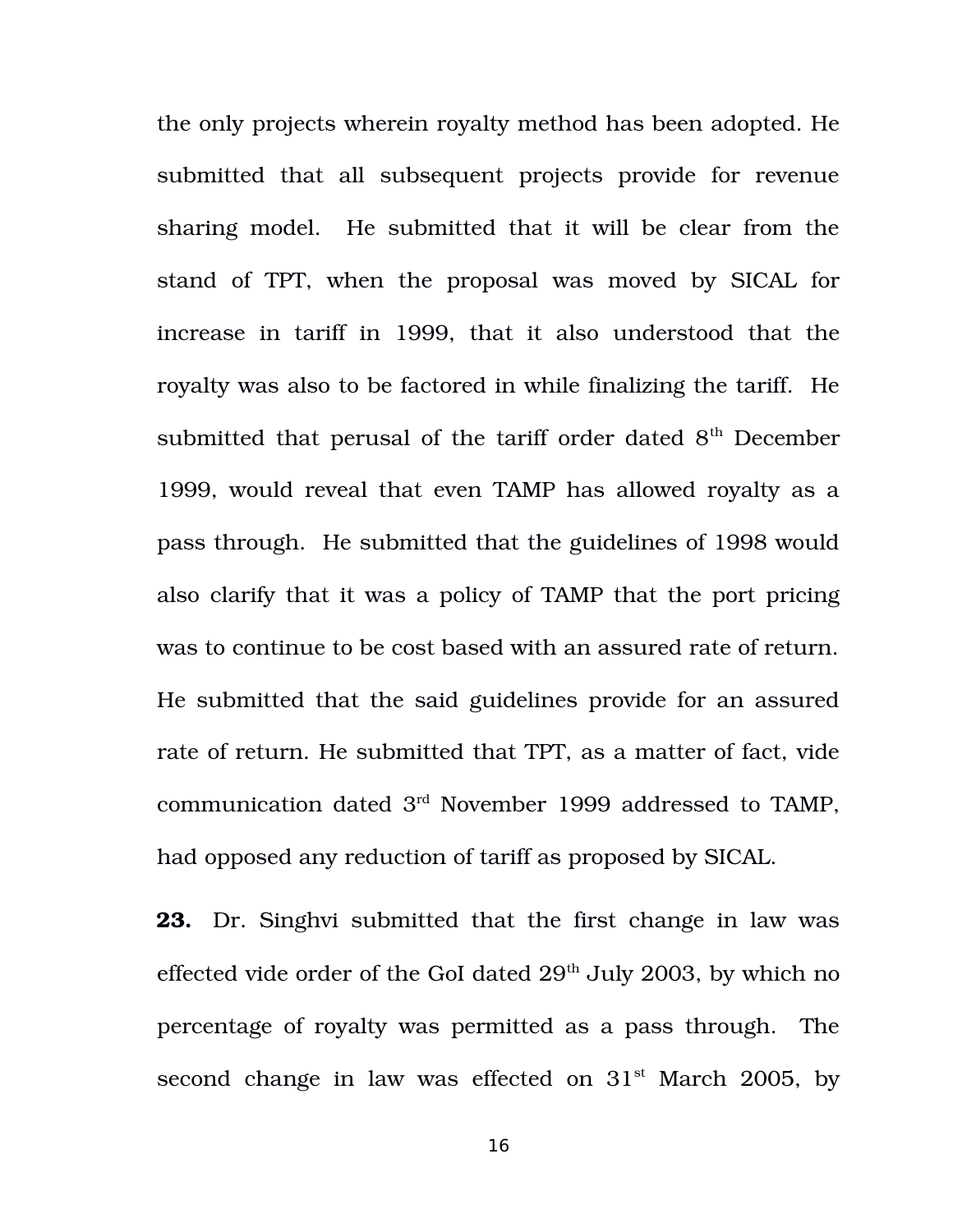the only projects wherein royalty method has been adopted. He submitted that all subsequent projects provide for revenue sharing model. He submitted that it will be clear from the stand of TPT, when the proposal was moved by SICAL for increase in tariff in 1999, that it also understood that the royalty was also to be factored in while finalizing the tariff. He submitted that perusal of the tariff order dated 8th December 1999, would reveal that even TAMP has allowed royalty as a pass through. He submitted that the guidelines of 1998 would also clarify that it was a policy of TAMP that the port pricing was to continue to be cost based with an assured rate of return. He submitted that the said guidelines provide for an assured rate of return. He submitted that TPT, as a matter of fact, vide communication dated 3rd November 1999 addressed to TAMP, had opposed any reduction of tariff as proposed by SICAL.

**23.** Dr. Singhvi submitted that the first change in law was effected vide order of the GoI dated 29th July 2003, by which no percentage of royalty was permitted as a pass through. The second change in law was effected on 31st March 2005, by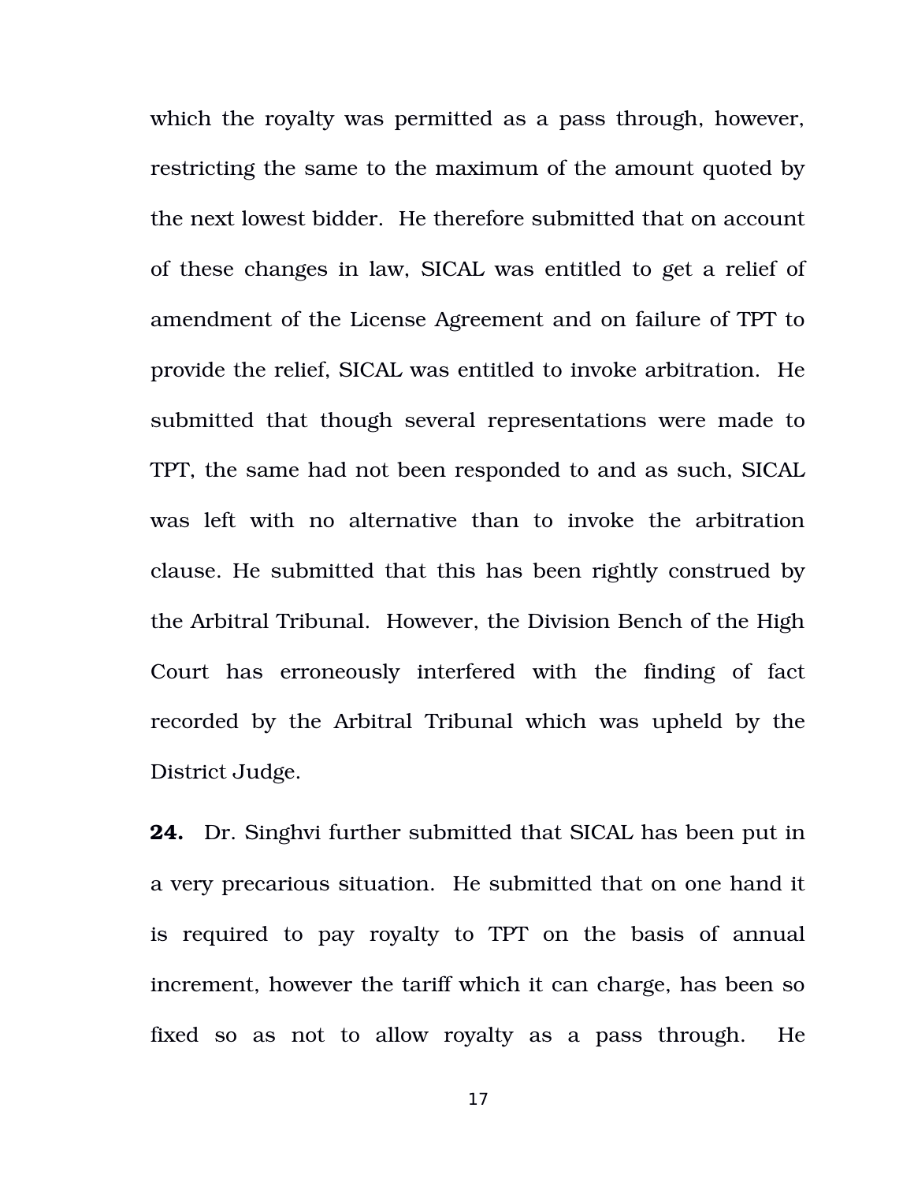which the royalty was permitted as a pass through, however, restricting the same to the maximum of the amount quoted by the next lowest bidder. He therefore submitted that on account of these changes in law, SICAL was entitled to get a relief of amendment of the License Agreement and on failure of TPT to provide the relief, SICAL was entitled to invoke arbitration. He submitted that though several representations were made to TPT, the same had not been responded to and as such, SICAL was left with no alternative than to invoke the arbitration clause. He submitted that this has been rightly construed by the Arbitral Tribunal. However, the Division Bench of the High Court has erroneously interfered with the finding of fact recorded by the Arbitral Tribunal which was upheld by the District Judge.

**24.** Dr. Singhvi further submitted that SICAL has been put in a very precarious situation. He submitted that on one hand it is required to pay royalty to TPT on the basis of annual increment, however the tariff which it can charge, has been so fixed so as not to allow royalty as a pass through. He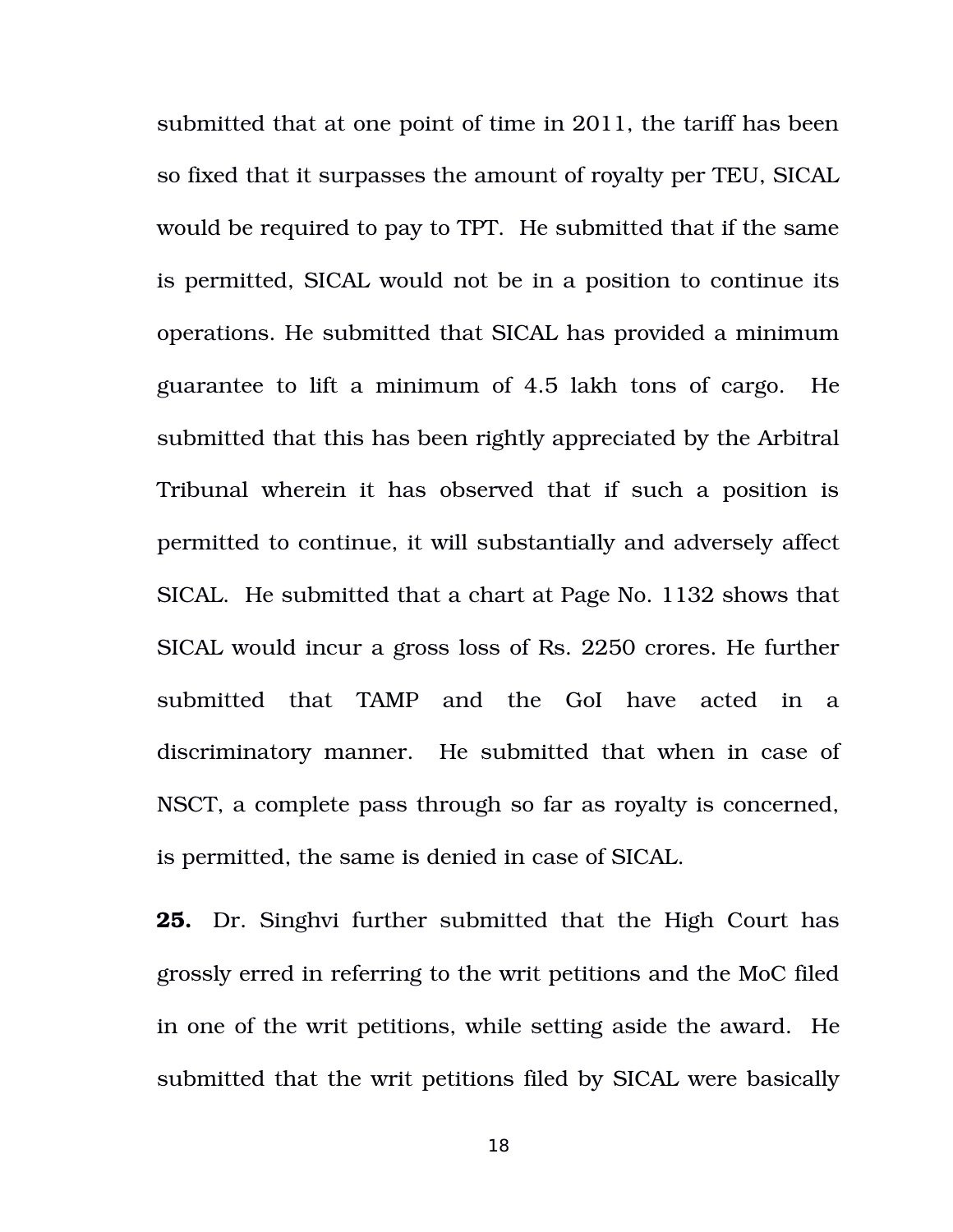submitted that at one point of time in 2011, the tariff has been so fixed that it surpasses the amount of royalty per TEU, SICAL would be required to pay to TPT. He submitted that if the same is permitted, SICAL would not be in a position to continue its operations. He submitted that SICAL has provided a minimum guarantee to lift a minimum of 4.5 lakh tons of cargo. He submitted that this has been rightly appreciated by the Arbitral Tribunal wherein it has observed that if such a position is permitted to continue, it will substantially and adversely affect SICAL. He submitted that a chart at Page No. 1132 shows that SICAL would incur a gross loss of Rs. 2250 crores. He further submitted that TAMP and the GoI have acted in a discriminatory manner. He submitted that when in case of NSCT, a complete pass through so far as royalty is concerned, is permitted, the same is denied in case of SICAL.

**25.** Dr. Singhvi further submitted that the High Court has grossly erred in referring to the writ petitions and the MoC filed in one of the writ petitions, while setting aside the award. He submitted that the writ petitions filed by SICAL were basically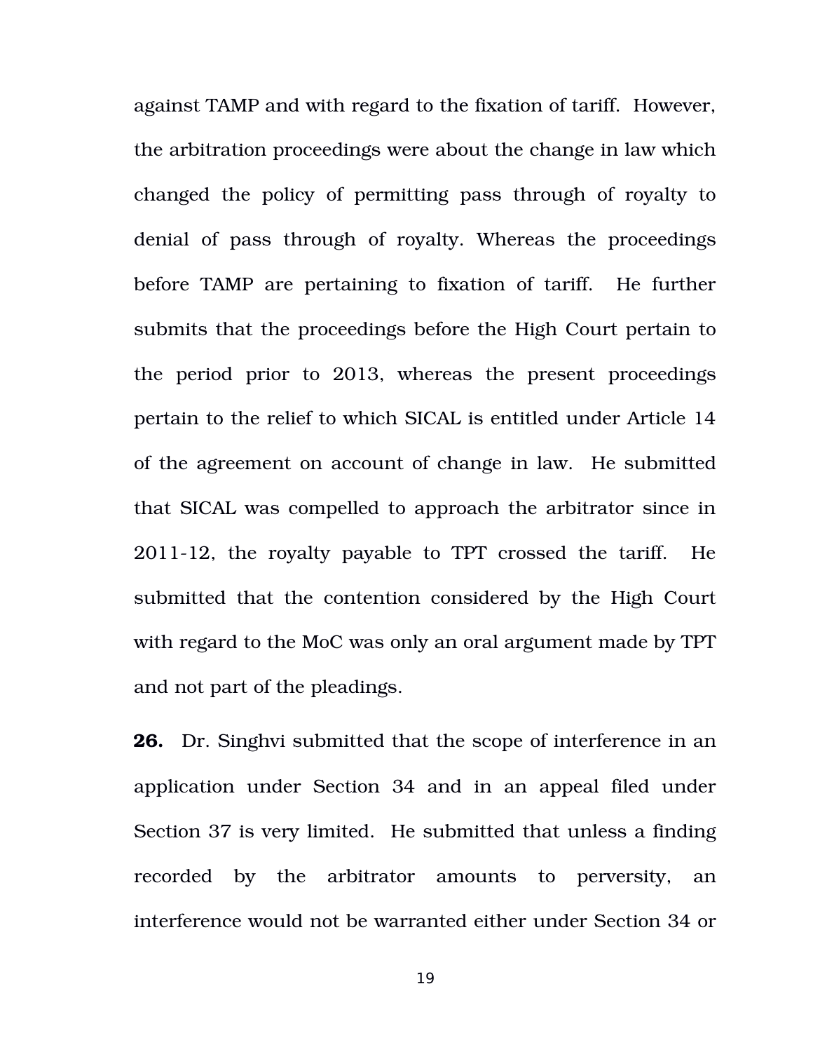against TAMP and with regard to the fixation of tariff. However, the arbitration proceedings were about the change in law which changed the policy of permitting pass through of royalty to denial of pass through of royalty. Whereas the proceedings before TAMP are pertaining to fixation of tariff. He further submits that the proceedings before the High Court pertain to the period prior to 2013, whereas the present proceedings pertain to the relief to which SICAL is entitled under Article 14 of the agreement on account of change in law. He submitted that SICAL was compelled to approach the arbitrator since in 2011-12, the royalty payable to TPT crossed the tariff. He submitted that the contention considered by the High Court with regard to the MoC was only an oral argument made by TPT and not part of the pleadings.

**26.** Dr. Singhvi submitted that the scope of interference in an application under Section 34 and in an appeal filed under Section 37 is very limited. He submitted that unless a finding recorded by the arbitrator amounts to perversity, an interference would not be warranted either under Section 34 or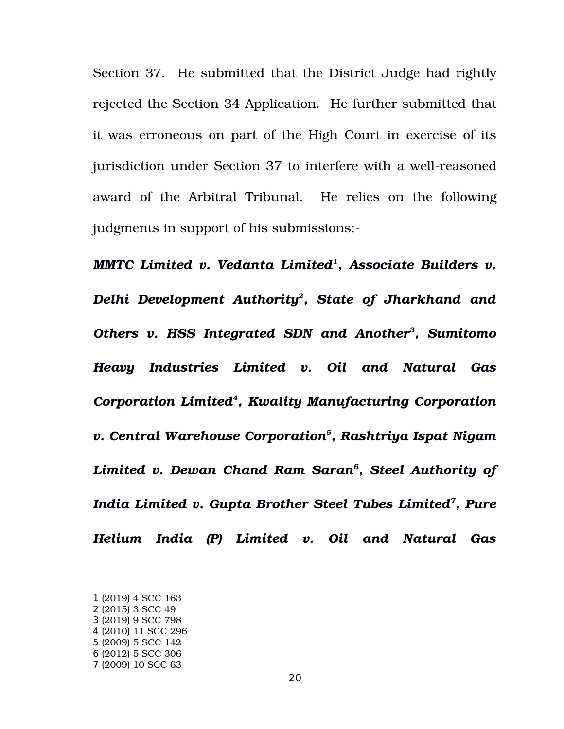Section 37. He submitted that the District Judge had rightly rejected the Section 34 Application. He further submitted that it was erroneous on part of the High Court in exercise of its jurisdiction under Section 37 to interfere with a well-reasoned award of the Arbitral Tribunal. He relies on the following judgments in support of his submissions:-

***MMTC Limited v. Vedanta Limited*[1]*, Associate Builders v. Delhi Development Authority*[2]*, State of Jharkhand and Others v. HSS Integrated SDN and Another*[3]*, Sumitomo Heavy Industries Limited v. Oil and Natural Gas Corporation Limited*[4]*, Kwality Manufacturing Corporation v. Central Warehouse Corporation*[5]*, Rashtriya Ispat Nigam Limited v. Dewan Chand Ram Saran*[6]*, Steel Authority of India Limited v. Gupta Brother Steel Tubes Limited*[7]*, Pure Helium India (P) Limited v. Oil and Natural Gas***

---

1 (2019) 4 SCC 163
2 (2015) 3 SCC 49
3 (2019) 9 SCC 798
4 (2010) 11 SCC 296
5 (2009) 5 SCC 142
6 (2012) 5 SCC 306
7 (2009) 10 SCC 63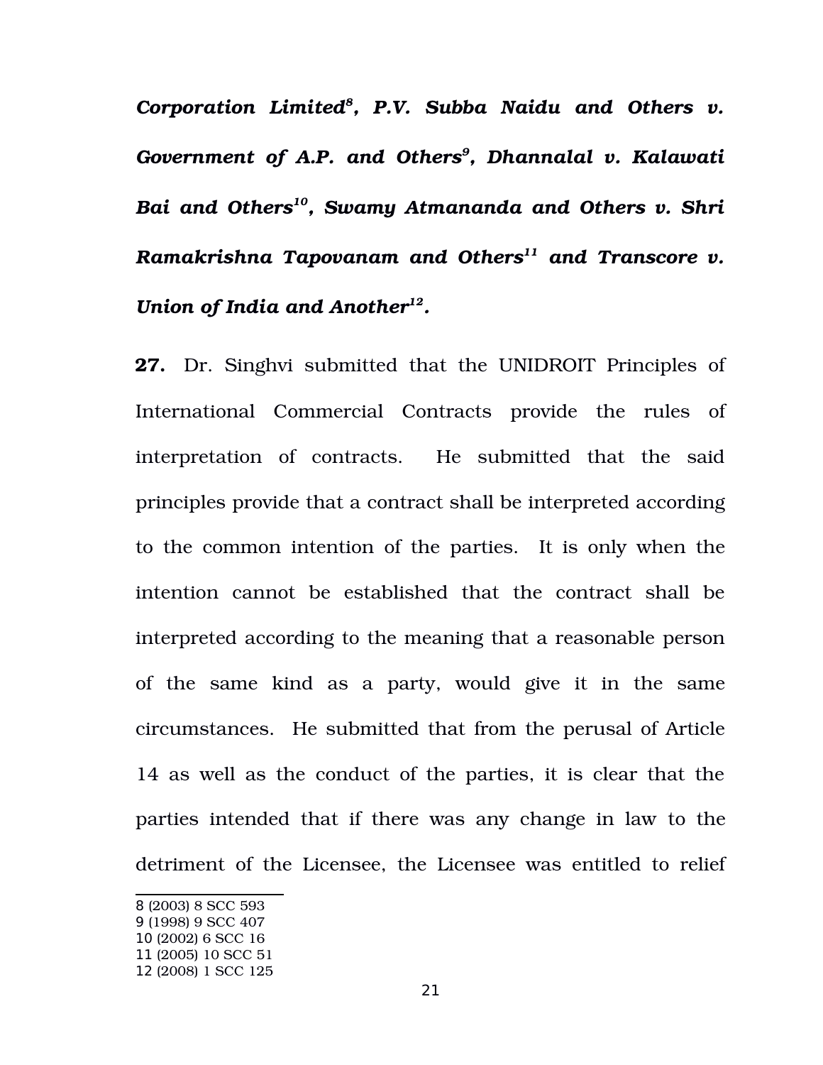***Corporation Limited*[8]*, P.V. Subba Naidu and Others v. Government of A.P. and Others*[9]*, Dhannalal v. Kalawati Bai and Others*[10]*, Swamy Atmananda and Others v. Shri Ramakrishna Tapovanam and Others*[11] *and Transcore v. Union of India and Another*[12]*.***

**27.** Dr. Singhvi submitted that the UNIDROIT Principles of International Commercial Contracts provide the rules of interpretation of contracts. He submitted that the said principles provide that a contract shall be interpreted according to the common intention of the parties. It is only when the intention cannot be established that the contract shall be interpreted according to the meaning that a reasonable person of the same kind as a party, would give it in the same circumstances. He submitted that from the perusal of Article 14 as well as the conduct of the parties, it is clear that the parties intended that if there was any change in law to the detriment of the Licensee, the Licensee was entitled to relief

---

8 (2003) 8 SCC 593
9 (1998) 9 SCC 407
10 (2002) 6 SCC 16
11 (2005) 10 SCC 51
12 (2008) 1 SCC 125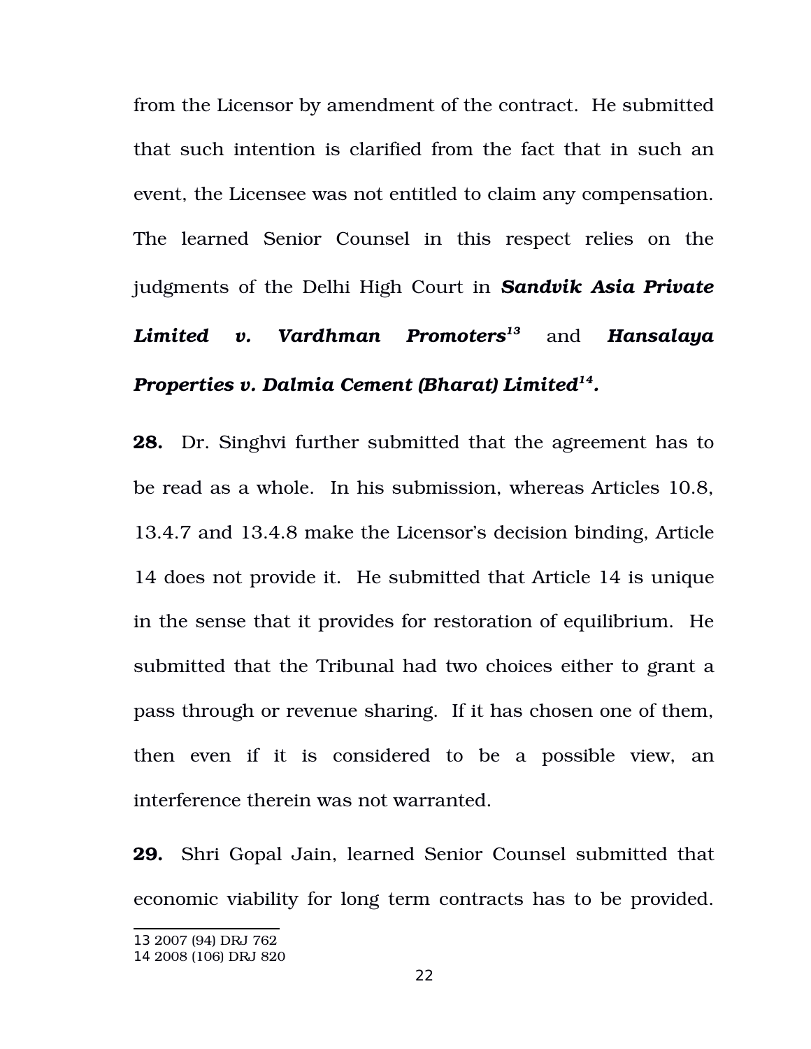from the Licensor by amendment of the contract. He submitted that such intention is clarified from the fact that in such an event, the Licensee was not entitled to claim any compensation. The learned Senior Counsel in this respect relies on the judgments of the Delhi High Court in ***Sandvik Asia Private Limited v. Vardhman Promoters***[13] and ***Hansalaya Properties v. Dalmia Cement (Bharat) Limited***[14]**.**

**28.** Dr. Singhvi further submitted that the agreement has to be read as a whole. In his submission, whereas Articles 10.8, 13.4.7 and 13.4.8 make the Licensor's decision binding, Article 14 does not provide it. He submitted that Article 14 is unique in the sense that it provides for restoration of equilibrium. He submitted that the Tribunal had two choices either to grant a pass through or revenue sharing. If it has chosen one of them, then even if it is considered to be a possible view, an interference therein was not warranted.

**29.** Shri Gopal Jain, learned Senior Counsel submitted that economic viability for long term contracts has to be provided.

---

13 2007 (94) DRJ 762
14 2008 (106) DRJ 820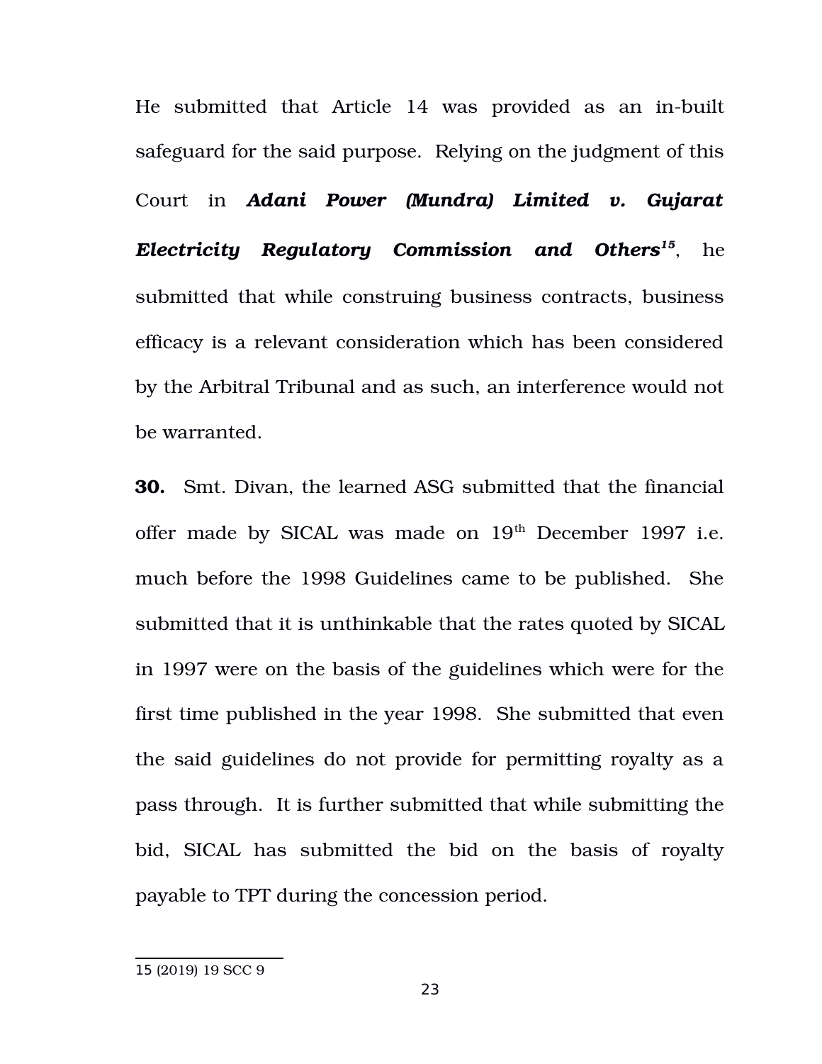He submitted that Article 14 was provided as an in-built safeguard for the said purpose. Relying on the judgment of this Court in ***Adani Power (Mundra) Limited v. Gujarat Electricity Regulatory Commission and Others***[15], he submitted that while construing business contracts, business efficacy is a relevant consideration which has been considered by the Arbitral Tribunal and as such, an interference would not be warranted.

**30.** Smt. Divan, the learned ASG submitted that the financial offer made by SICAL was made on 19th December 1997 i.e. much before the 1998 Guidelines came to be published. She submitted that it is unthinkable that the rates quoted by SICAL in 1997 were on the basis of the guidelines which were for the first time published in the year 1998. She submitted that even the said guidelines do not provide for permitting royalty as a pass through. It is further submitted that while submitting the bid, SICAL has submitted the bid on the basis of royalty payable to TPT during the concession period.

---

15 (2019) 19 SCC 9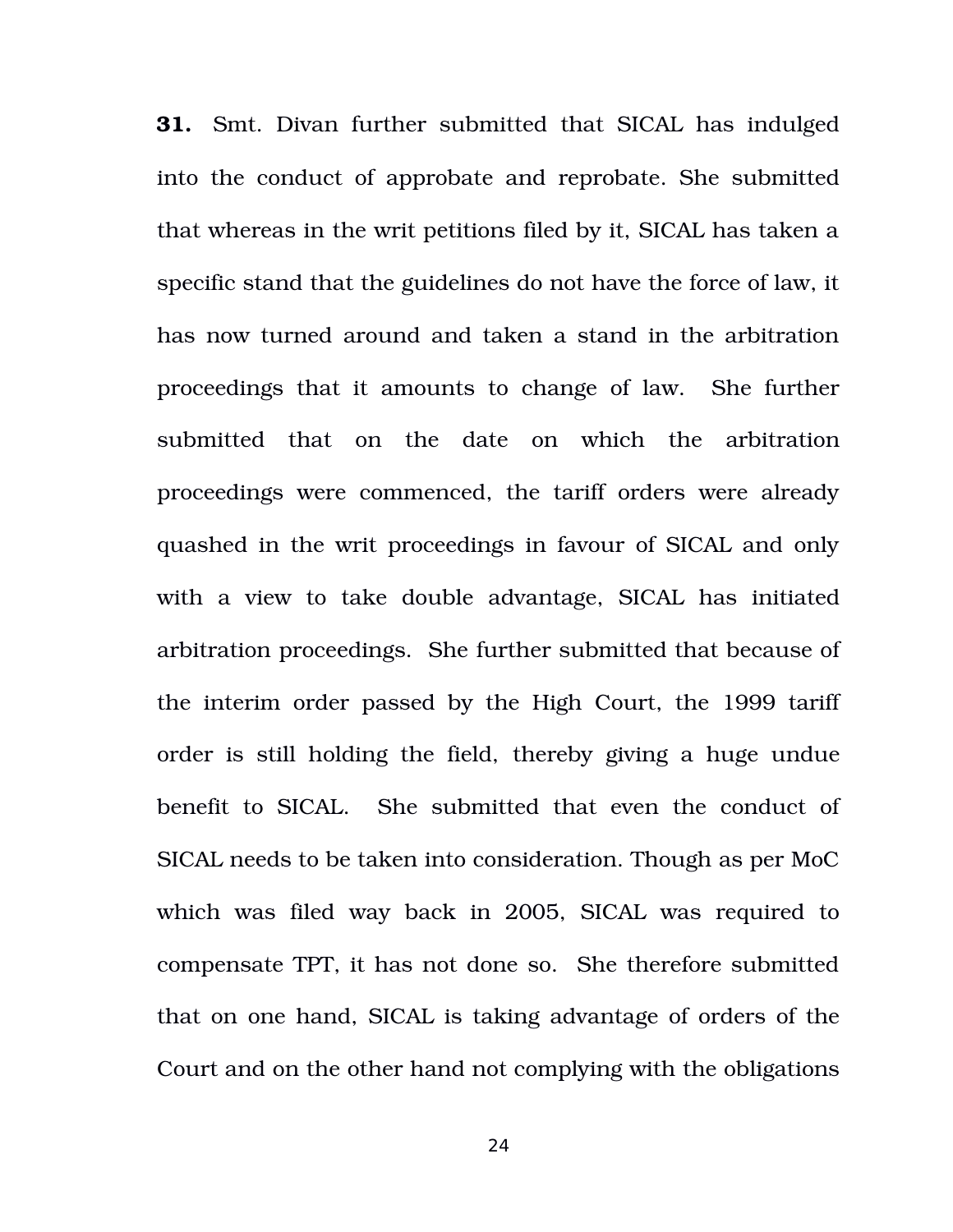**31.** Smt. Divan further submitted that SICAL has indulged into the conduct of approbate and reprobate. She submitted that whereas in the writ petitions filed by it, SICAL has taken a specific stand that the guidelines do not have the force of law, it has now turned around and taken a stand in the arbitration proceedings that it amounts to change of law. She further submitted that on the date on which the arbitration proceedings were commenced, the tariff orders were already quashed in the writ proceedings in favour of SICAL and only with a view to take double advantage, SICAL has initiated arbitration proceedings. She further submitted that because of the interim order passed by the High Court, the 1999 tariff order is still holding the field, thereby giving a huge undue benefit to SICAL. She submitted that even the conduct of SICAL needs to be taken into consideration. Though as per MoC which was filed way back in 2005, SICAL was required to compensate TPT, it has not done so. She therefore submitted that on one hand, SICAL is taking advantage of orders of the Court and on the other hand not complying with the obligations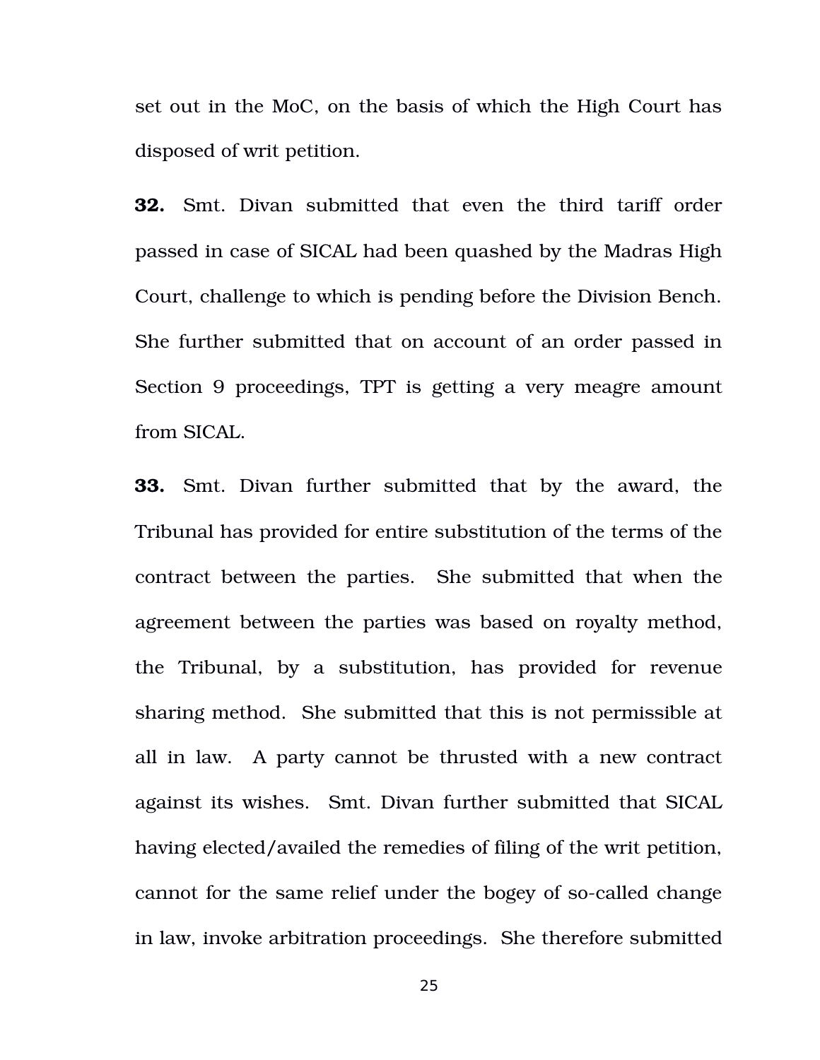set out in the MoC, on the basis of which the High Court has disposed of writ petition.

**32.** Smt. Divan submitted that even the third tariff order passed in case of SICAL had been quashed by the Madras High Court, challenge to which is pending before the Division Bench. She further submitted that on account of an order passed in Section 9 proceedings, TPT is getting a very meagre amount from SICAL.

**33.** Smt. Divan further submitted that by the award, the Tribunal has provided for entire substitution of the terms of the contract between the parties. She submitted that when the agreement between the parties was based on royalty method, the Tribunal, by a substitution, has provided for revenue sharing method. She submitted that this is not permissible at all in law. A party cannot be thrusted with a new contract against its wishes. Smt. Divan further submitted that SICAL having elected/availed the remedies of filing of the writ petition, cannot for the same relief under the bogey of so-called change in law, invoke arbitration proceedings. She therefore submitted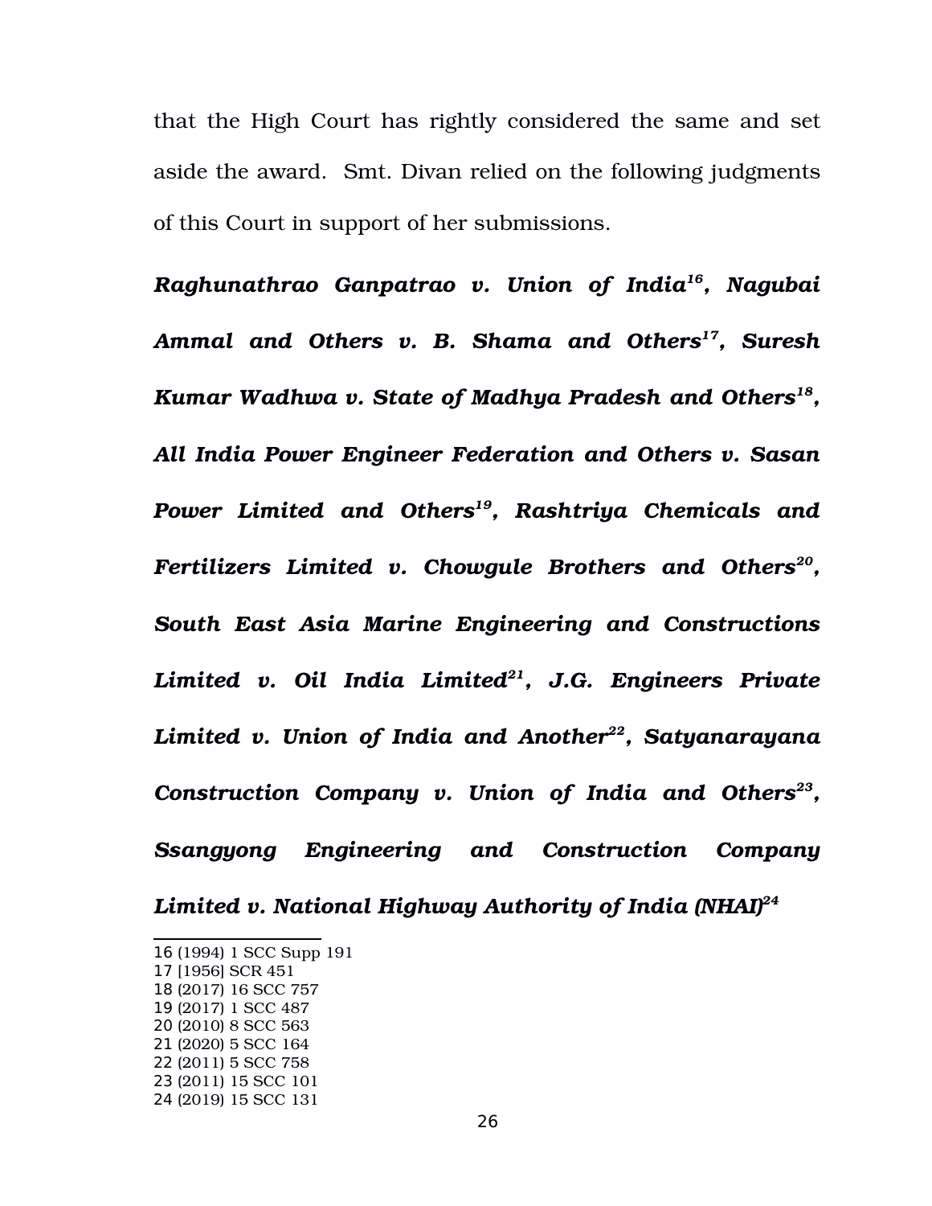that the High Court has rightly considered the same and set aside the award. Smt. Divan relied on the following judgments of this Court in support of her submissions.

***Raghunathrao Ganpatrao v. Union of India*[16], *Nagubai Ammal and Others v. B. Shama and Others*[17], *Suresh Kumar Wadhwa v. State of Madhya Pradesh and Others*[18], *All India Power Engineer Federation and Others v. Sasan Power Limited and Others*[19], *Rashtriya Chemicals and Fertilizers Limited v. Chowgule Brothers and Others*[20], *South East Asia Marine Engineering and Constructions Limited v. Oil India Limited*[21], *J.G. Engineers Private Limited v. Union of India and Another*[22], *Satyanarayana Construction Company v. Union of India and Others*[23], *Ssangyong Engineering and Construction Company Limited v. National Highway Authority of India (NHAI)*[24]**

---

16 (1994) 1 SCC Supp 191
17 [1956] SCR 451
18 (2017) 16 SCC 757
19 (2017) 1 SCC 487
20 (2010) 8 SCC 563
21 (2020) 5 SCC 164
22 (2011) 5 SCC 758
23 (2011) 15 SCC 101
24 (2019) 15 SCC 131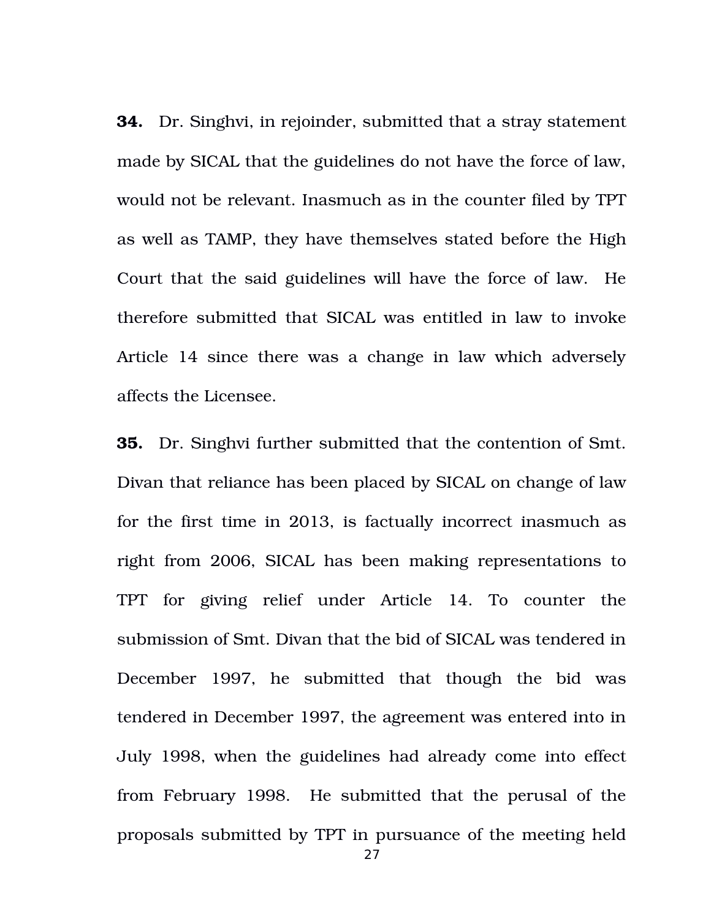**34.** Dr. Singhvi, in rejoinder, submitted that a stray statement made by SICAL that the guidelines do not have the force of law, would not be relevant. Inasmuch as in the counter filed by TPT as well as TAMP, they have themselves stated before the High Court that the said guidelines will have the force of law. He therefore submitted that SICAL was entitled in law to invoke Article 14 since there was a change in law which adversely affects the Licensee.

**35.** Dr. Singhvi further submitted that the contention of Smt. Divan that reliance has been placed by SICAL on change of law for the first time in 2013, is factually incorrect inasmuch as right from 2006, SICAL has been making representations to TPT for giving relief under Article 14. To counter the submission of Smt. Divan that the bid of SICAL was tendered in December 1997, he submitted that though the bid was tendered in December 1997, the agreement was entered into in July 1998, when the guidelines had already come into effect from February 1998. He submitted that the perusal of the proposals submitted by TPT in pursuance of the meeting held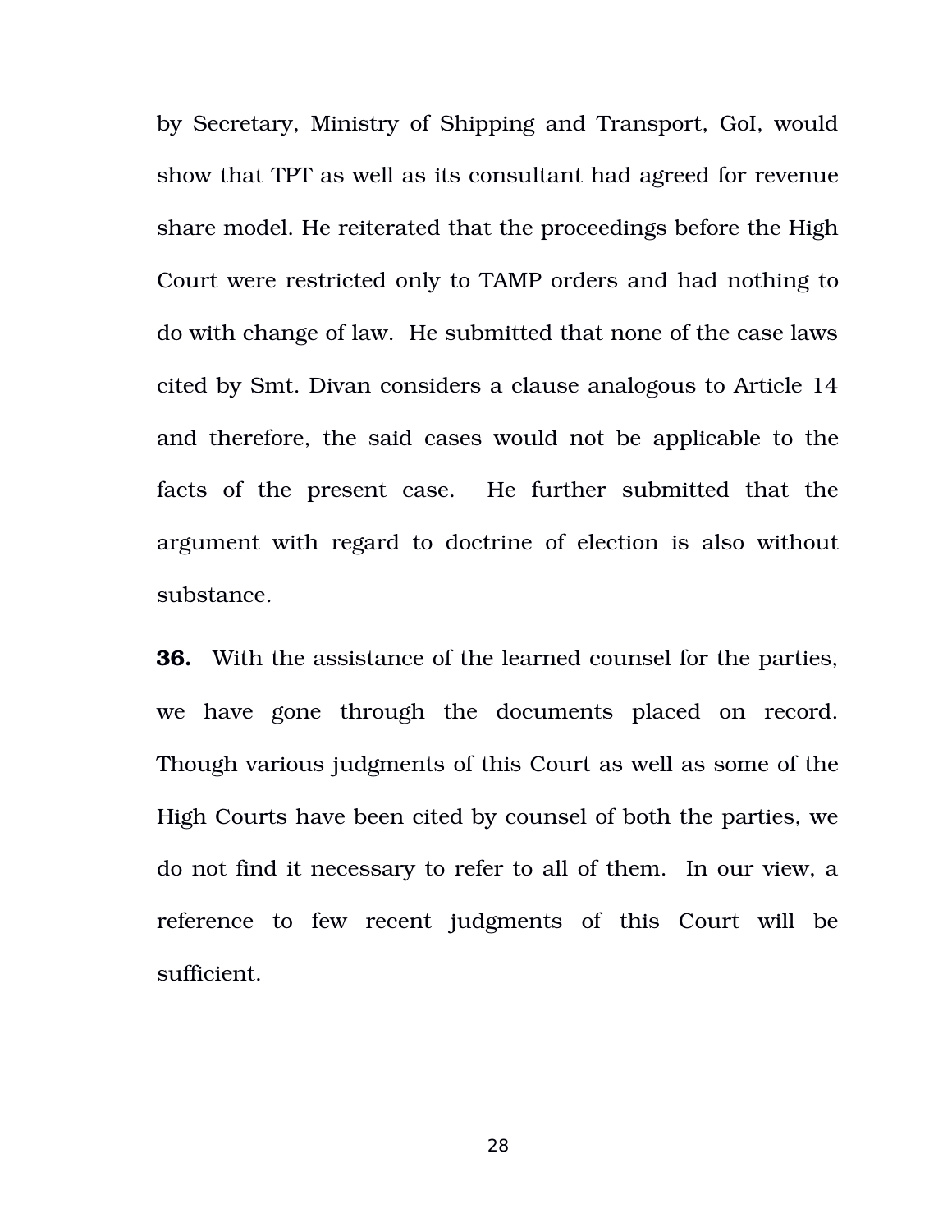by Secretary, Ministry of Shipping and Transport, GoI, would show that TPT as well as its consultant had agreed for revenue share model. He reiterated that the proceedings before the High Court were restricted only to TAMP orders and had nothing to do with change of law. He submitted that none of the case laws cited by Smt. Divan considers a clause analogous to Article 14 and therefore, the said cases would not be applicable to the facts of the present case. He further submitted that the argument with regard to doctrine of election is also without substance.

**36.** With the assistance of the learned counsel for the parties, we have gone through the documents placed on record. Though various judgments of this Court as well as some of the High Courts have been cited by counsel of both the parties, we do not find it necessary to refer to all of them. In our view, a reference to few recent judgments of this Court will be sufficient.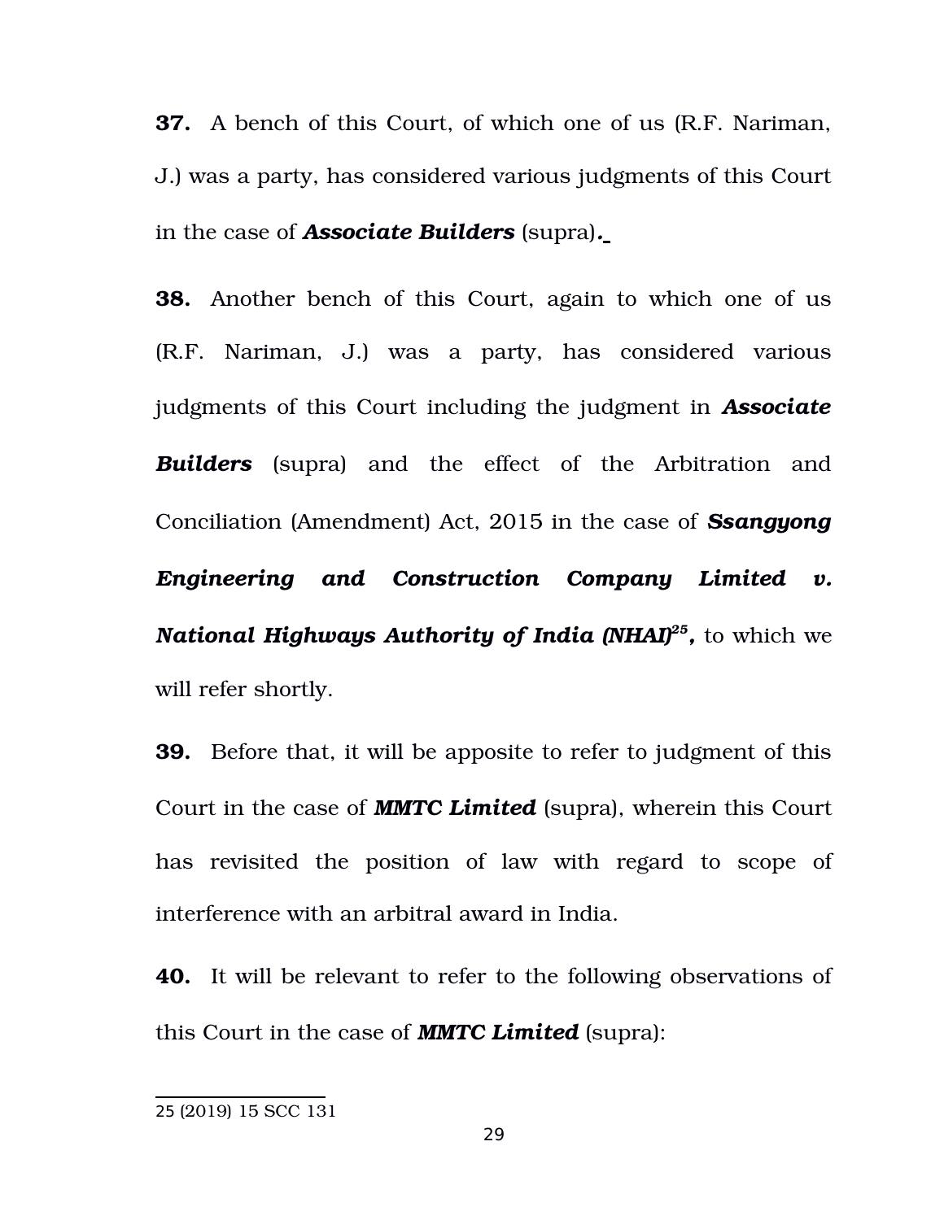**37.** A bench of this Court, of which one of us (R.F. Nariman, J.) was a party, has considered various judgments of this Court in the case of ***Associate Builders*** (supra)***.***

**38.** Another bench of this Court, again to which one of us (R.F. Nariman, J.) was a party, has considered various judgments of this Court including the judgment in ***Associate Builders*** (supra) and the effect of the Arbitration and Conciliation (Amendment) Act, 2015 in the case of ***Ssangyong Engineering and Construction Company Limited v. National Highways Authority of India (NHAI)***[25]***,*** to which we will refer shortly.

**39.** Before that, it will be apposite to refer to judgment of this Court in the case of ***MMTC Limited*** (supra), wherein this Court has revisited the position of law with regard to scope of interference with an arbitral award in India.

**40.** It will be relevant to refer to the following observations of this Court in the case of ***MMTC Limited*** (supra):

---

25 (2019) 15 SCC 131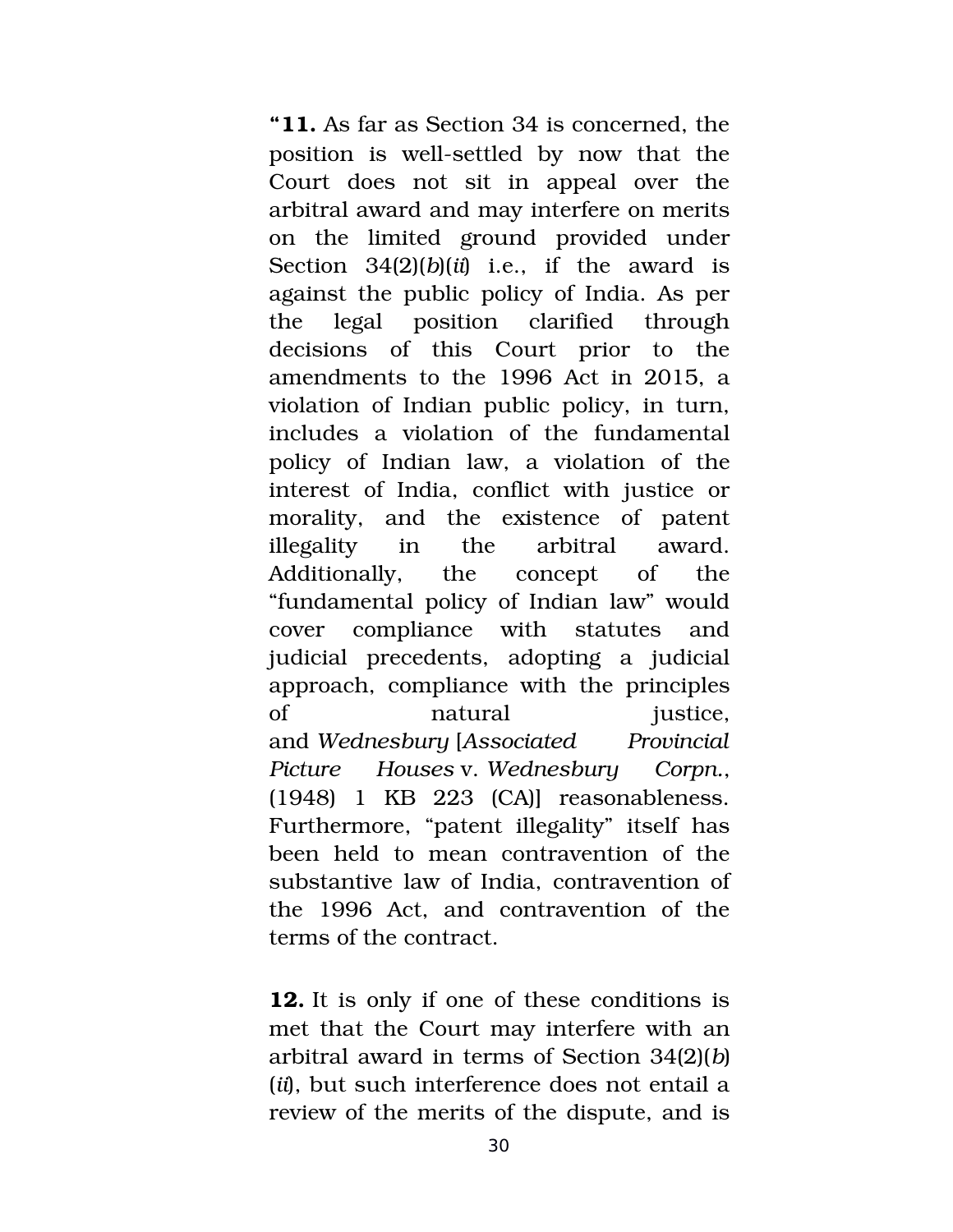"**11.** As far as Section 34 is concerned, the position is well-settled by now that the Court does not sit in appeal over the arbitral award and may interfere on merits on the limited ground provided under Section 34(2)(*b*)(*ii*) i.e., if the award is against the public policy of India. As per the legal position clarified through decisions of this Court prior to the amendments to the 1996 Act in 2015, a violation of Indian public policy, in turn, includes a violation of the fundamental policy of Indian law, a violation of the interest of India, conflict with justice or morality, and the existence of patent illegality in the arbitral award. Additionally, the concept of the "fundamental policy of Indian law" would cover compliance with statutes and judicial precedents, adopting a judicial approach, compliance with the principles of natural justice, and *Wednesbury* [*Associated Provincial Picture Houses* v. *Wednesbury Corpn.*, (1948) 1 KB 223 (CA)] reasonableness. Furthermore, "patent illegality" itself has been held to mean contravention of the substantive law of India, contravention of the 1996 Act, and contravention of the terms of the contract.

**12.** It is only if one of these conditions is met that the Court may interfere with an arbitral award in terms of Section 34(2)(*b*)(*ii*), but such interference does not entail a review of the merits of the dispute, and is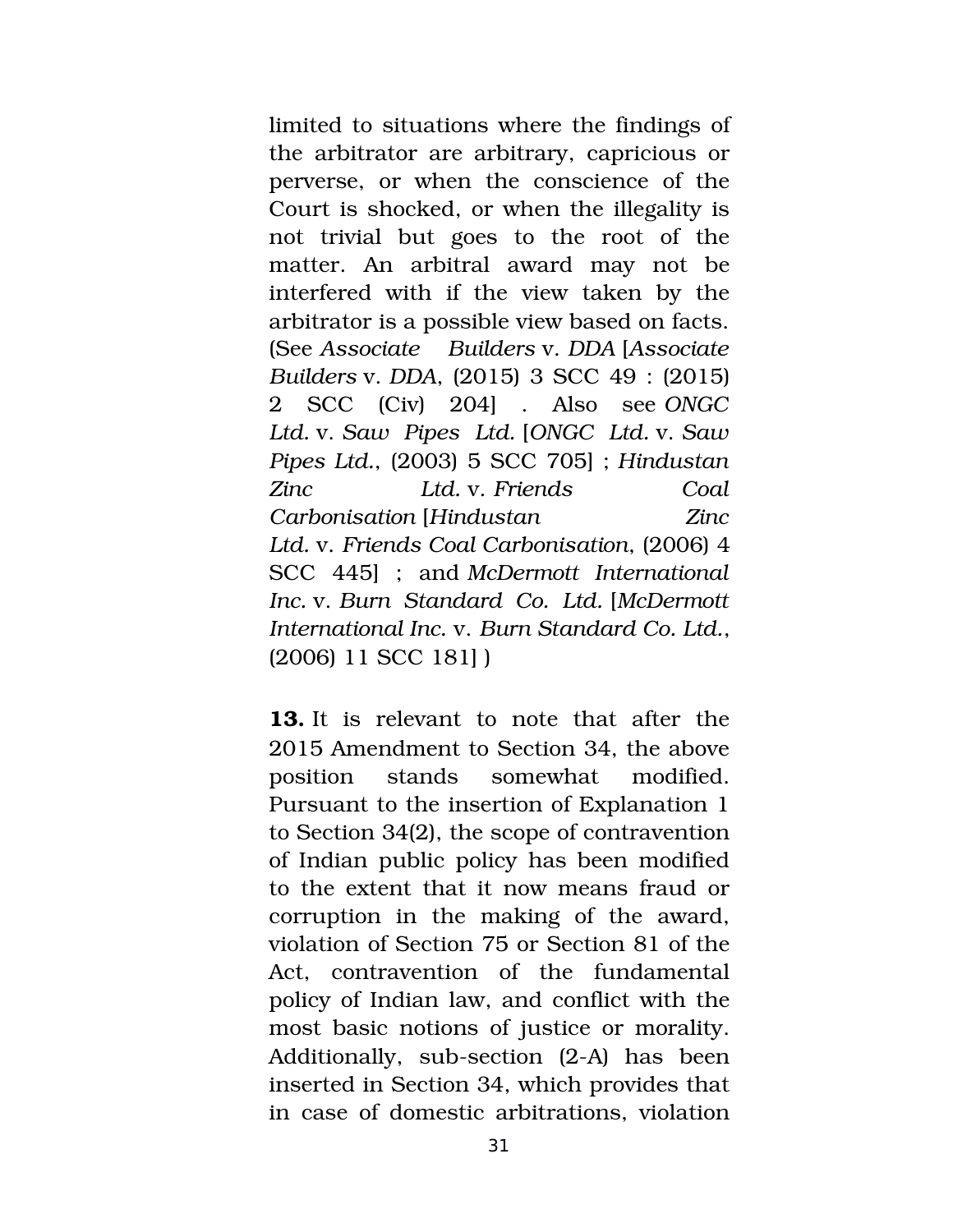limited to situations where the findings of the arbitrator are arbitrary, capricious or perverse, or when the conscience of the Court is shocked, or when the illegality is not trivial but goes to the root of the matter. An arbitral award may not be interfered with if the view taken by the arbitrator is a possible view based on facts. (See *Associate Builders* v. *DDA* [*Associate Builders* v. *DDA*, (2015) 3 SCC 49 : (2015) 2 SCC (Civ) 204] . Also see *ONGC Ltd.* v. *Saw Pipes Ltd.* [*ONGC Ltd.* v. *Saw Pipes Ltd.*, (2003) 5 SCC 705] ; *Hindustan Zinc Ltd.* v. *Friends Coal Carbonisation* [*Hindustan Zinc Ltd.* v. *Friends Coal Carbonisation*, (2006) 4 SCC 445] ; and *McDermott International Inc.* v. *Burn Standard Co. Ltd.* [*McDermott International Inc.* v. *Burn Standard Co. Ltd.*, (2006) 11 SCC 181] )

**13.** It is relevant to note that after the 2015 Amendment to Section 34, the above position stands somewhat modified. Pursuant to the insertion of Explanation 1 to Section 34(2), the scope of contravention of Indian public policy has been modified to the extent that it now means fraud or corruption in the making of the award, violation of Section 75 or Section 81 of the Act, contravention of the fundamental policy of Indian law, and conflict with the most basic notions of justice or morality. Additionally, sub-section (2-A) has been inserted in Section 34, which provides that in case of domestic arbitrations, violation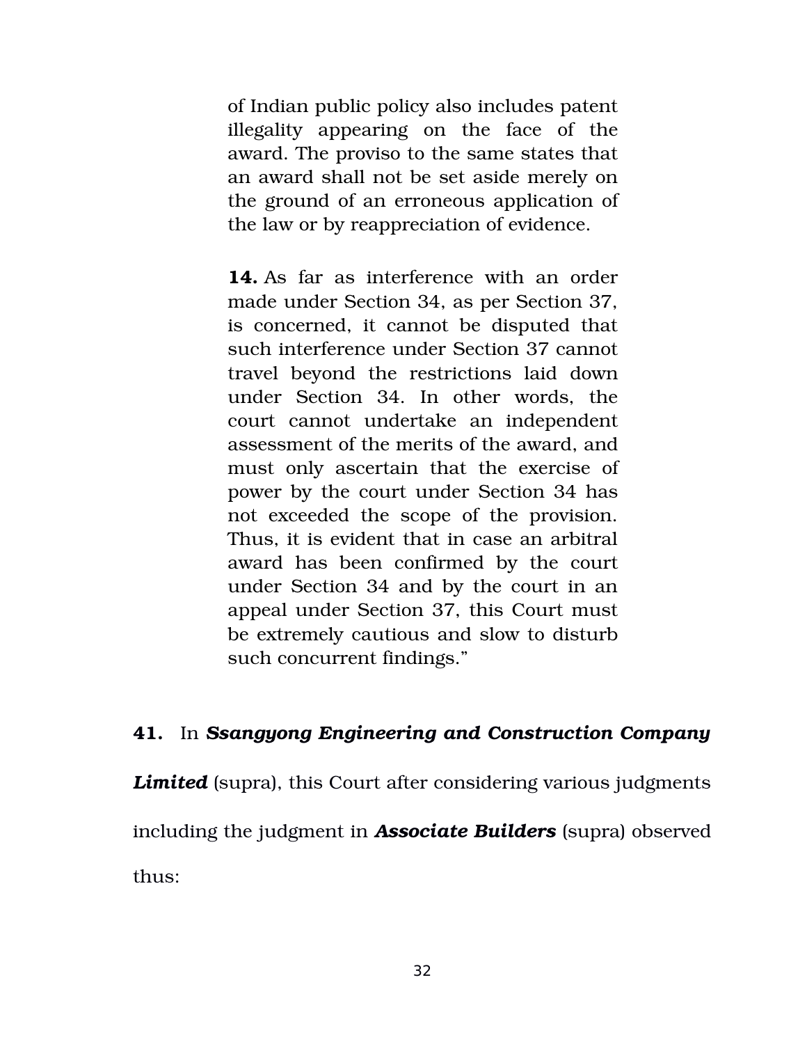> of Indian public policy also includes patent illegality appearing on the face of the award. The proviso to the same states that an award shall not be set aside merely on the ground of an erroneous application of the law or by reappreciation of evidence.
>
> **14.** As far as interference with an order made under Section 34, as per Section 37, is concerned, it cannot be disputed that such interference under Section 37 cannot travel beyond the restrictions laid down under Section 34. In other words, the court cannot undertake an independent assessment of the merits of the award, and must only ascertain that the exercise of power by the court under Section 34 has not exceeded the scope of the provision. Thus, it is evident that in case an arbitral award has been confirmed by the court under Section 34 and by the court in an appeal under Section 37, this Court must be extremely cautious and slow to disturb such concurrent findings."

**41.** In ***Ssangyong Engineering and Construction Company Limited*** (supra), this Court after considering various judgments including the judgment in ***Associate Builders*** (supra) observed thus: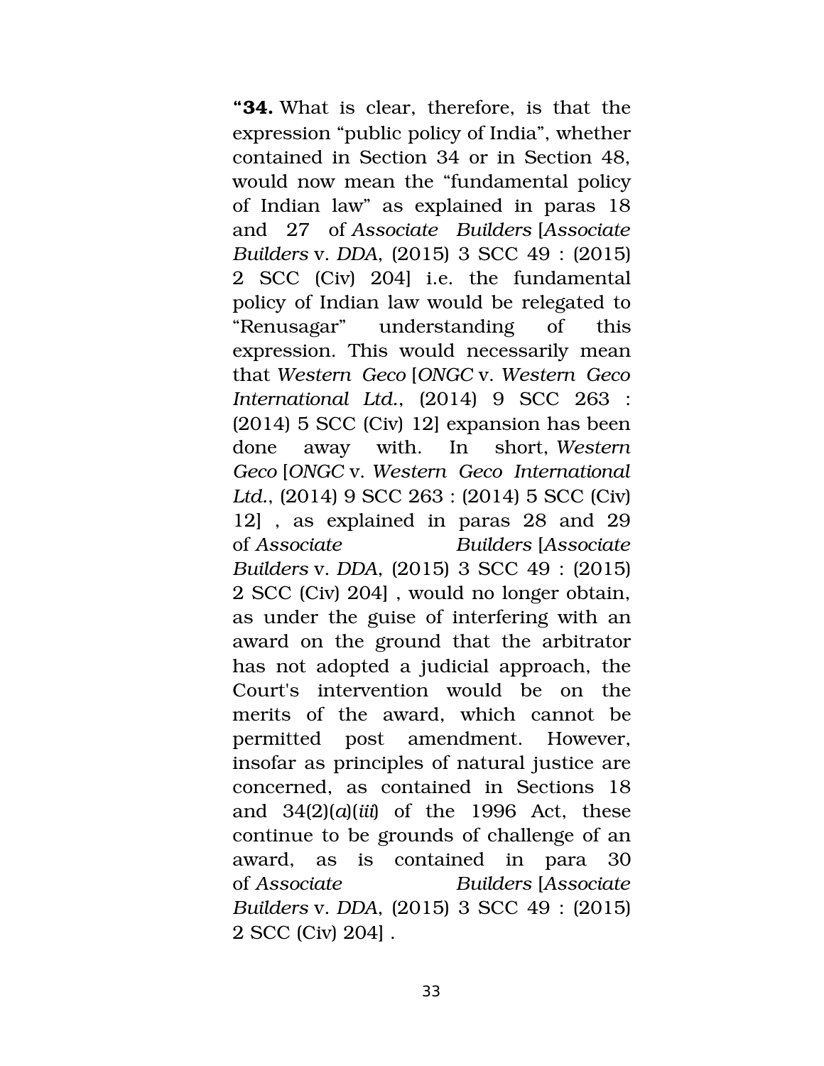"**34.** What is clear, therefore, is that the expression "public policy of India", whether contained in Section 34 or in Section 48, would now mean the "fundamental policy of Indian law" as explained in paras 18 and 27 of *Associate Builders* [*Associate Builders* v. *DDA*, (2015) 3 SCC 49 : (2015) 2 SCC (Civ) 204] i.e. the fundamental policy of Indian law would be relegated to "Renusagar" understanding of this expression. This would necessarily mean that *Western Geco* [*ONGC* v. *Western Geco International Ltd.*, (2014) 9 SCC 263 : (2014) 5 SCC (Civ) 12] expansion has been done away with. In short, *Western Geco* [*ONGC* v. *Western Geco International Ltd.*, (2014) 9 SCC 263 : (2014) 5 SCC (Civ) 12] , as explained in paras 28 and 29 of *Associate Builders* [*Associate Builders* v. *DDA*, (2015) 3 SCC 49 : (2015) 2 SCC (Civ) 204] , would no longer obtain, as under the guise of interfering with an award on the ground that the arbitrator has not adopted a judicial approach, the Court's intervention would be on the merits of the award, which cannot be permitted post amendment. However, insofar as principles of natural justice are concerned, as contained in Sections 18 and 34(2)(*a*)(*iii*) of the 1996 Act, these continue to be grounds of challenge of an award, as is contained in para 30 of *Associate Builders* [*Associate Builders* v. *DDA*, (2015) 3 SCC 49 : (2015) 2 SCC (Civ) 204] .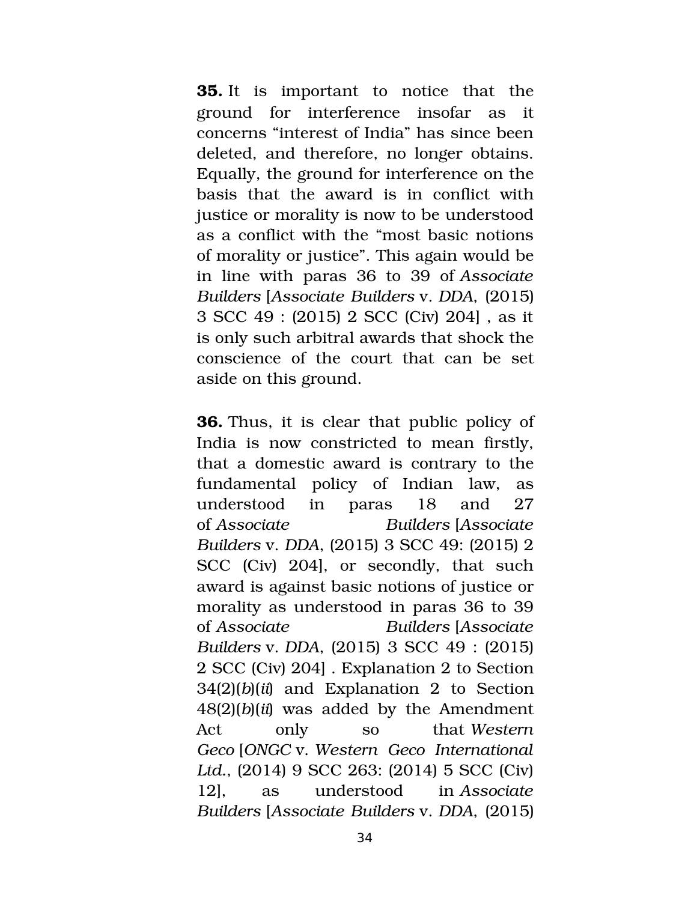**35.** It is important to notice that the ground for interference insofar as it concerns "interest of India" has since been deleted, and therefore, no longer obtains. Equally, the ground for interference on the basis that the award is in conflict with justice or morality is now to be understood as a conflict with the "most basic notions of morality or justice". This again would be in line with paras 36 to 39 of *Associate Builders* [*Associate Builders* v. *DDA*, (2015) 3 SCC 49 : (2015) 2 SCC (Civ) 204] , as it is only such arbitral awards that shock the conscience of the court that can be set aside on this ground.

**36.** Thus, it is clear that public policy of India is now constricted to mean firstly, that a domestic award is contrary to the fundamental policy of Indian law, as understood in paras 18 and 27 of *Associate Builders* [*Associate Builders* v. *DDA*, (2015) 3 SCC 49: (2015) 2 SCC (Civ) 204], or secondly, that such award is against basic notions of justice or morality as understood in paras 36 to 39 of *Associate Builders* [*Associate Builders* v. *DDA*, (2015) 3 SCC 49 : (2015) 2 SCC (Civ) 204] . Explanation 2 to Section 34(2)(*b*)(*ii*) and Explanation 2 to Section 48(2)(*b*)(*ii*) was added by the Amendment Act only so that *Western Geco* [*ONGC* v. *Western Geco International Ltd.*, (2014) 9 SCC 263: (2014) 5 SCC (Civ) 12], as understood in *Associate Builders* [*Associate Builders* v. *DDA*, (2015)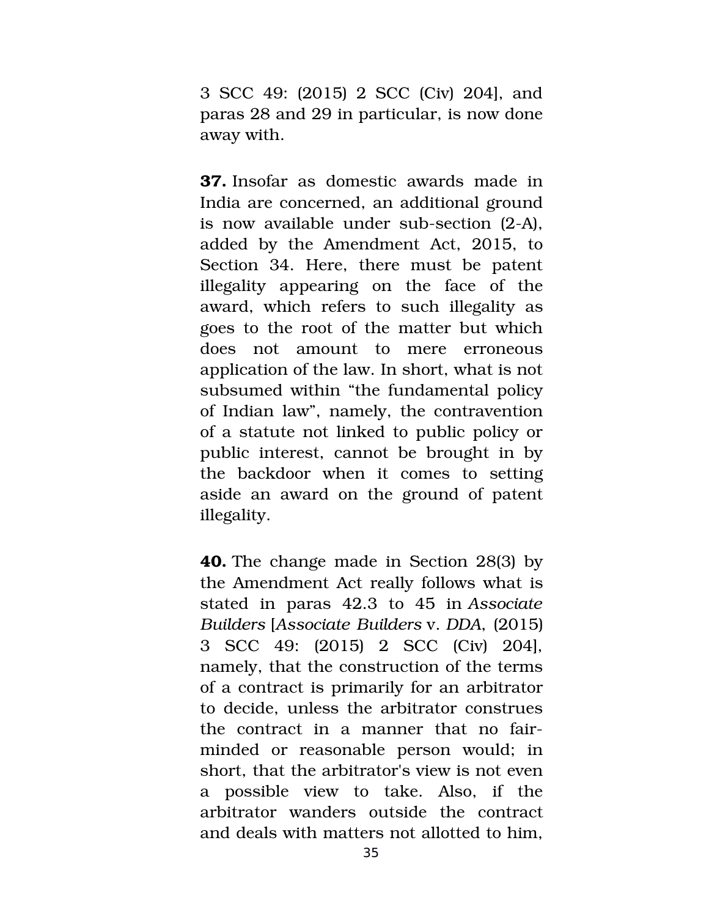3 SCC 49: (2015) 2 SCC (Civ) 204], and paras 28 and 29 in particular, is now done away with.

**37.** Insofar as domestic awards made in India are concerned, an additional ground is now available under sub-section (2-A), added by the Amendment Act, 2015, to Section 34. Here, there must be patent illegality appearing on the face of the award, which refers to such illegality as goes to the root of the matter but which does not amount to mere erroneous application of the law. In short, what is not subsumed within "the fundamental policy of Indian law", namely, the contravention of a statute not linked to public policy or public interest, cannot be brought in by the backdoor when it comes to setting aside an award on the ground of patent illegality.

**40.** The change made in Section 28(3) by the Amendment Act really follows what is stated in paras 42.3 to 45 in *Associate Builders* [*Associate Builders* v. *DDA*, (2015) 3 SCC 49: (2015) 2 SCC (Civ) 204], namely, that the construction of the terms of a contract is primarily for an arbitrator to decide, unless the arbitrator construes the contract in a manner that no fair-minded or reasonable person would; in short, that the arbitrator's view is not even a possible view to take. Also, if the arbitrator wanders outside the contract and deals with matters not allotted to him,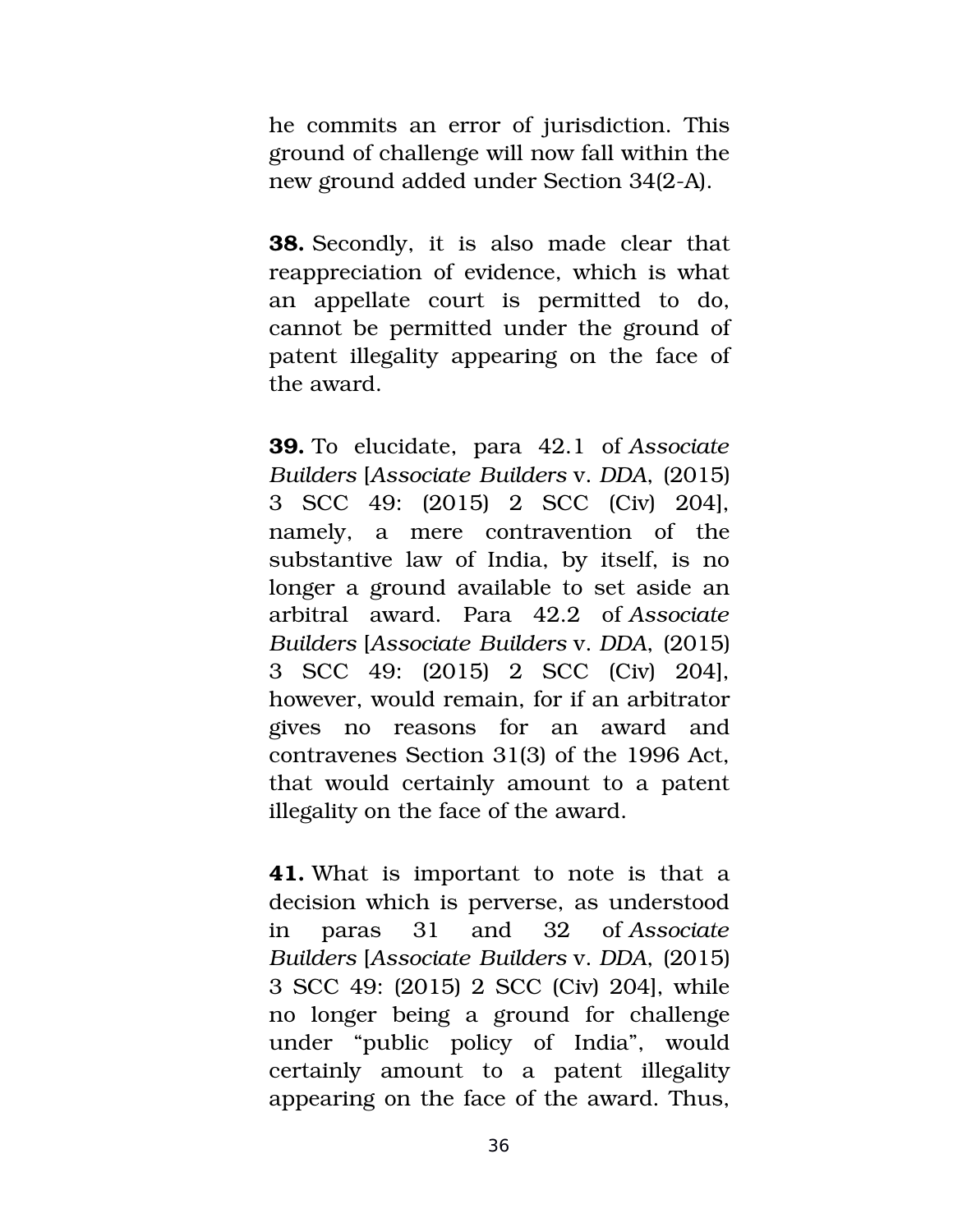he commits an error of jurisdiction. This ground of challenge will now fall within the new ground added under Section 34(2-A).

**38.** Secondly, it is also made clear that reappreciation of evidence, which is what an appellate court is permitted to do, cannot be permitted under the ground of patent illegality appearing on the face of the award.

**39.** To elucidate, para 42.1 of *Associate Builders* [*Associate Builders* v. *DDA*, (2015) 3 SCC 49: (2015) 2 SCC (Civ) 204], namely, a mere contravention of the substantive law of India, by itself, is no longer a ground available to set aside an arbitral award. Para 42.2 of *Associate Builders* [*Associate Builders* v. *DDA*, (2015) 3 SCC 49: (2015) 2 SCC (Civ) 204], however, would remain, for if an arbitrator gives no reasons for an award and contravenes Section 31(3) of the 1996 Act, that would certainly amount to a patent illegality on the face of the award.

**41.** What is important to note is that a decision which is perverse, as understood in paras 31 and 32 of *Associate Builders* [*Associate Builders* v. *DDA*, (2015) 3 SCC 49: (2015) 2 SCC (Civ) 204], while no longer being a ground for challenge under "public policy of India", would certainly amount to a patent illegality appearing on the face of the award. Thus,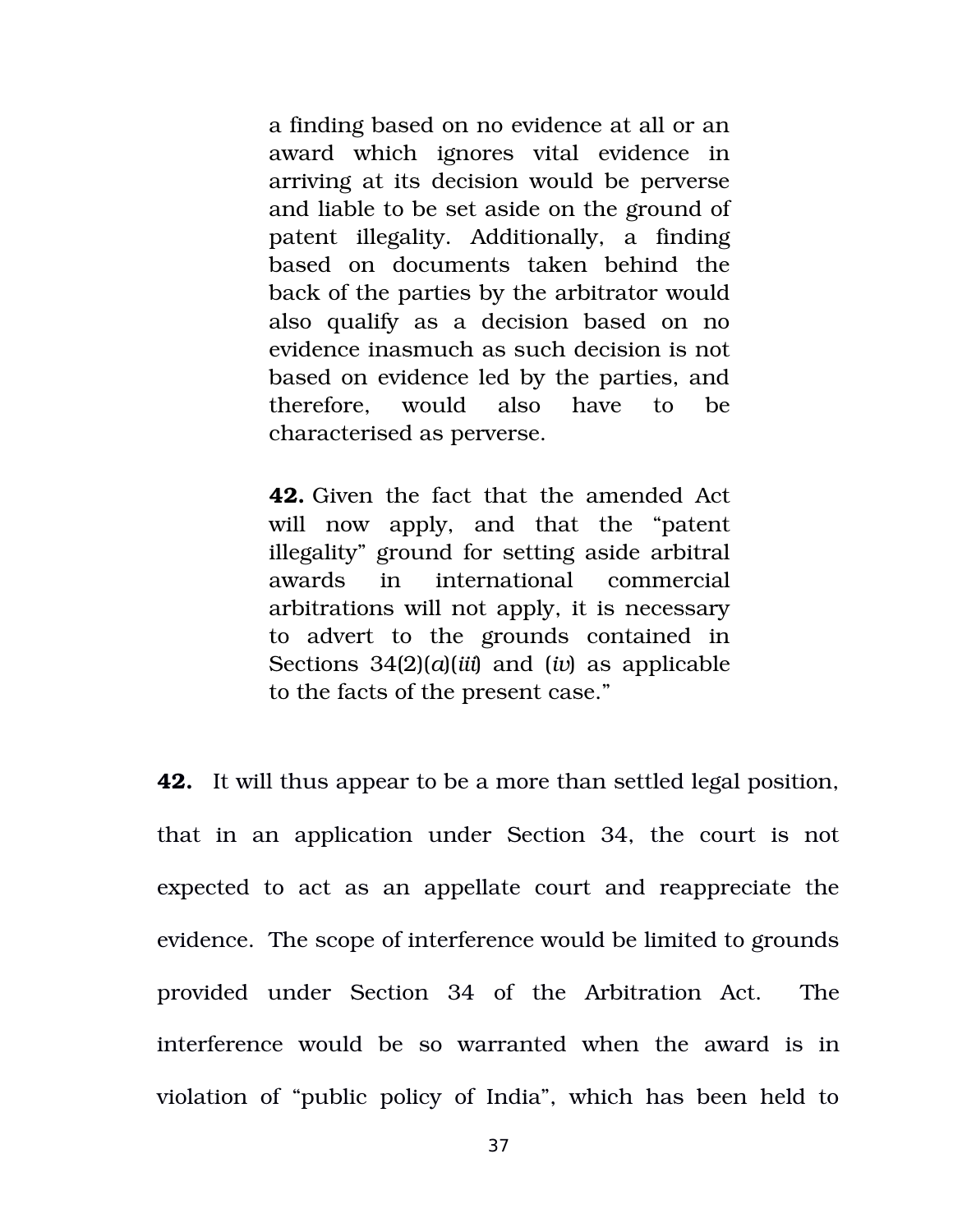> a finding based on no evidence at all or an award which ignores vital evidence in arriving at its decision would be perverse and liable to be set aside on the ground of patent illegality. Additionally, a finding based on documents taken behind the back of the parties by the arbitrator would also qualify as a decision based on no evidence inasmuch as such decision is not based on evidence led by the parties, and therefore, would also have to be characterised as perverse.
>
> **42.** Given the fact that the amended Act will now apply, and that the "patent illegality" ground for setting aside arbitral awards in international commercial arbitrations will not apply, it is necessary to advert to the grounds contained in Sections 34(2)(*a*)(*iii*) and (*iv*) as applicable to the facts of the present case."

**42.** It will thus appear to be a more than settled legal position, that in an application under Section 34, the court is not expected to act as an appellate court and reappreciate the evidence. The scope of interference would be limited to grounds provided under Section 34 of the Arbitration Act. The interference would be so warranted when the award is in violation of "public policy of India", which has been held to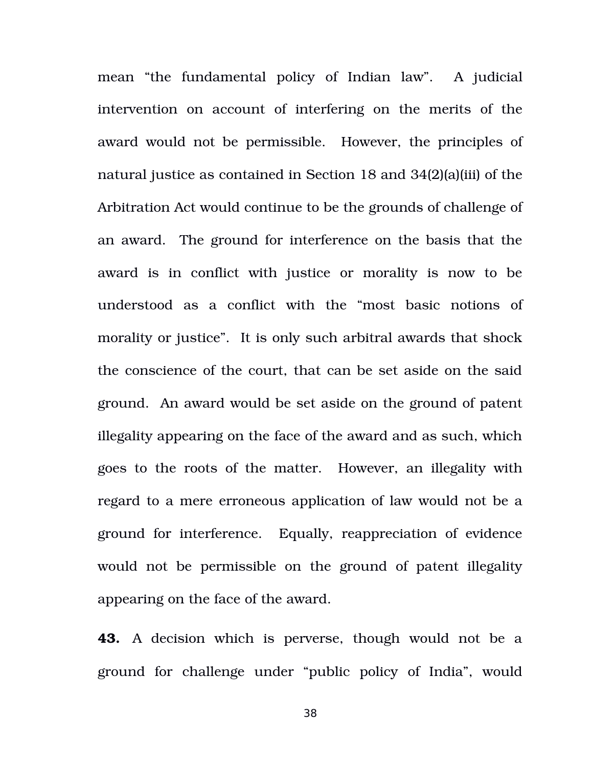mean “the fundamental policy of Indian law”. A judicial intervention on account of interfering on the merits of the award would not be permissible. However, the principles of natural justice as contained in Section 18 and 34(2)(a)(iii) of the Arbitration Act would continue to be the grounds of challenge of an award. The ground for interference on the basis that the award is in conflict with justice or morality is now to be understood as a conflict with the “most basic notions of morality or justice”. It is only such arbitral awards that shock the conscience of the court, that can be set aside on the said ground. An award would be set aside on the ground of patent illegality appearing on the face of the award and as such, which goes to the roots of the matter. However, an illegality with regard to a mere erroneous application of law would not be a ground for interference. Equally, reappreciation of evidence would not be permissible on the ground of patent illegality appearing on the face of the award.

**43.** A decision which is perverse, though would not be a ground for challenge under “public policy of India”, would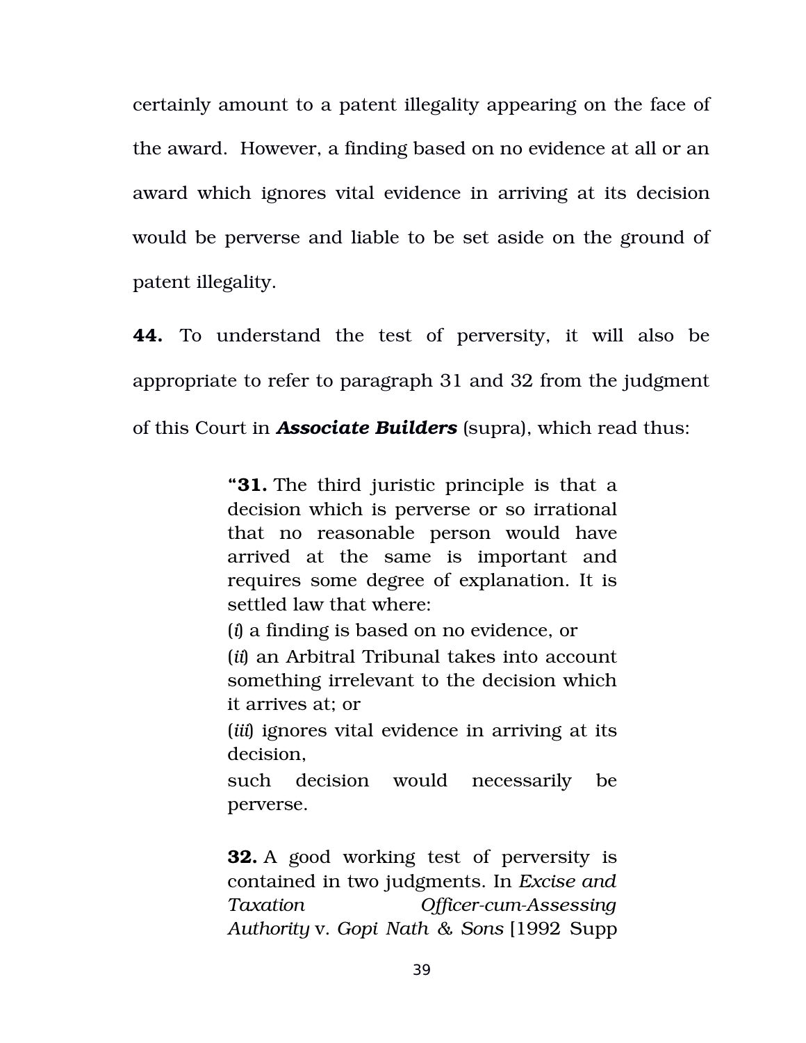certainly amount to a patent illegality appearing on the face of the award. However, a finding based on no evidence at all or an award which ignores vital evidence in arriving at its decision would be perverse and liable to be set aside on the ground of patent illegality.

**44.** To understand the test of perversity, it will also be appropriate to refer to paragraph 31 and 32 from the judgment of this Court in ***Associate Builders*** (supra), which read thus:

> "**31.** The third juristic principle is that a decision which is perverse or so irrational that no reasonable person would have arrived at the same is important and requires some degree of explanation. It is settled law that where:
>
> (*i*) a finding is based on no evidence, or
>
> (*ii*) an Arbitral Tribunal takes into account something irrelevant to the decision which it arrives at; or
>
> (*iii*) ignores vital evidence in arriving at its decision,
>
> such decision would necessarily be perverse.
>
> **32.** A good working test of perversity is contained in two judgments. In *Excise and Taxation Officer-cum-Assessing Authority* v. *Gopi Nath & Sons* [1992 Supp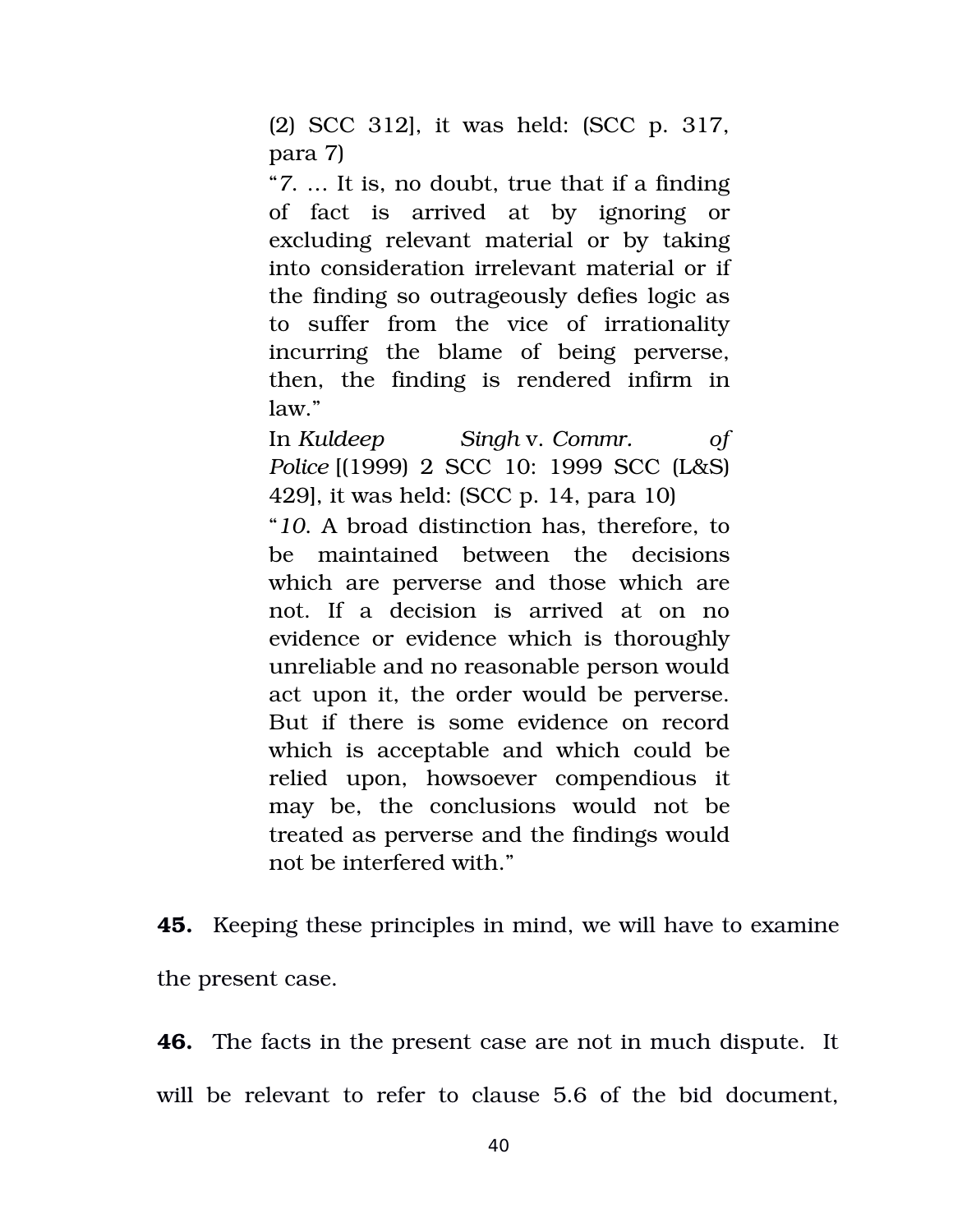> (2) SCC 312], it was held: (SCC p. 317, para 7)
>
> "*7.* … It is, no doubt, true that if a finding of fact is arrived at by ignoring or excluding relevant material or by taking into consideration irrelevant material or if the finding so outrageously defies logic as to suffer from the vice of irrationality incurring the blame of being perverse, then, the finding is rendered infirm in law."
>
> In *Kuldeep Singh* v. *Commr. of Police* [(1999) 2 SCC 10: 1999 SCC (L&S) 429], it was held: (SCC p. 14, para 10)
>
> "*10.* A broad distinction has, therefore, to be maintained between the decisions which are perverse and those which are not. If a decision is arrived at on no evidence or evidence which is thoroughly unreliable and no reasonable person would act upon it, the order would be perverse. But if there is some evidence on record which is acceptable and which could be relied upon, howsoever compendious it may be, the conclusions would not be treated as perverse and the findings would not be interfered with."

**45.** Keeping these principles in mind, we will have to examine the present case.

**46.** The facts in the present case are not in much dispute. It will be relevant to refer to clause 5.6 of the bid document,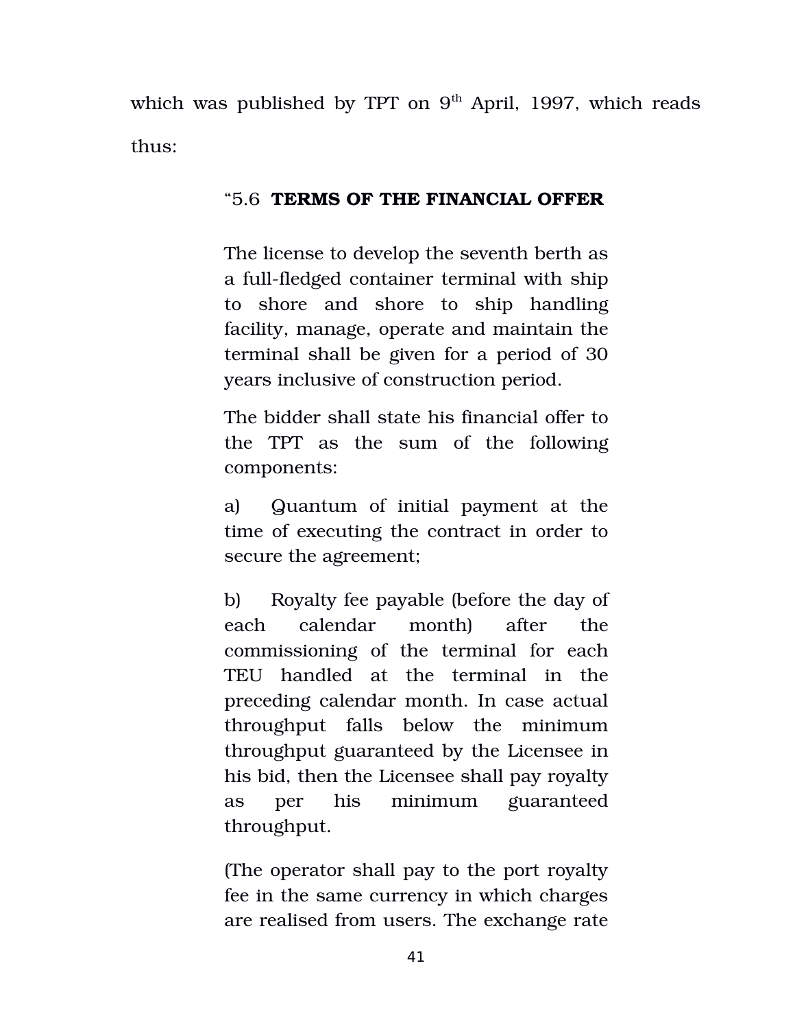which was published by TPT on 9th April, 1997, which reads thus:

> "5.6 **TERMS OF THE FINANCIAL OFFER**
>
> The license to develop the seventh berth as a full-fledged container terminal with ship to shore and shore to ship handling facility, manage, operate and maintain the terminal shall be given for a period of 30 years inclusive of construction period.
>
> The bidder shall state his financial offer to the TPT as the sum of the following components:
>
> a) Quantum of initial payment at the time of executing the contract in order to secure the agreement;
>
> b) Royalty fee payable (before the day of each calendar month) after the commissioning of the terminal for each TEU handled at the terminal in the preceding calendar month. In case actual throughput falls below the minimum throughput guaranteed by the Licensee in his bid, then the Licensee shall pay royalty as per his minimum guaranteed throughput.
>
> (The operator shall pay to the port royalty fee in the same currency in which charges are realised from users. The exchange rate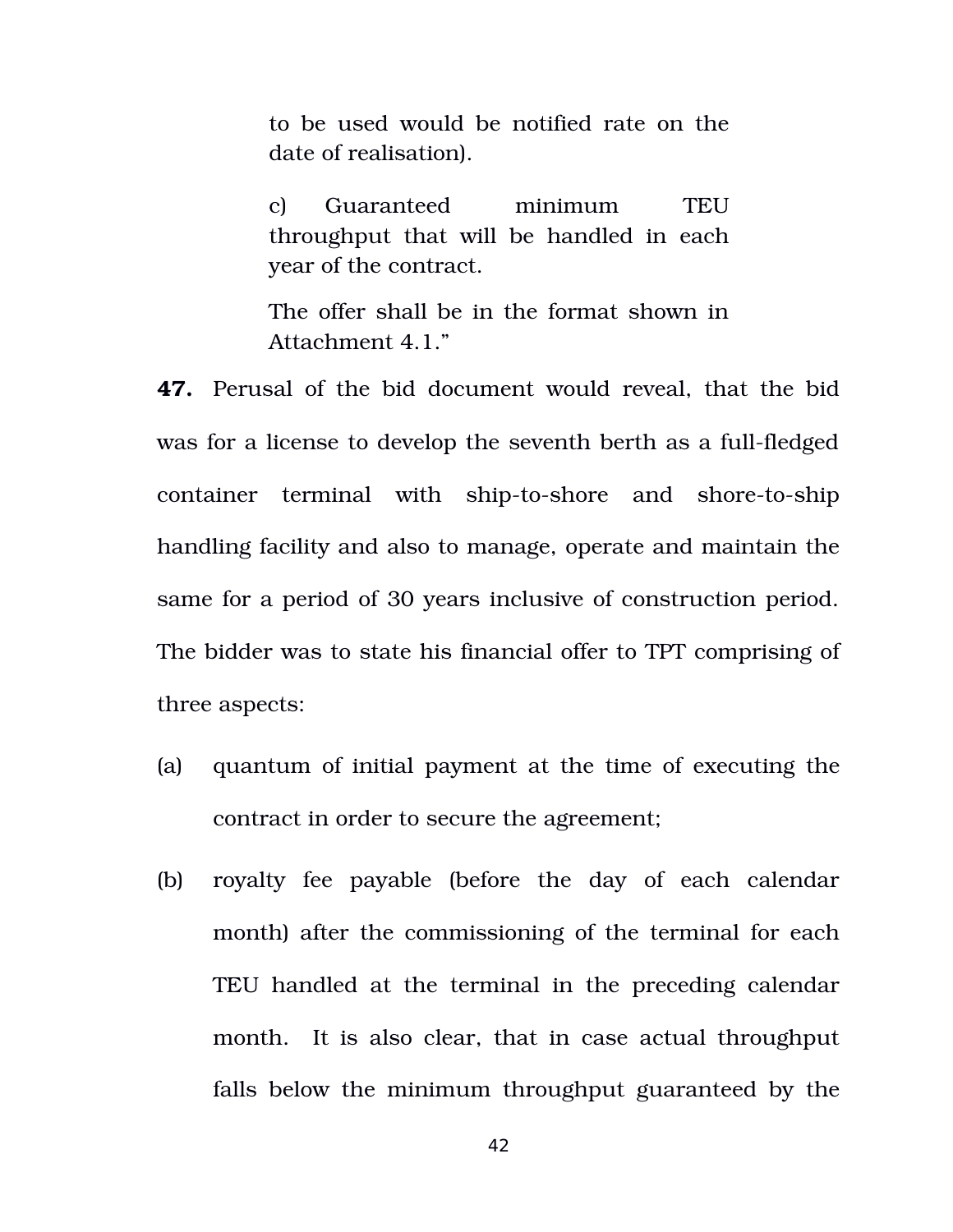> to be used would be notified rate on the date of realisation).
>
> c) Guaranteed minimum TEU throughput that will be handled in each year of the contract.
>
> The offer shall be in the format shown in Attachment 4.1."

**47.** Perusal of the bid document would reveal, that the bid was for a license to develop the seventh berth as a full-fledged container terminal with ship-to-shore and shore-to-ship handling facility and also to manage, operate and maintain the same for a period of 30 years inclusive of construction period. The bidder was to state his financial offer to TPT comprising of three aspects:

(a) quantum of initial payment at the time of executing the contract in order to secure the agreement;

(b) royalty fee payable (before the day of each calendar month) after the commissioning of the terminal for each TEU handled at the terminal in the preceding calendar month. It is also clear, that in case actual throughput falls below the minimum throughput guaranteed by the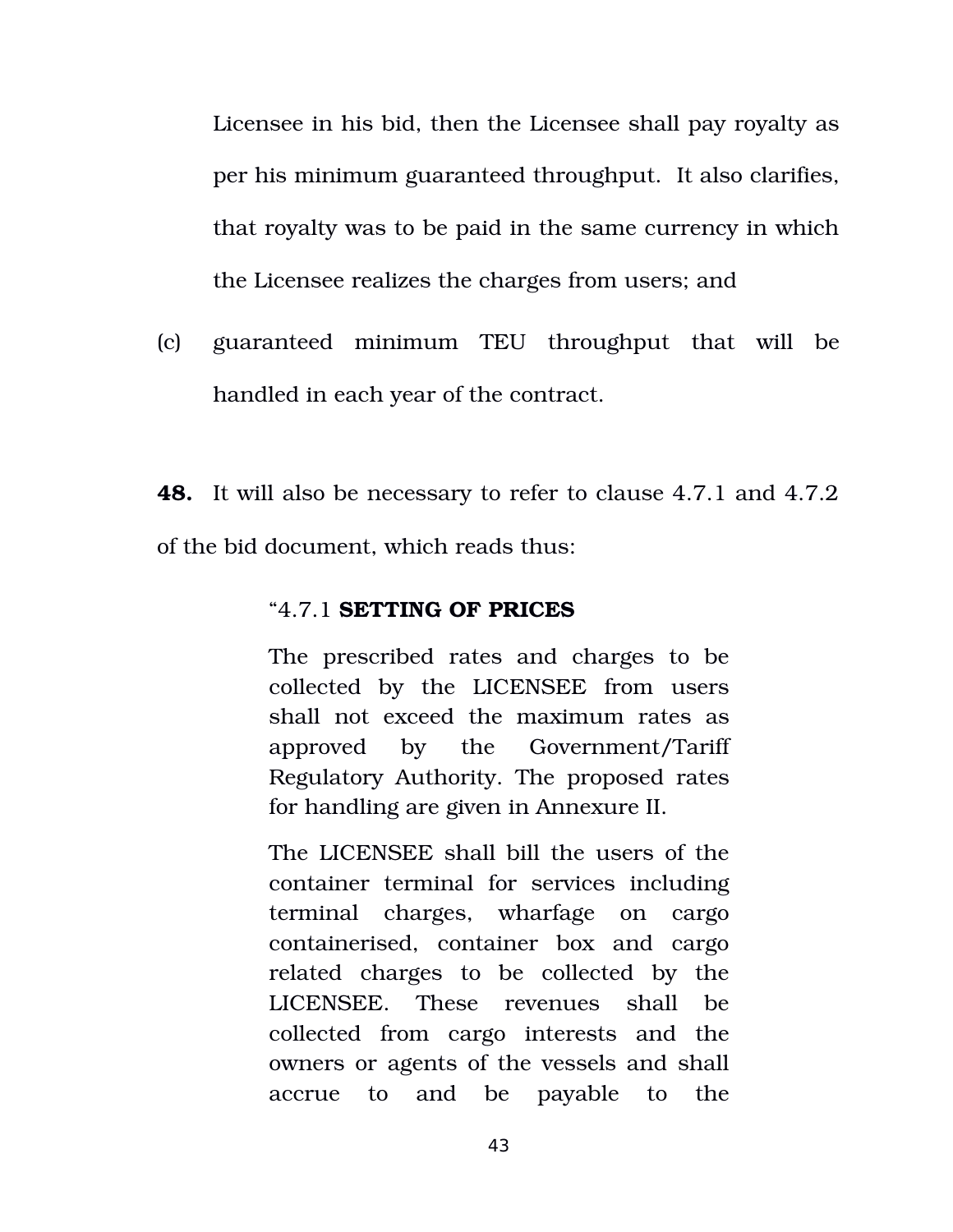Licensee in his bid, then the Licensee shall pay royalty as per his minimum guaranteed throughput. It also clarifies, that royalty was to be paid in the same currency in which the Licensee realizes the charges from users; and

(c) guaranteed minimum TEU throughput that will be handled in each year of the contract.

**48.** It will also be necessary to refer to clause 4.7.1 and 4.7.2 of the bid document, which reads thus:

> "4.7.1 **SETTING OF PRICES**
>
> The prescribed rates and charges to be collected by the LICENSEE from users shall not exceed the maximum rates as approved by the Government/Tariff Regulatory Authority. The proposed rates for handling are given in Annexure II.
>
> The LICENSEE shall bill the users of the container terminal for services including terminal charges, wharfage on cargo containerised, container box and cargo related charges to be collected by the LICENSEE. These revenues shall be collected from cargo interests and the owners or agents of the vessels and shall accrue to and be payable to the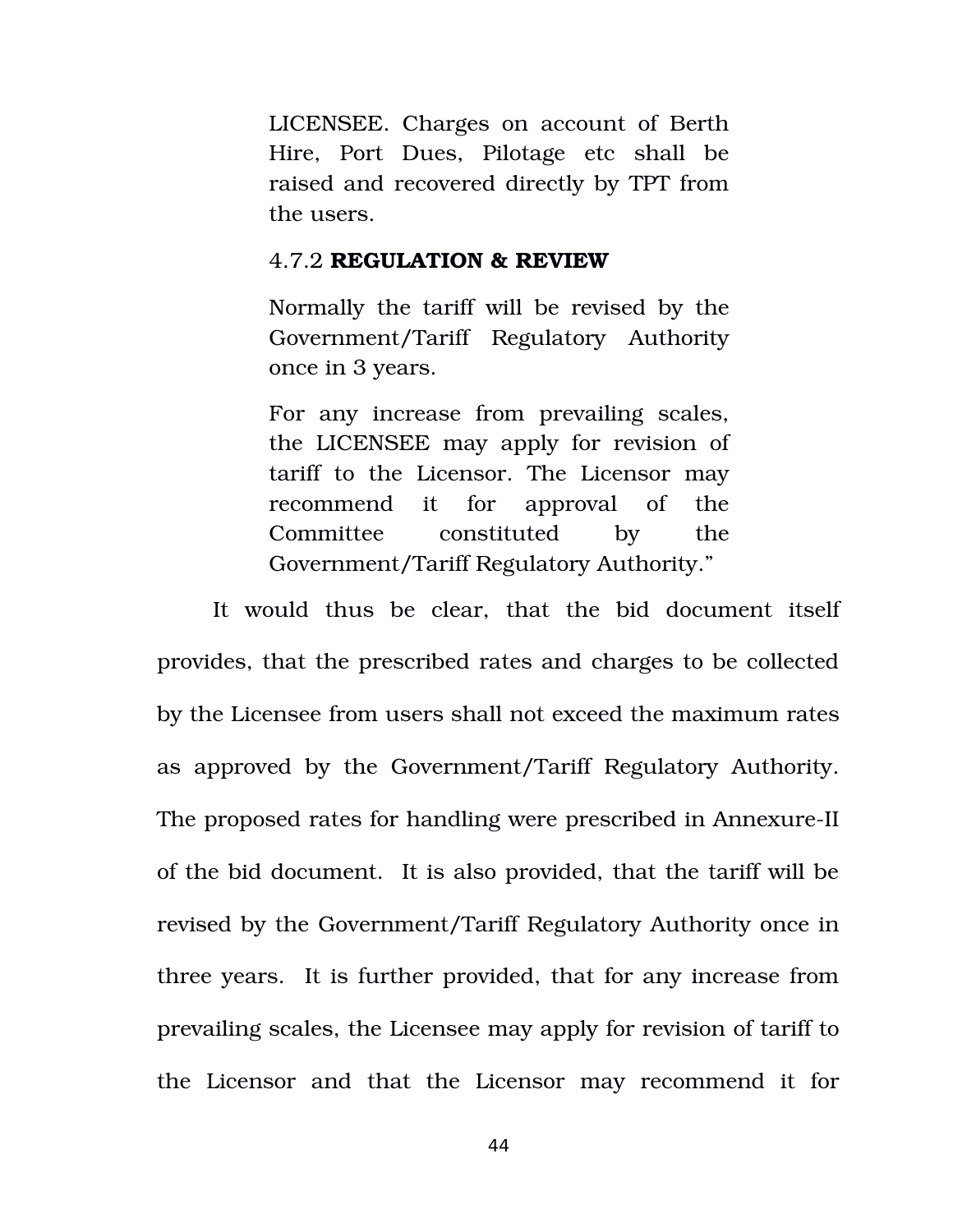> LICENSEE. Charges on account of Berth Hire, Port Dues, Pilotage etc shall be raised and recovered directly by TPT from the users.
>
> 4.7.2 **REGULATION & REVIEW**
>
> Normally the tariff will be revised by the Government/Tariff Regulatory Authority once in 3 years.
>
> For any increase from prevailing scales, the LICENSEE may apply for revision of tariff to the Licensor. The Licensor may recommend it for approval of the Committee constituted by the Government/Tariff Regulatory Authority."

It would thus be clear, that the bid document itself provides, that the prescribed rates and charges to be collected by the Licensee from users shall not exceed the maximum rates as approved by the Government/Tariff Regulatory Authority. The proposed rates for handling were prescribed in Annexure-II of the bid document. It is also provided, that the tariff will be revised by the Government/Tariff Regulatory Authority once in three years. It is further provided, that for any increase from prevailing scales, the Licensee may apply for revision of tariff to the Licensor and that the Licensor may recommend it for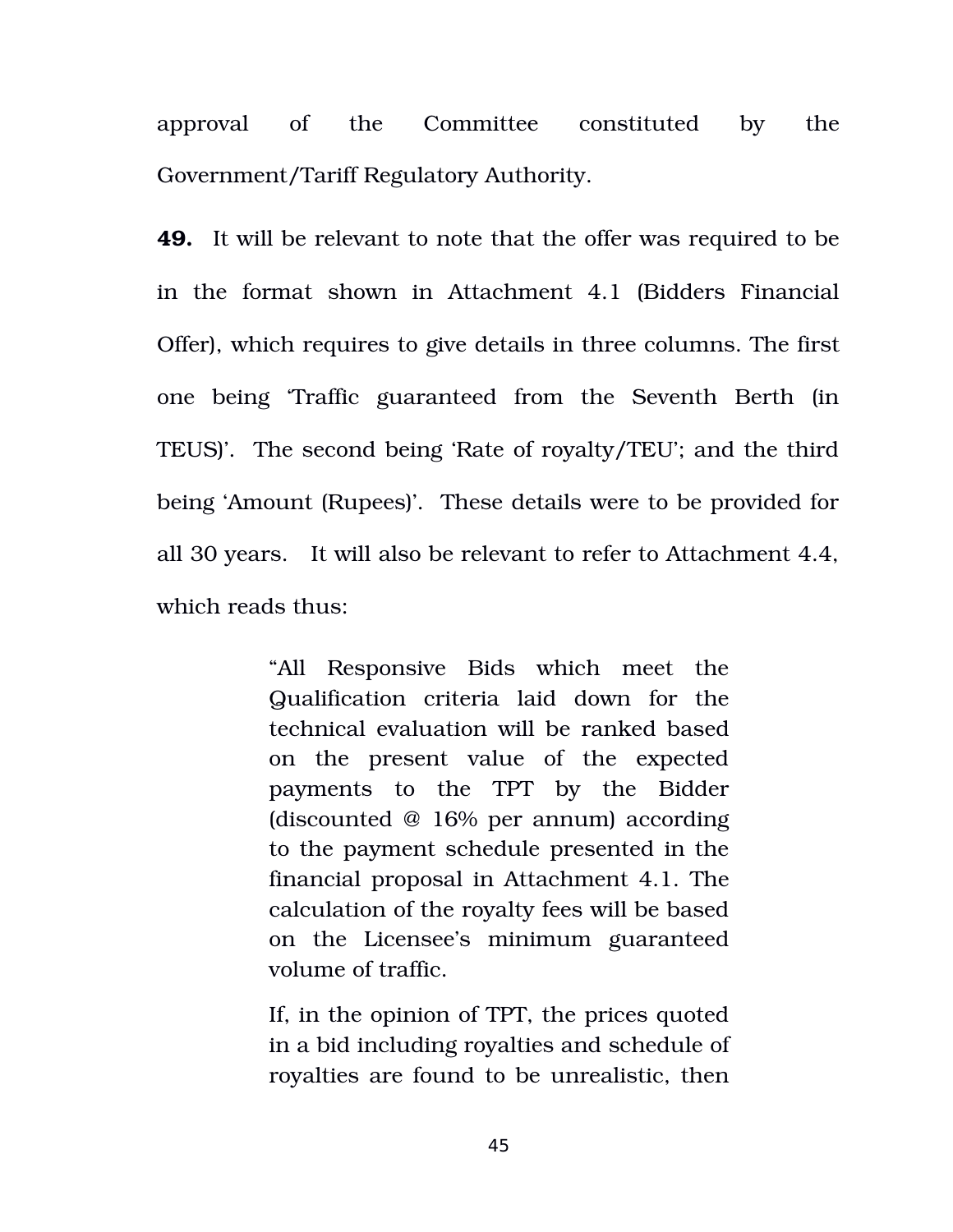approval of the Committee constituted by the Government/Tariff Regulatory Authority.

**49.** It will be relevant to note that the offer was required to be in the format shown in Attachment 4.1 (Bidders Financial Offer), which requires to give details in three columns. The first one being 'Traffic guaranteed from the Seventh Berth (in TEUS)'. The second being 'Rate of royalty/TEU'; and the third being 'Amount (Rupees)'. These details were to be provided for all 30 years. It will also be relevant to refer to Attachment 4.4, which reads thus:

> "All Responsive Bids which meet the Qualification criteria laid down for the technical evaluation will be ranked based on the present value of the expected payments to the TPT by the Bidder (discounted @ 16% per annum) according to the payment schedule presented in the financial proposal in Attachment 4.1. The calculation of the royalty fees will be based on the Licensee's minimum guaranteed volume of traffic.
>
> If, in the opinion of TPT, the prices quoted in a bid including royalties and schedule of royalties are found to be unrealistic, then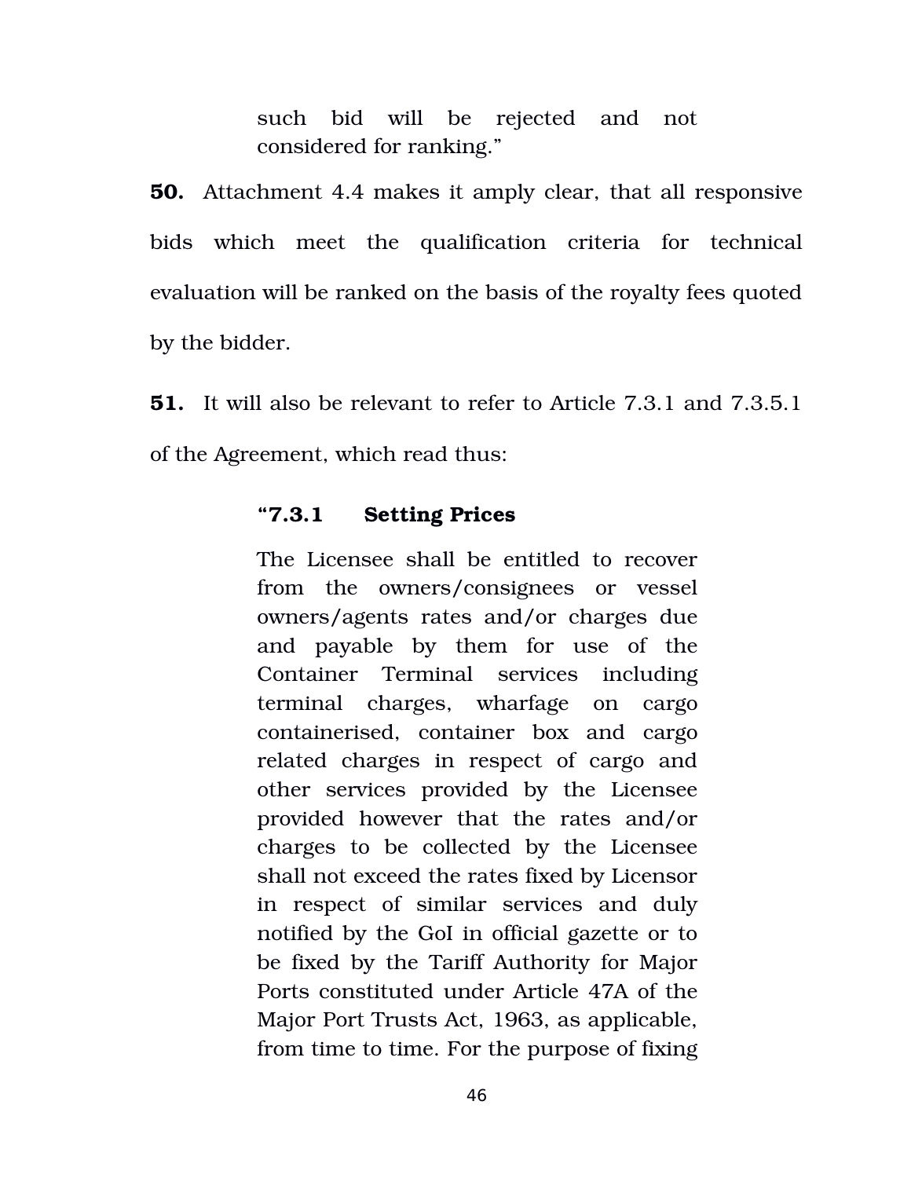> such bid will be rejected and not considered for ranking."

**50.** Attachment 4.4 makes it amply clear, that all responsive bids which meet the qualification criteria for technical evaluation will be ranked on the basis of the royalty fees quoted by the bidder.

**51.** It will also be relevant to refer to Article 7.3.1 and 7.3.5.1 of the Agreement, which read thus:

> **"7.3.1 Setting Prices**
>
> The Licensee shall be entitled to recover from the owners/consignees or vessel owners/agents rates and/or charges due and payable by them for use of the Container Terminal services including terminal charges, wharfage on cargo containerised, container box and cargo related charges in respect of cargo and other services provided by the Licensee provided however that the rates and/or charges to be collected by the Licensee shall not exceed the rates fixed by Licensor in respect of similar services and duly notified by the GoI in official gazette or to be fixed by the Tariff Authority for Major Ports constituted under Article 47A of the Major Port Trusts Act, 1963, as applicable, from time to time. For the purpose of fixing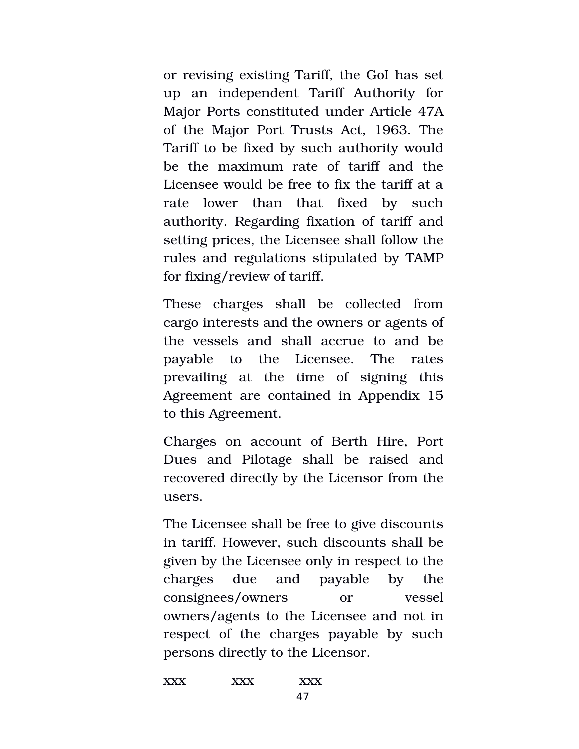or revising existing Tariff, the GoI has set up an independent Tariff Authority for Major Ports constituted under Article 47A of the Major Port Trusts Act, 1963. The Tariff to be fixed by such authority would be the maximum rate of tariff and the Licensee would be free to fix the tariff at a rate lower than that fixed by such authority. Regarding fixation of tariff and setting prices, the Licensee shall follow the rules and regulations stipulated by TAMP for fixing/review of tariff.

These charges shall be collected from cargo interests and the owners or agents of the vessels and shall accrue to and be payable to the Licensee. The rates prevailing at the time of signing this Agreement are contained in Appendix 15 to this Agreement.

Charges on account of Berth Hire, Port Dues and Pilotage shall be raised and recovered directly by the Licensor from the users.

The Licensee shall be free to give discounts in tariff. However, such discounts shall be given by the Licensee only in respect to the charges due and payable by the consignees/owners or vessel owners/agents to the Licensee and not in respect of the charges payable by such persons directly to the Licensor.

xxx xxx xxx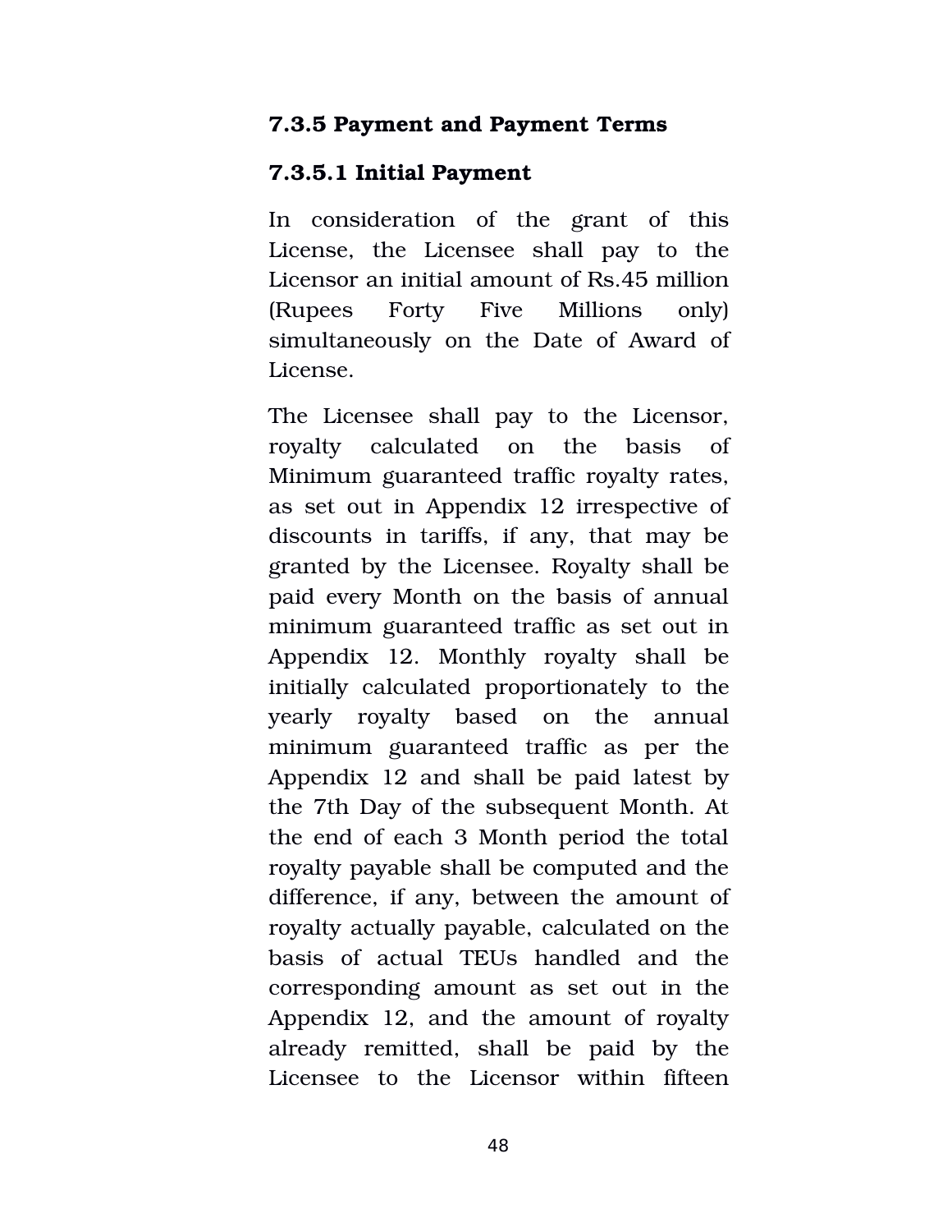### 7.3.5 Payment and Payment Terms

#### 7.3.5.1 Initial Payment

In consideration of the grant of this License, the Licensee shall pay to the Licensor an initial amount of Rs.45 million (Rupees Forty Five Millions only) simultaneously on the Date of Award of License.

The Licensee shall pay to the Licensor, royalty calculated on the basis of Minimum guaranteed traffic royalty rates, as set out in Appendix 12 irrespective of discounts in tariffs, if any, that may be granted by the Licensee. Royalty shall be paid every Month on the basis of annual minimum guaranteed traffic as set out in Appendix 12. Monthly royalty shall be initially calculated proportionately to the yearly royalty based on the annual minimum guaranteed traffic as per the Appendix 12 and shall be paid latest by the 7th Day of the subsequent Month. At the end of each 3 Month period the total royalty payable shall be computed and the difference, if any, between the amount of royalty actually payable, calculated on the basis of actual TEUs handled and the corresponding amount as set out in the Appendix 12, and the amount of royalty already remitted, shall be paid by the Licensee to the Licensor within fifteen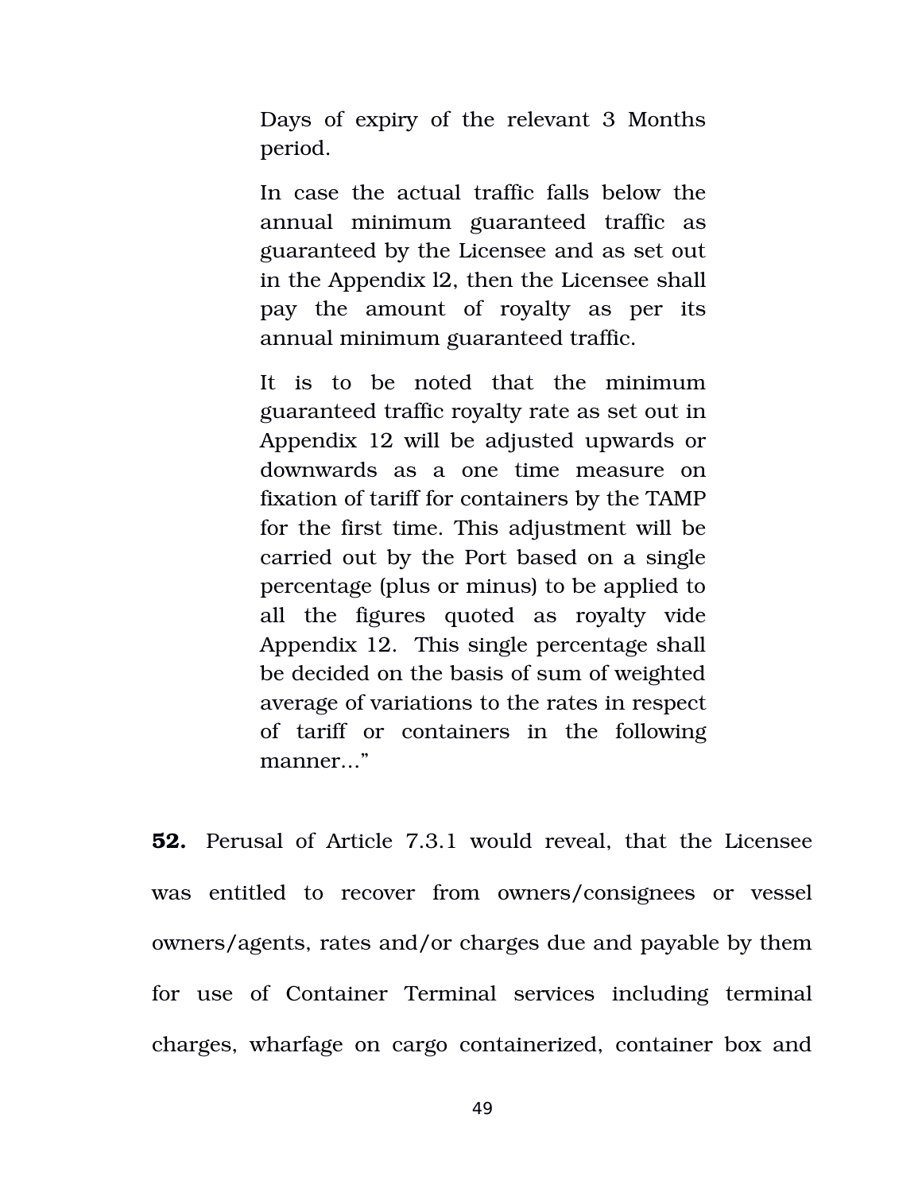> Days of expiry of the relevant 3 Months period.
>
> In case the actual traffic falls below the annual minimum guaranteed traffic as guaranteed by the Licensee and as set out in the Appendix l2, then the Licensee shall pay the amount of royalty as per its annual minimum guaranteed traffic.
>
> It is to be noted that the minimum guaranteed traffic royalty rate as set out in Appendix 12 will be adjusted upwards or downwards as a one time measure on fixation of tariff for containers by the TAMP for the first time. This adjustment will be carried out by the Port based on a single percentage (plus or minus) to be applied to all the figures quoted as royalty vide Appendix 12. This single percentage shall be decided on the basis of sum of weighted average of variations to the rates in respect of tariff or containers in the following manner…"

**52.** Perusal of Article 7.3.1 would reveal, that the Licensee was entitled to recover from owners/consignees or vessel owners/agents, rates and/or charges due and payable by them for use of Container Terminal services including terminal charges, wharfage on cargo containerized, container box and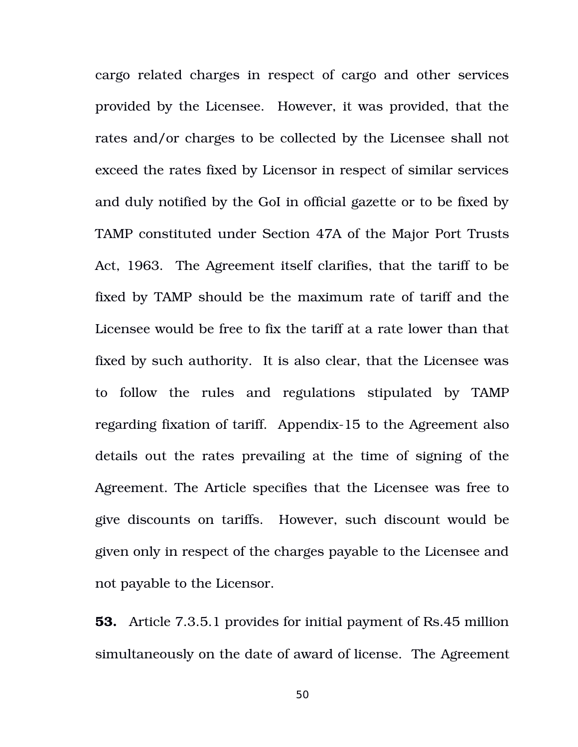cargo related charges in respect of cargo and other services provided by the Licensee. However, it was provided, that the rates and/or charges to be collected by the Licensee shall not exceed the rates fixed by Licensor in respect of similar services and duly notified by the GoI in official gazette or to be fixed by TAMP constituted under Section 47A of the Major Port Trusts Act, 1963. The Agreement itself clarifies, that the tariff to be fixed by TAMP should be the maximum rate of tariff and the Licensee would be free to fix the tariff at a rate lower than that fixed by such authority. It is also clear, that the Licensee was to follow the rules and regulations stipulated by TAMP regarding fixation of tariff. Appendix-15 to the Agreement also details out the rates prevailing at the time of signing of the Agreement. The Article specifies that the Licensee was free to give discounts on tariffs. However, such discount would be given only in respect of the charges payable to the Licensee and not payable to the Licensor.

**53.** Article 7.3.5.1 provides for initial payment of Rs.45 million simultaneously on the date of award of license. The Agreement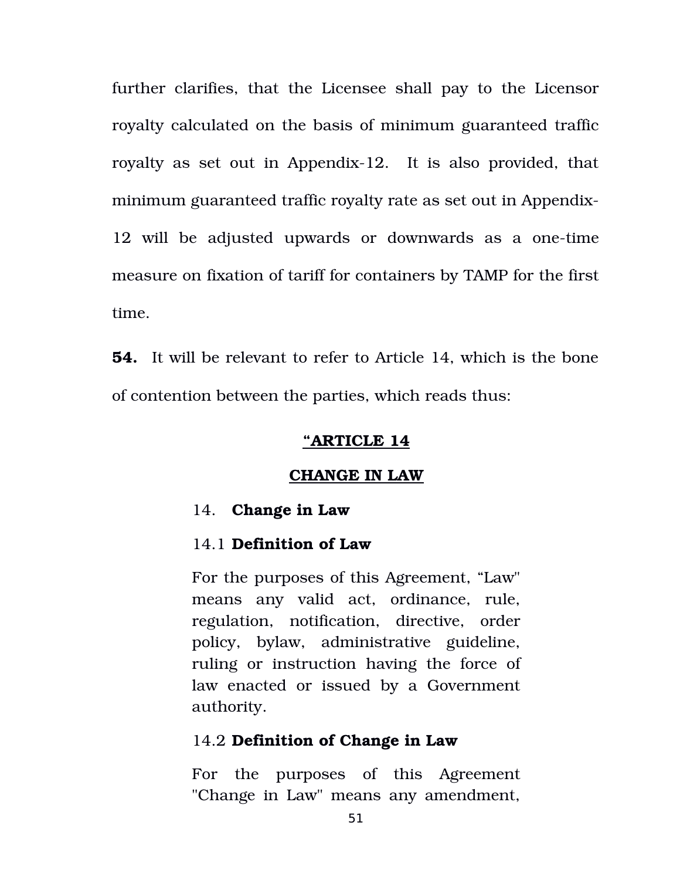further clarifies, that the Licensee shall pay to the Licensor royalty calculated on the basis of minimum guaranteed traffic royalty as set out in Appendix-12. It is also provided, that minimum guaranteed traffic royalty rate as set out in Appendix-12 will be adjusted upwards or downwards as a one-time measure on fixation of tariff for containers by TAMP for the first time.

**54.** It will be relevant to refer to Article 14, which is the bone of contention between the parties, which reads thus:

> **“ARTICLE 14**
>
> **CHANGE IN LAW**
>
> 14. **Change in Law**
>
> 14.1 **Definition of Law**
>
> For the purposes of this Agreement, “Law" means any valid act, ordinance, rule, regulation, notification, directive, order policy, bylaw, administrative guideline, ruling or instruction having the force of law enacted or issued by a Government authority.
>
> 14.2 **Definition of Change in Law**
>
> For the purposes of this Agreement "Change in Law" means any amendment,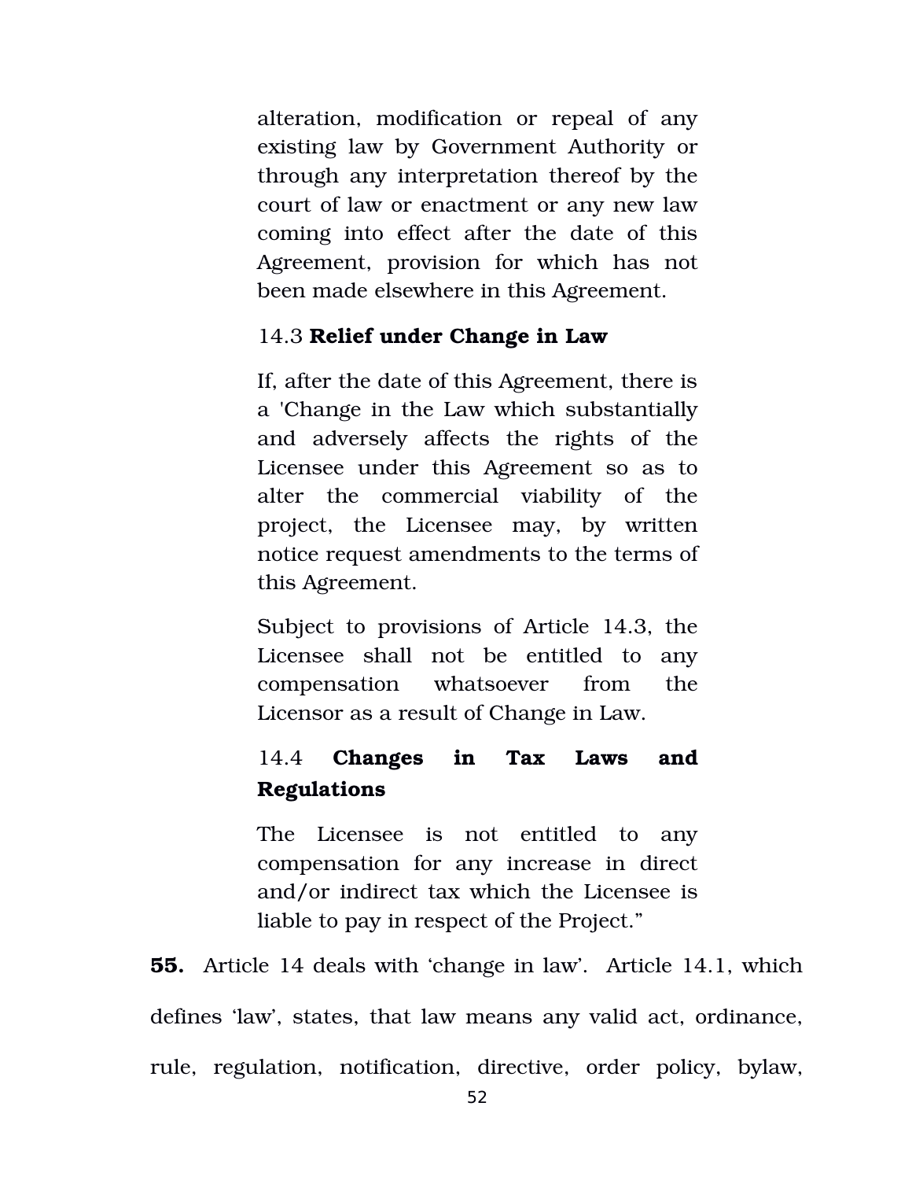alteration, modification or repeal of any existing law by Government Authority or through any interpretation thereof by the court of law or enactment or any new law coming into effect after the date of this Agreement, provision for which has not been made elsewhere in this Agreement.

14.3 **Relief under Change in Law**

If, after the date of this Agreement, there is a 'Change in the Law which substantially and adversely affects the rights of the Licensee under this Agreement so as to alter the commercial viability of the project, the Licensee may, by written notice request amendments to the terms of this Agreement.

Subject to provisions of Article 14.3, the Licensee shall not be entitled to any compensation whatsoever from the Licensor as a result of Change in Law.

14.4 **Changes in Tax Laws and Regulations**

The Licensee is not entitled to any compensation for any increase in direct and/or indirect tax which the Licensee is liable to pay in respect of the Project."

**55.** Article 14 deals with 'change in law'. Article 14.1, which defines 'law', states, that law means any valid act, ordinance, rule, regulation, notification, directive, order policy, bylaw,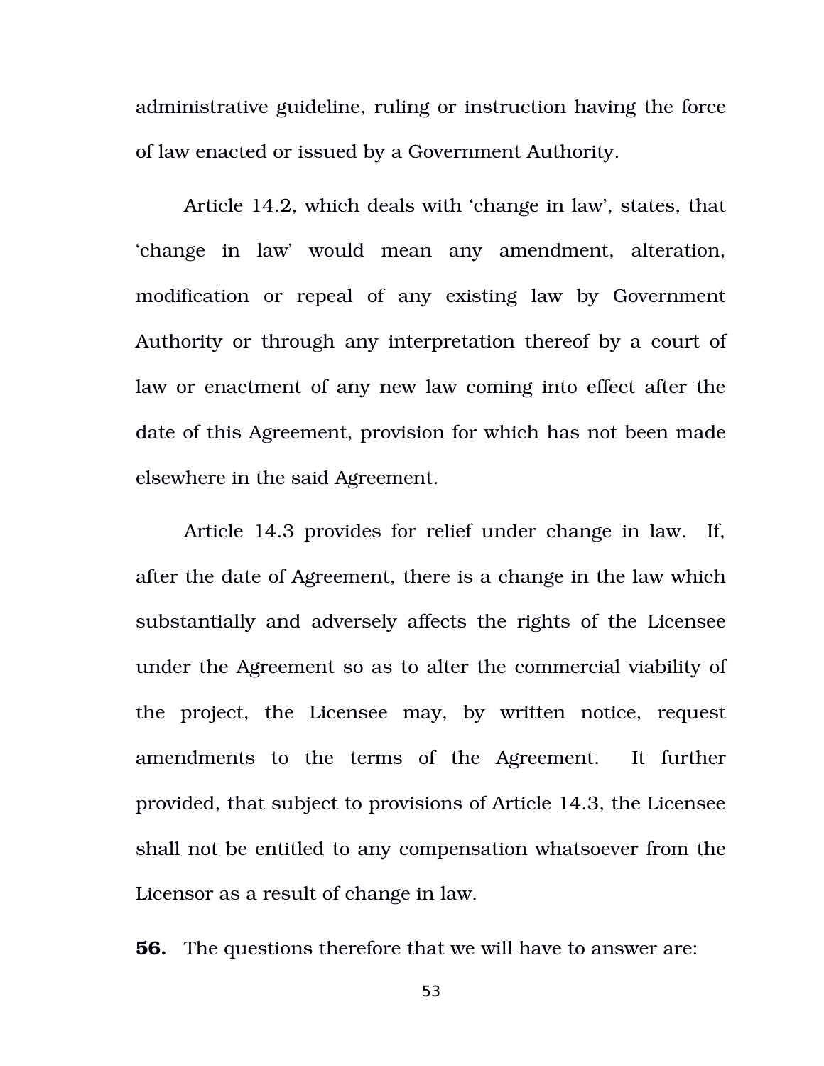administrative guideline, ruling or instruction having the force of law enacted or issued by a Government Authority.

Article 14.2, which deals with 'change in law', states, that 'change in law' would mean any amendment, alteration, modification or repeal of any existing law by Government Authority or through any interpretation thereof by a court of law or enactment of any new law coming into effect after the date of this Agreement, provision for which has not been made elsewhere in the said Agreement.

Article 14.3 provides for relief under change in law. If, after the date of Agreement, there is a change in the law which substantially and adversely affects the rights of the Licensee under the Agreement so as to alter the commercial viability of the project, the Licensee may, by written notice, request amendments to the terms of the Agreement. It further provided, that subject to provisions of Article 14.3, the Licensee shall not be entitled to any compensation whatsoever from the Licensor as a result of change in law.

**56.** The questions therefore that we will have to answer are: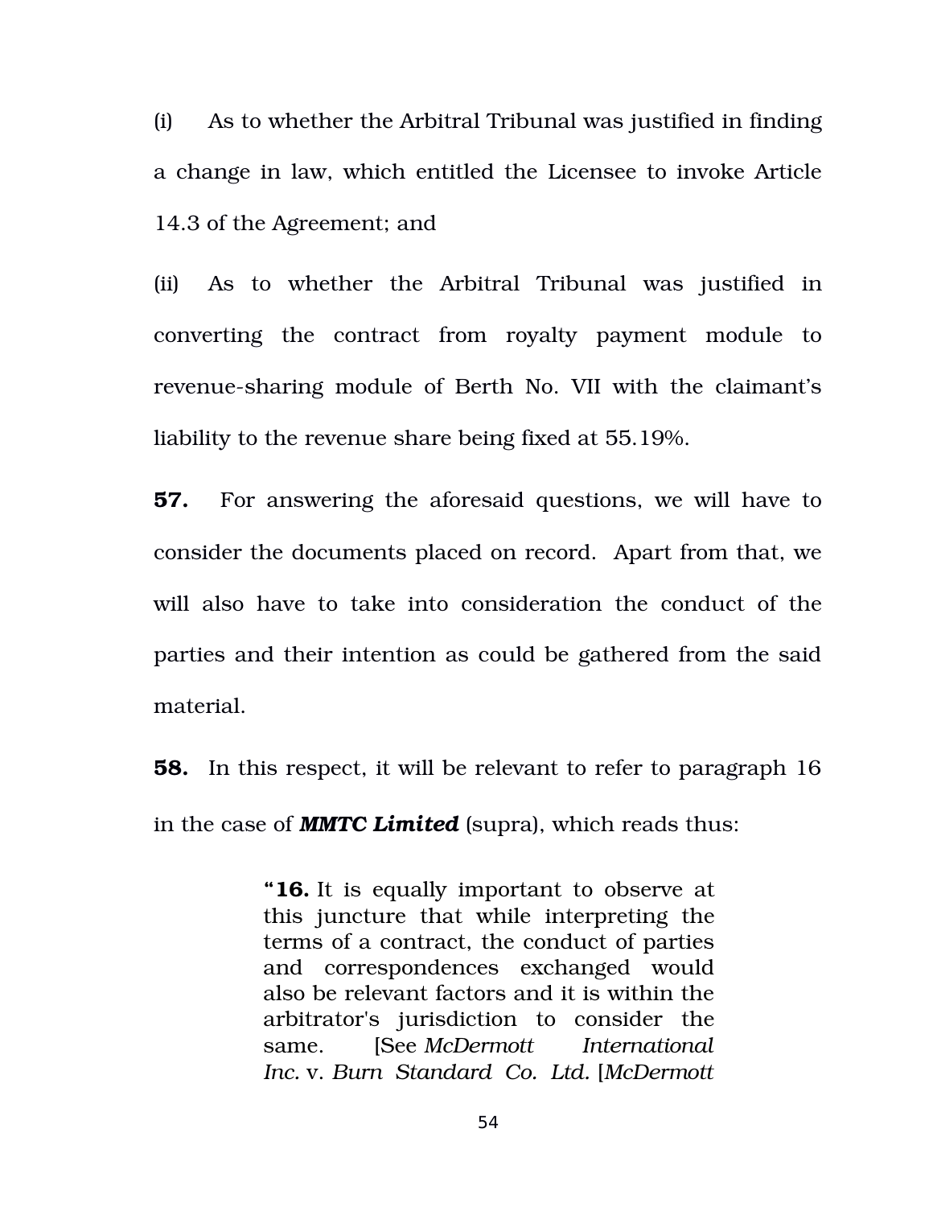(i) As to whether the Arbitral Tribunal was justified in finding a change in law, which entitled the Licensee to invoke Article 14.3 of the Agreement; and

(ii) As to whether the Arbitral Tribunal was justified in converting the contract from royalty payment module to revenue-sharing module of Berth No. VII with the claimant's liability to the revenue share being fixed at 55.19%.

**57.** For answering the aforesaid questions, we will have to consider the documents placed on record. Apart from that, we will also have to take into consideration the conduct of the parties and their intention as could be gathered from the said material.

**58.** In this respect, it will be relevant to refer to paragraph 16 in the case of ***MMTC Limited*** (supra), which reads thus:

> "**16.** It is equally important to observe at this juncture that while interpreting the terms of a contract, the conduct of parties and correspondences exchanged would also be relevant factors and it is within the arbitrator's jurisdiction to consider the same. [See *McDermott International Inc.* v. *Burn Standard Co. Ltd.* [*McDermott*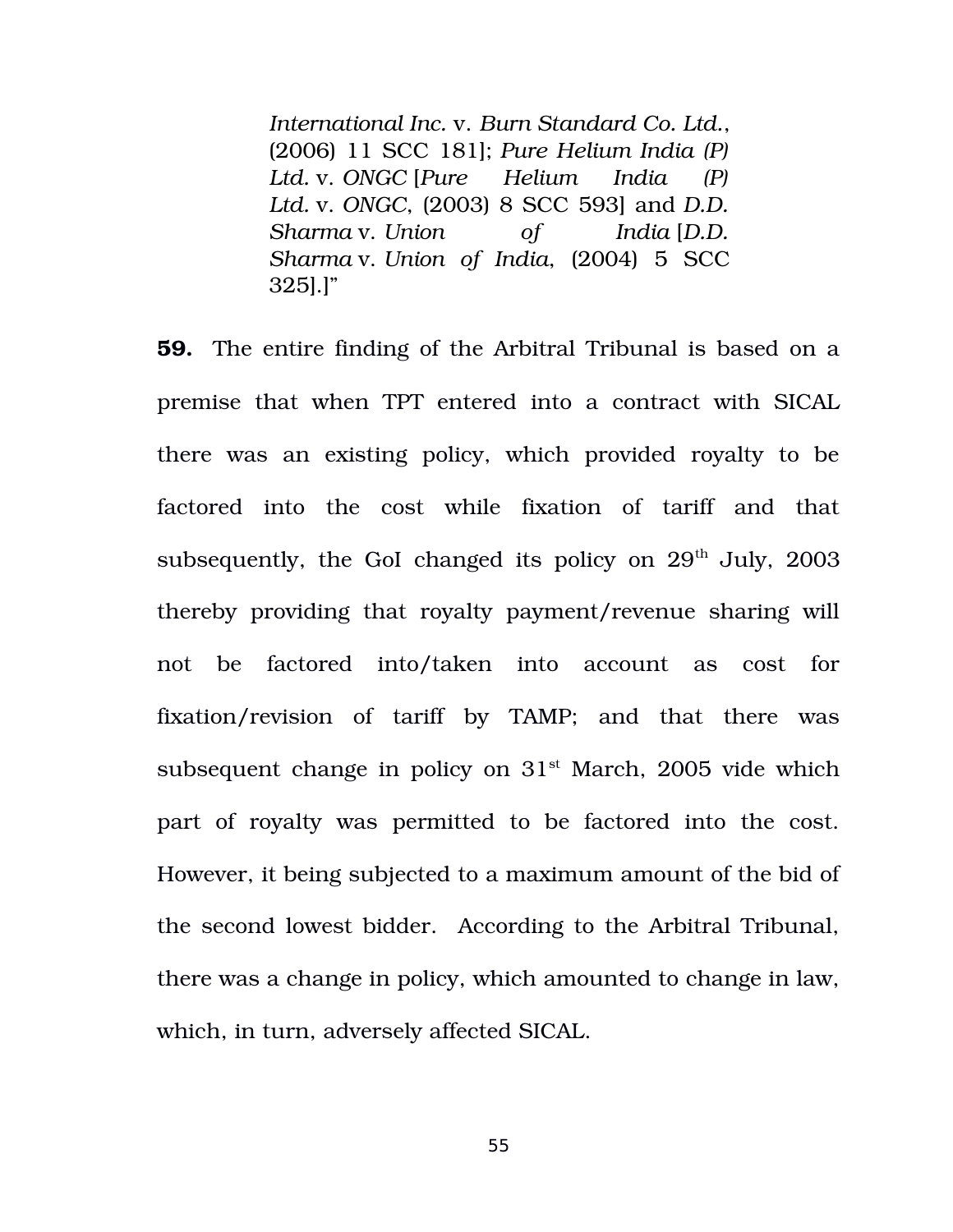> *International Inc.* v. *Burn Standard Co. Ltd.*, (2006) 11 SCC 181]; *Pure Helium India (P) Ltd.* v. *ONGC* [*Pure Helium India (P) Ltd.* v. *ONGC*, (2003) 8 SCC 593] and *D.D. Sharma* v. *Union of India* [*D.D. Sharma* v. *Union of India*, (2004) 5 SCC 325].]"

**59.** The entire finding of the Arbitral Tribunal is based on a premise that when TPT entered into a contract with SICAL there was an existing policy, which provided royalty to be factored into the cost while fixation of tariff and that subsequently, the GoI changed its policy on 29th July, 2003 thereby providing that royalty payment/revenue sharing will not be factored into/taken into account as cost for fixation/revision of tariff by TAMP; and that there was subsequent change in policy on 31st March, 2005 vide which part of royalty was permitted to be factored into the cost. However, it being subjected to a maximum amount of the bid of the second lowest bidder. According to the Arbitral Tribunal, there was a change in policy, which amounted to change in law, which, in turn, adversely affected SICAL.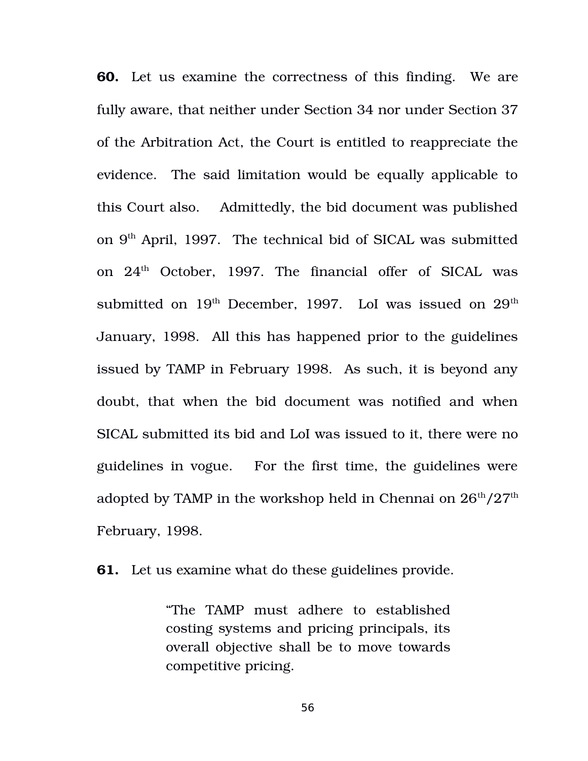**60.** Let us examine the correctness of this finding. We are fully aware, that neither under Section 34 nor under Section 37 of the Arbitration Act, the Court is entitled to reappreciate the evidence. The said limitation would be equally applicable to this Court also. Admittedly, the bid document was published on 9th April, 1997. The technical bid of SICAL was submitted on 24th October, 1997. The financial offer of SICAL was submitted on 19th December, 1997. LoI was issued on 29th January, 1998. All this has happened prior to the guidelines issued by TAMP in February 1998. As such, it is beyond any doubt, that when the bid document was notified and when SICAL submitted its bid and LoI was issued to it, there were no guidelines in vogue. For the first time, the guidelines were adopted by TAMP in the workshop held in Chennai on 26th/27th February, 1998.

**61.** Let us examine what do these guidelines provide.

> "The TAMP must adhere to established costing systems and pricing principals, its overall objective shall be to move towards competitive pricing.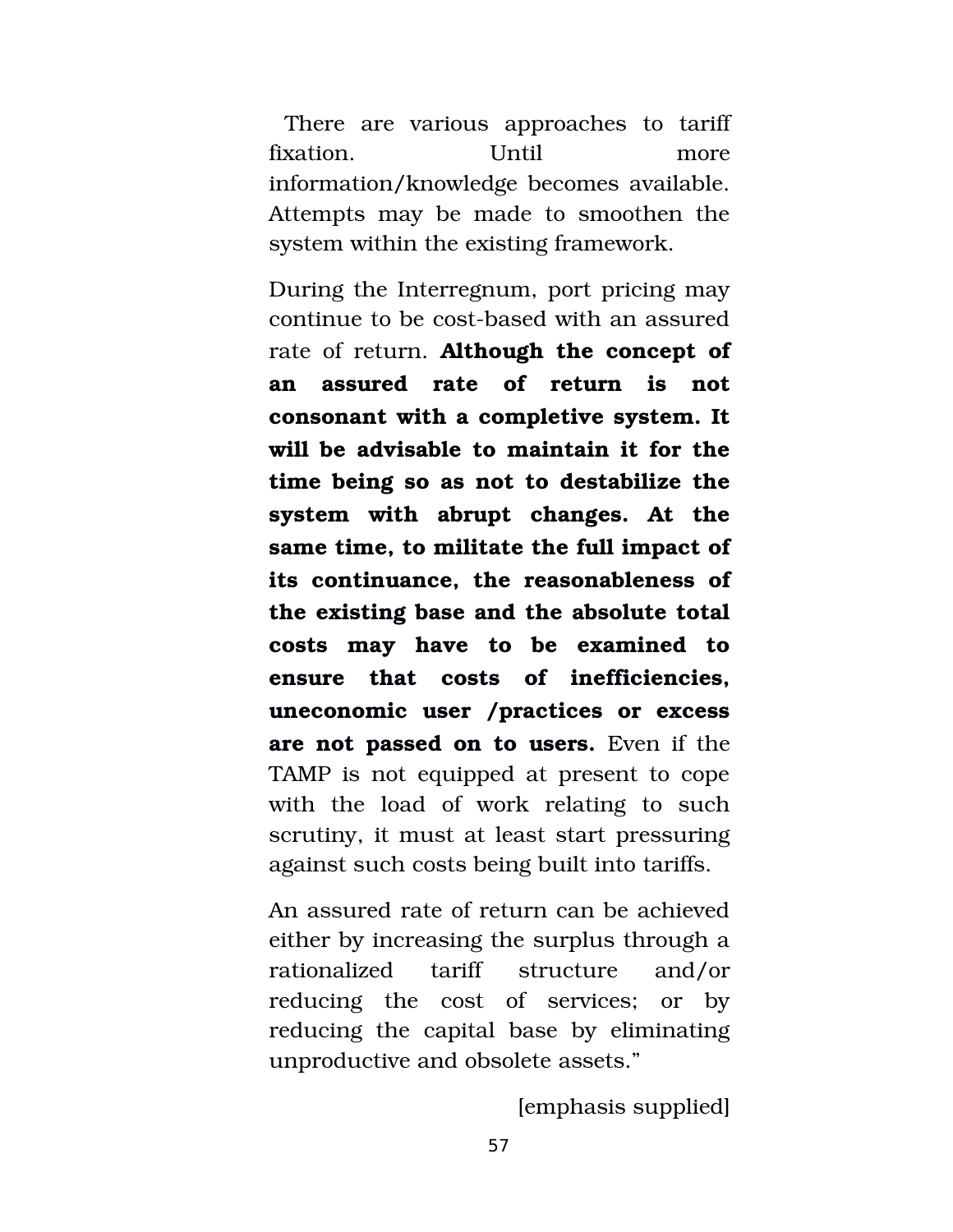There are various approaches to tariff fixation. Until more information/knowledge becomes available. Attempts may be made to smoothen the system within the existing framework.

During the Interregnum, port pricing may continue to be cost-based with an assured rate of return. **Although the concept of an assured rate of return is not consonant with a completive system. It will be advisable to maintain it for the time being so as not to destabilize the system with abrupt changes. At the same time, to militate the full impact of its continuance, the reasonableness of the existing base and the absolute total costs may have to be examined to ensure that costs of inefficiencies, uneconomic user /practices or excess are not passed on to users.** Even if the TAMP is not equipped at present to cope with the load of work relating to such scrutiny, it must at least start pressuring against such costs being built into tariffs.

An assured rate of return can be achieved either by increasing the surplus through a rationalized tariff structure and/or reducing the cost of services; or by reducing the capital base by eliminating unproductive and obsolete assets."

[emphasis supplied]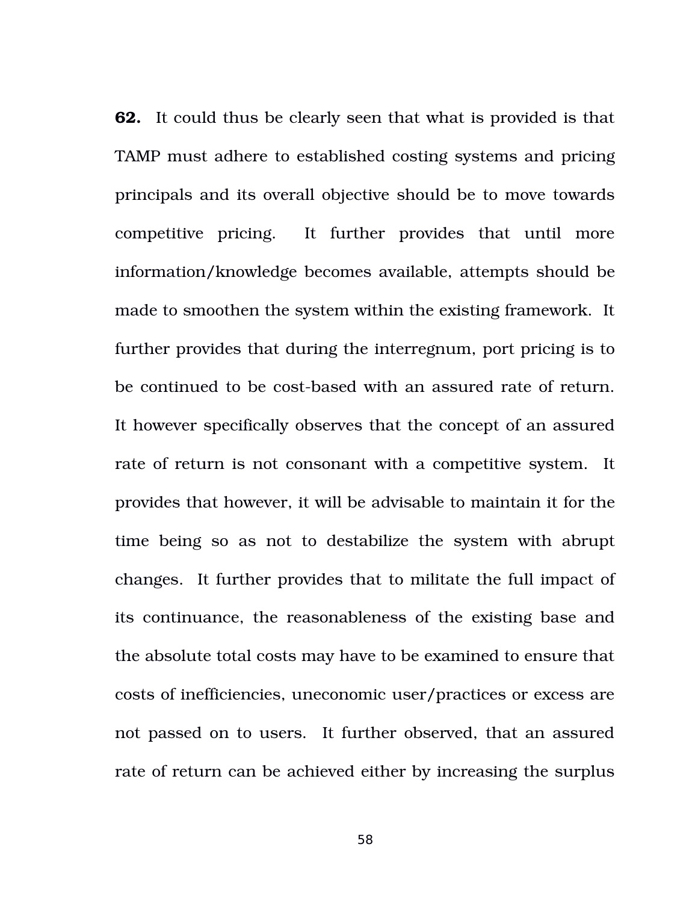**62.** It could thus be clearly seen that what is provided is that TAMP must adhere to established costing systems and pricing principals and its overall objective should be to move towards competitive pricing. It further provides that until more information/knowledge becomes available, attempts should be made to smoothen the system within the existing framework. It further provides that during the interregnum, port pricing is to be continued to be cost-based with an assured rate of return. It however specifically observes that the concept of an assured rate of return is not consonant with a competitive system. It provides that however, it will be advisable to maintain it for the time being so as not to destabilize the system with abrupt changes. It further provides that to militate the full impact of its continuance, the reasonableness of the existing base and the absolute total costs may have to be examined to ensure that costs of inefficiencies, uneconomic user/practices or excess are not passed on to users. It further observed, that an assured rate of return can be achieved either by increasing the surplus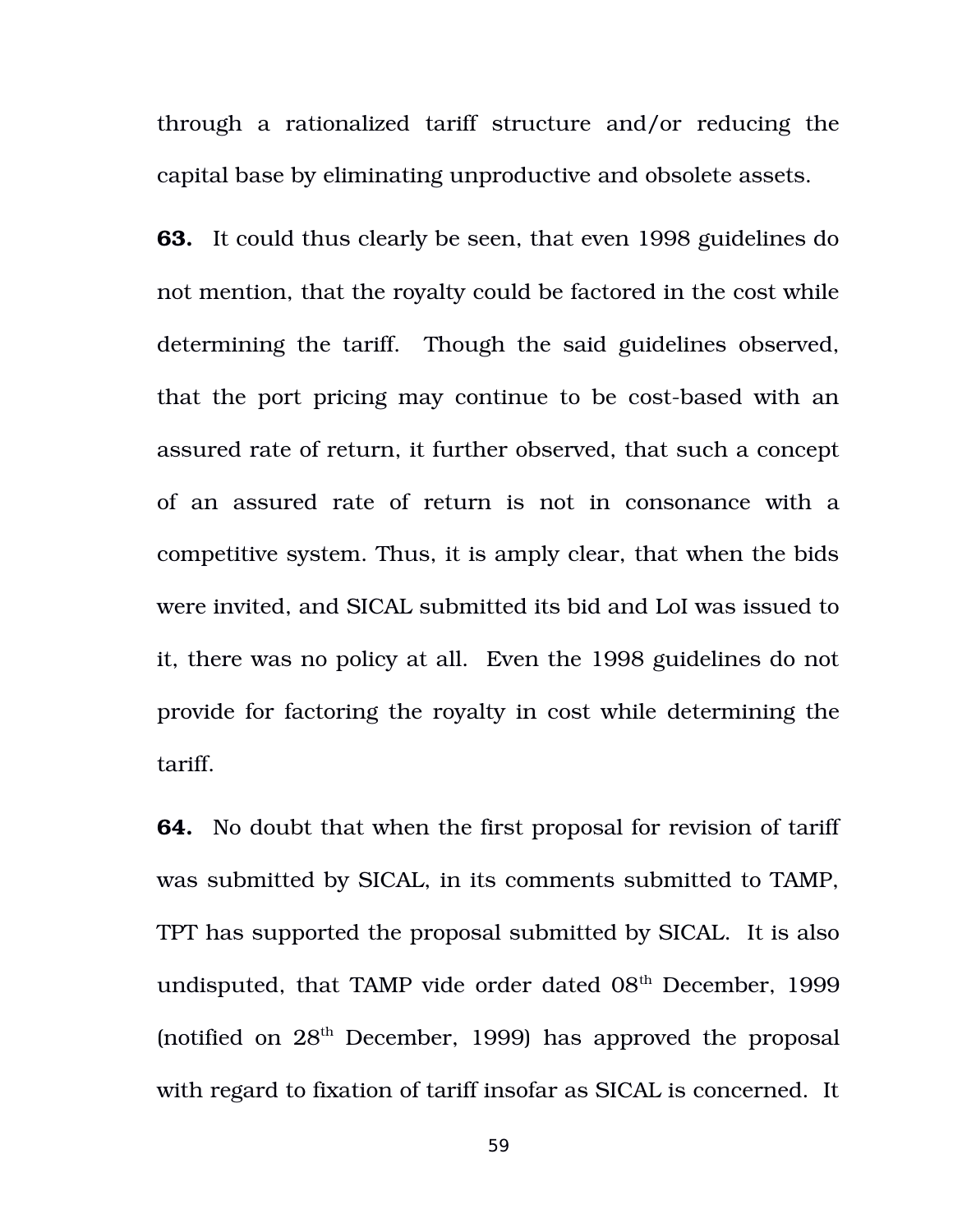through a rationalized tariff structure and/or reducing the capital base by eliminating unproductive and obsolete assets.

**63.** It could thus clearly be seen, that even 1998 guidelines do not mention, that the royalty could be factored in the cost while determining the tariff. Though the said guidelines observed, that the port pricing may continue to be cost-based with an assured rate of return, it further observed, that such a concept of an assured rate of return is not in consonance with a competitive system. Thus, it is amply clear, that when the bids were invited, and SICAL submitted its bid and LoI was issued to it, there was no policy at all. Even the 1998 guidelines do not provide for factoring the royalty in cost while determining the tariff.

**64.** No doubt that when the first proposal for revision of tariff was submitted by SICAL, in its comments submitted to TAMP, TPT has supported the proposal submitted by SICAL. It is also undisputed, that TAMP vide order dated 08th December, 1999 (notified on 28th December, 1999) has approved the proposal with regard to fixation of tariff insofar as SICAL is concerned. It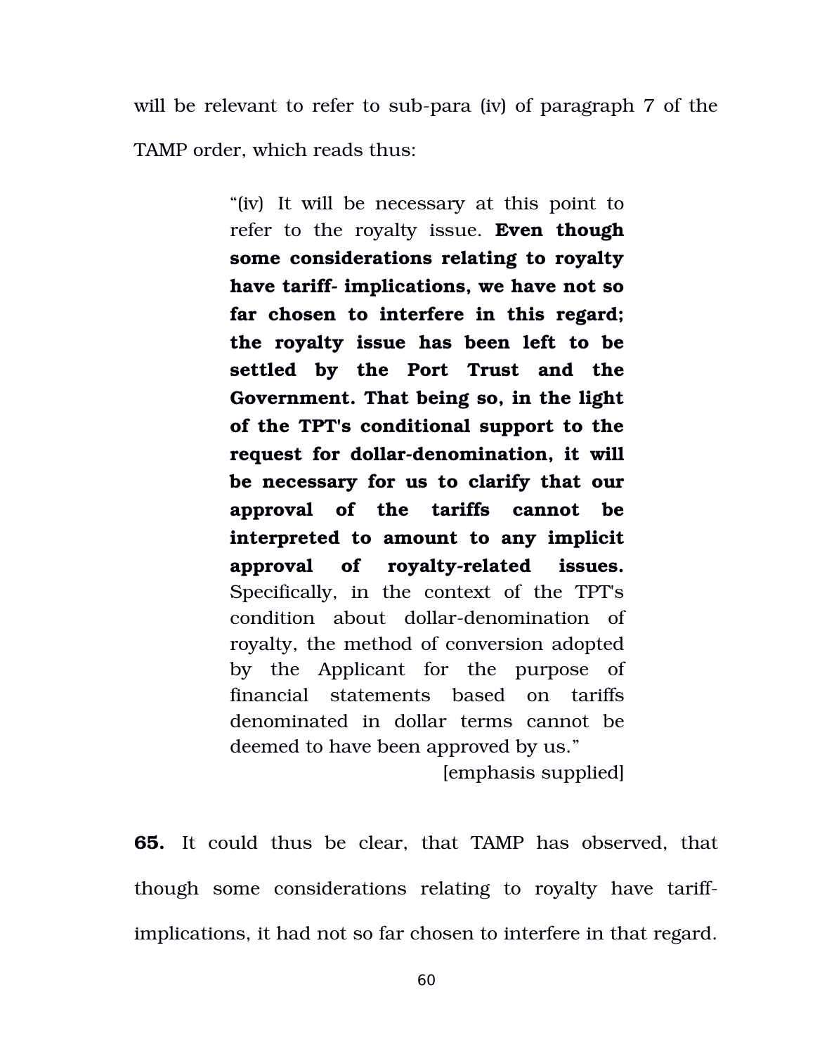will be relevant to refer to sub-para (iv) of paragraph 7 of the TAMP order, which reads thus:

> "(iv) It will be necessary at this point to refer to the royalty issue. **Even though some considerations relating to royalty have tariff- implications, we have not so far chosen to interfere in this regard; the royalty issue has been left to be settled by the Port Trust and the Government. That being so, in the light of the TPT's conditional support to the request for dollar-denomination, it will be necessary for us to clarify that our approval of the tariffs cannot be interpreted to amount to any implicit approval of royalty-related issues.** Specifically, in the context of the TPT's condition about dollar-denomination of royalty, the method of conversion adopted by the Applicant for the purpose of financial statements based on tariffs denominated in dollar terms cannot be deemed to have been approved by us."
>
> [emphasis supplied]

**65.** It could thus be clear, that TAMP has observed, that though some considerations relating to royalty have tariff-implications, it had not so far chosen to interfere in that regard.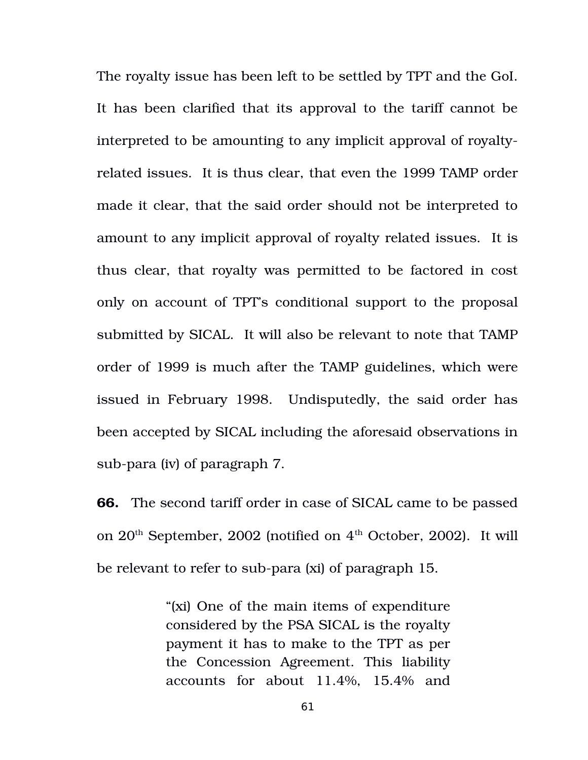The royalty issue has been left to be settled by TPT and the GoI. It has been clarified that its approval to the tariff cannot be interpreted to be amounting to any implicit approval of royalty-related issues. It is thus clear, that even the 1999 TAMP order made it clear, that the said order should not be interpreted to amount to any implicit approval of royalty related issues. It is thus clear, that royalty was permitted to be factored in cost only on account of TPT's conditional support to the proposal submitted by SICAL. It will also be relevant to note that TAMP order of 1999 is much after the TAMP guidelines, which were issued in February 1998. Undisputedly, the said order has been accepted by SICAL including the aforesaid observations in sub-para (iv) of paragraph 7.

**66.** The second tariff order in case of SICAL came to be passed on 20th September, 2002 (notified on 4th October, 2002). It will be relevant to refer to sub-para (xi) of paragraph 15.

> "(xi) One of the main items of expenditure considered by the PSA SICAL is the royalty payment it has to make to the TPT as per the Concession Agreement. This liability accounts for about 11.4%, 15.4% and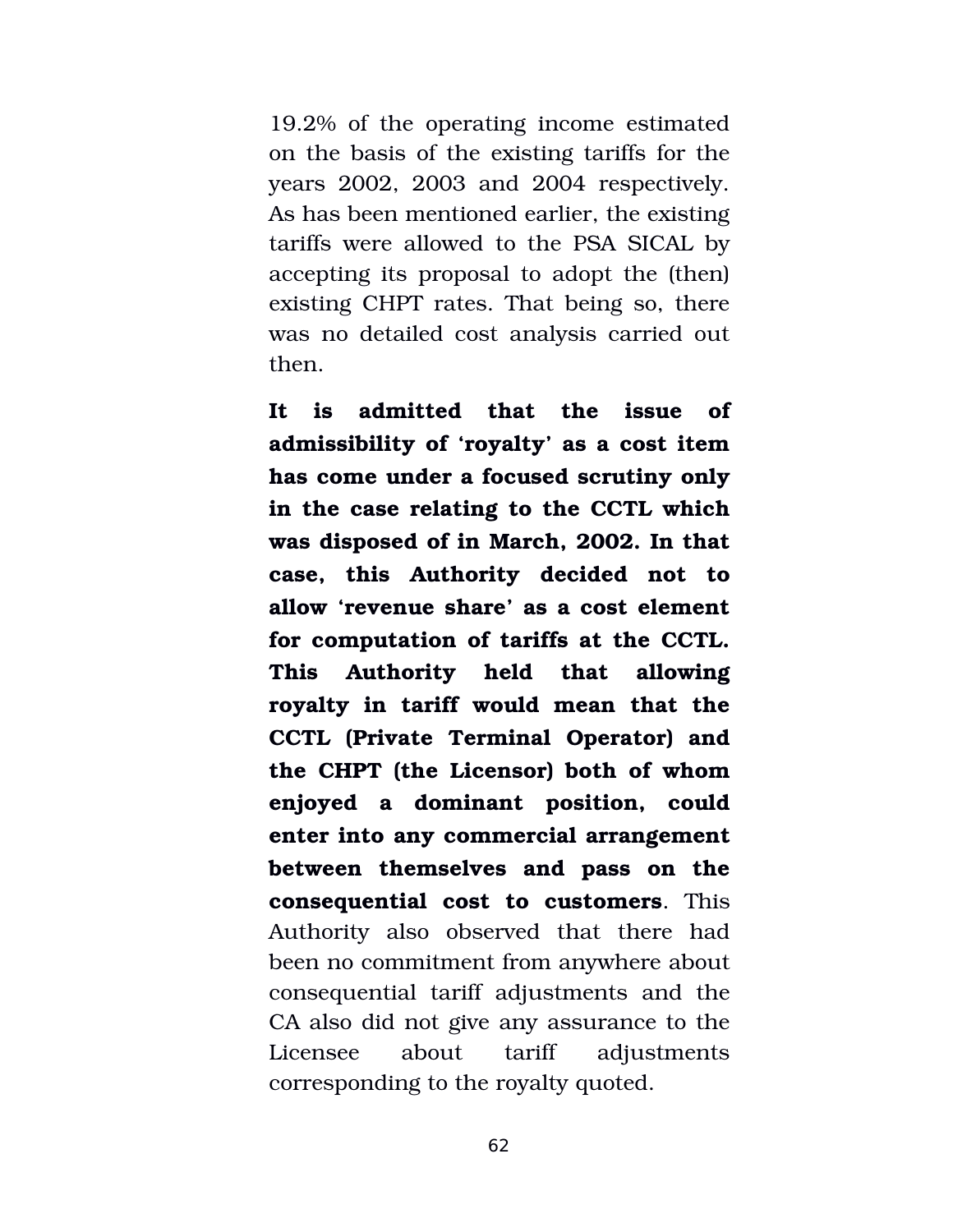19.2% of the operating income estimated on the basis of the existing tariffs for the years 2002, 2003 and 2004 respectively. As has been mentioned earlier, the existing tariffs were allowed to the PSA SICAL by accepting its proposal to adopt the (then) existing CHPT rates. That being so, there was no detailed cost analysis carried out then.

**It is admitted that the issue of admissibility of 'royalty' as a cost item has come under a focused scrutiny only in the case relating to the CCTL which was disposed of in March, 2002. In that case, this Authority decided not to allow 'revenue share' as a cost element for computation of tariffs at the CCTL. This Authority held that allowing royalty in tariff would mean that the CCTL (Private Terminal Operator) and the CHPT (the Licensor) both of whom enjoyed a dominant position, could enter into any commercial arrangement between themselves and pass on the consequential cost to customers**. This Authority also observed that there had been no commitment from anywhere about consequential tariff adjustments and the CA also did not give any assurance to the Licensee about tariff adjustments corresponding to the royalty quoted.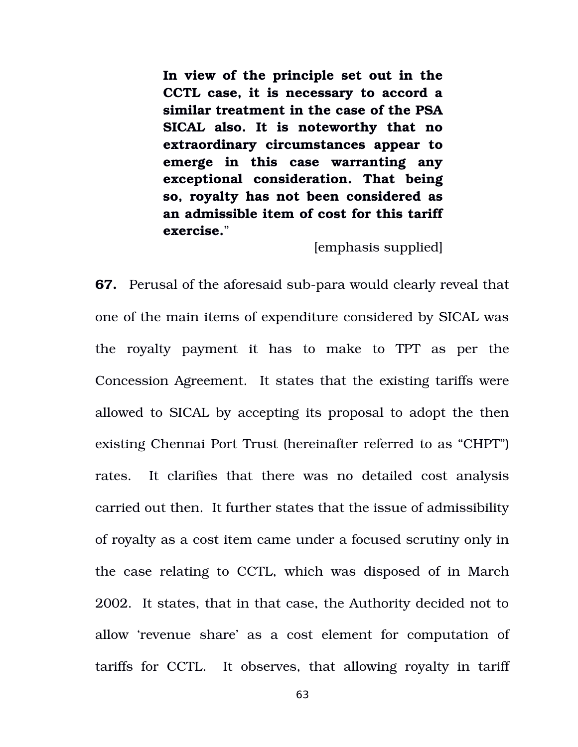> **In view of the principle set out in the CCTL case, it is necessary to accord a similar treatment in the case of the PSA SICAL also. It is noteworthy that no extraordinary circumstances appear to emerge in this case warranting any exceptional consideration. That being so, royalty has not been considered as an admissible item of cost for this tariff exercise.**"
>
> [emphasis supplied]

**67.** Perusal of the aforesaid sub-para would clearly reveal that one of the main items of expenditure considered by SICAL was the royalty payment it has to make to TPT as per the Concession Agreement. It states that the existing tariffs were allowed to SICAL by accepting its proposal to adopt the then existing Chennai Port Trust (hereinafter referred to as "CHPT") rates. It clarifies that there was no detailed cost analysis carried out then. It further states that the issue of admissibility of royalty as a cost item came under a focused scrutiny only in the case relating to CCTL, which was disposed of in March 2002. It states, that in that case, the Authority decided not to allow 'revenue share' as a cost element for computation of tariffs for CCTL. It observes, that allowing royalty in tariff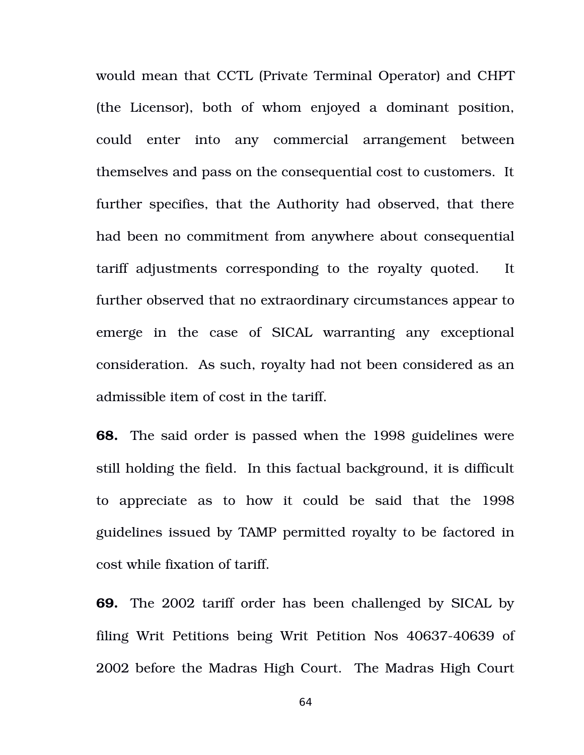would mean that CCTL (Private Terminal Operator) and CHPT (the Licensor), both of whom enjoyed a dominant position, could enter into any commercial arrangement between themselves and pass on the consequential cost to customers. It further specifies, that the Authority had observed, that there had been no commitment from anywhere about consequential tariff adjustments corresponding to the royalty quoted. It further observed that no extraordinary circumstances appear to emerge in the case of SICAL warranting any exceptional consideration. As such, royalty had not been considered as an admissible item of cost in the tariff.

**68.** The said order is passed when the 1998 guidelines were still holding the field. In this factual background, it is difficult to appreciate as to how it could be said that the 1998 guidelines issued by TAMP permitted royalty to be factored in cost while fixation of tariff.

**69.** The 2002 tariff order has been challenged by SICAL by filing Writ Petitions being Writ Petition Nos 40637-40639 of 2002 before the Madras High Court. The Madras High Court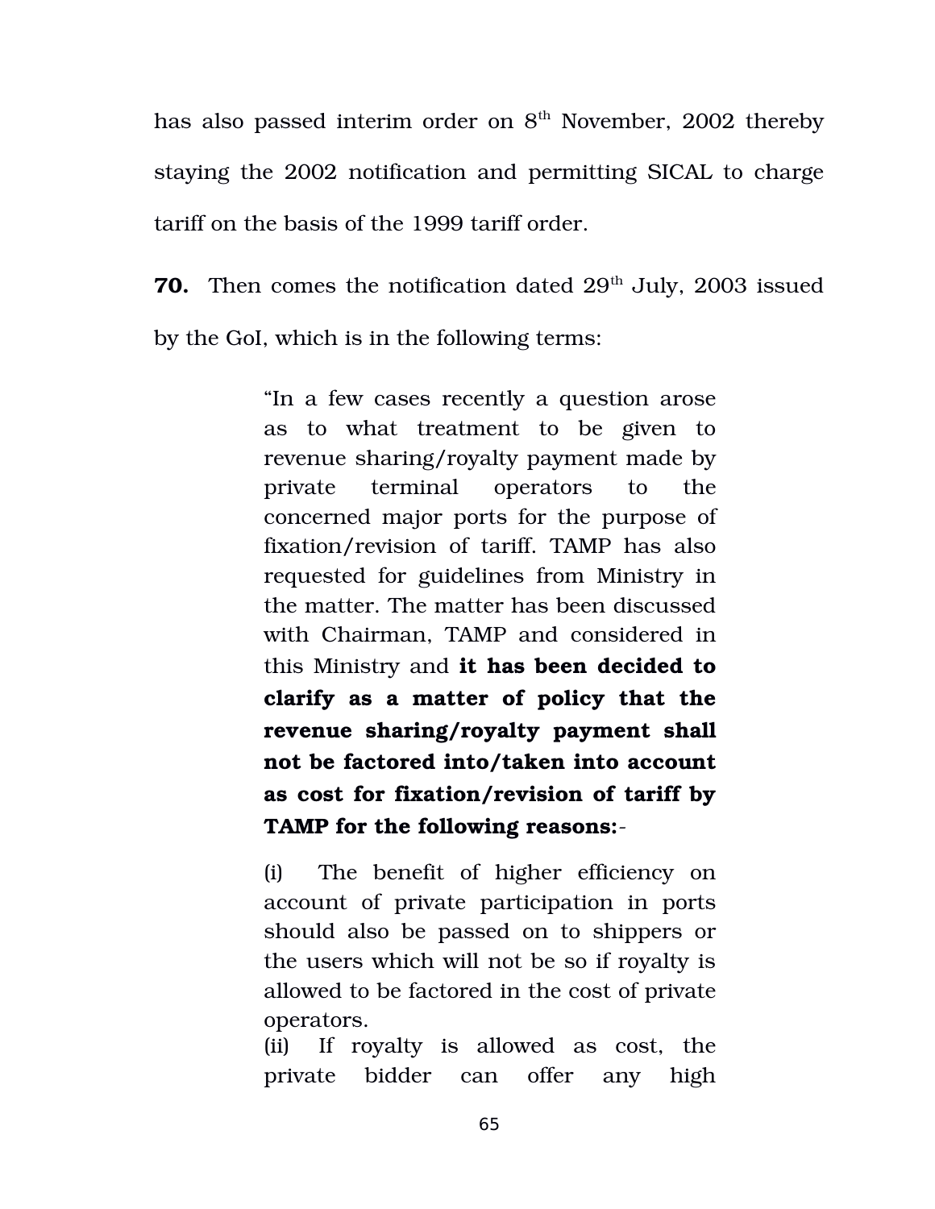has also passed interim order on 8th November, 2002 thereby staying the 2002 notification and permitting SICAL to charge tariff on the basis of the 1999 tariff order.

**70.** Then comes the notification dated 29th July, 2003 issued by the GoI, which is in the following terms:

> "In a few cases recently a question arose as to what treatment to be given to revenue sharing/royalty payment made by private terminal operators to the concerned major ports for the purpose of fixation/revision of tariff. TAMP has also requested for guidelines from Ministry in the matter. The matter has been discussed with Chairman, TAMP and considered in this Ministry and **it has been decided to clarify as a matter of policy that the revenue sharing/royalty payment shall not be factored into/taken into account as cost for fixation/revision of tariff by TAMP for the following reasons:**-
>
> (i) The benefit of higher efficiency on account of private participation in ports should also be passed on to shippers or the users which will not be so if royalty is allowed to be factored in the cost of private operators.
>
> (ii) If royalty is allowed as cost, the private bidder can offer any high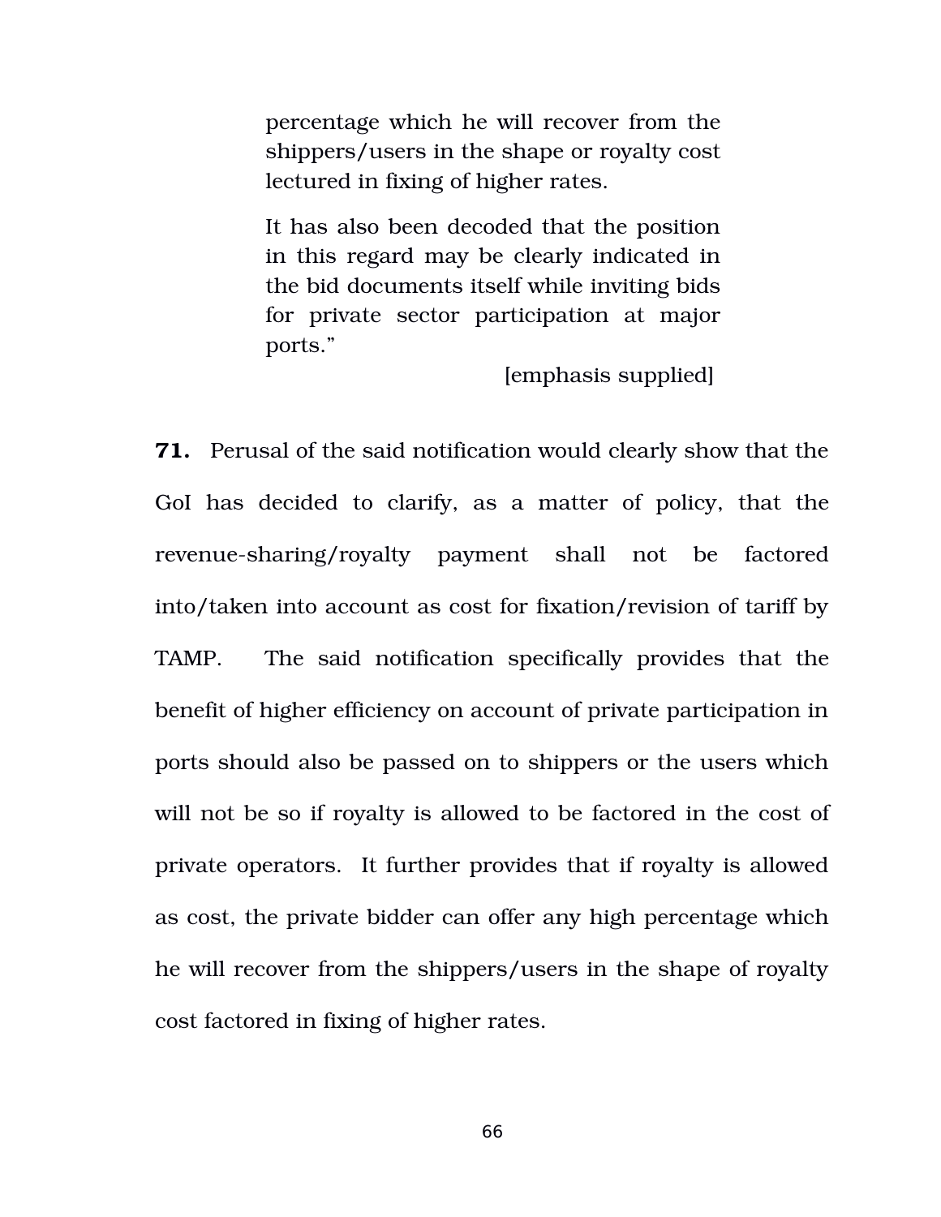> percentage which he will recover from the shippers/users in the shape or royalty cost lectured in fixing of higher rates.
>
> It has also been decoded that the position in this regard may be clearly indicated in the bid documents itself while inviting bids for private sector participation at major ports."
>
> [emphasis supplied]

**71.** Perusal of the said notification would clearly show that the GoI has decided to clarify, as a matter of policy, that the revenue-sharing/royalty payment shall not be factored into/taken into account as cost for fixation/revision of tariff by TAMP. The said notification specifically provides that the benefit of higher efficiency on account of private participation in ports should also be passed on to shippers or the users which will not be so if royalty is allowed to be factored in the cost of private operators. It further provides that if royalty is allowed as cost, the private bidder can offer any high percentage which he will recover from the shippers/users in the shape of royalty cost factored in fixing of higher rates.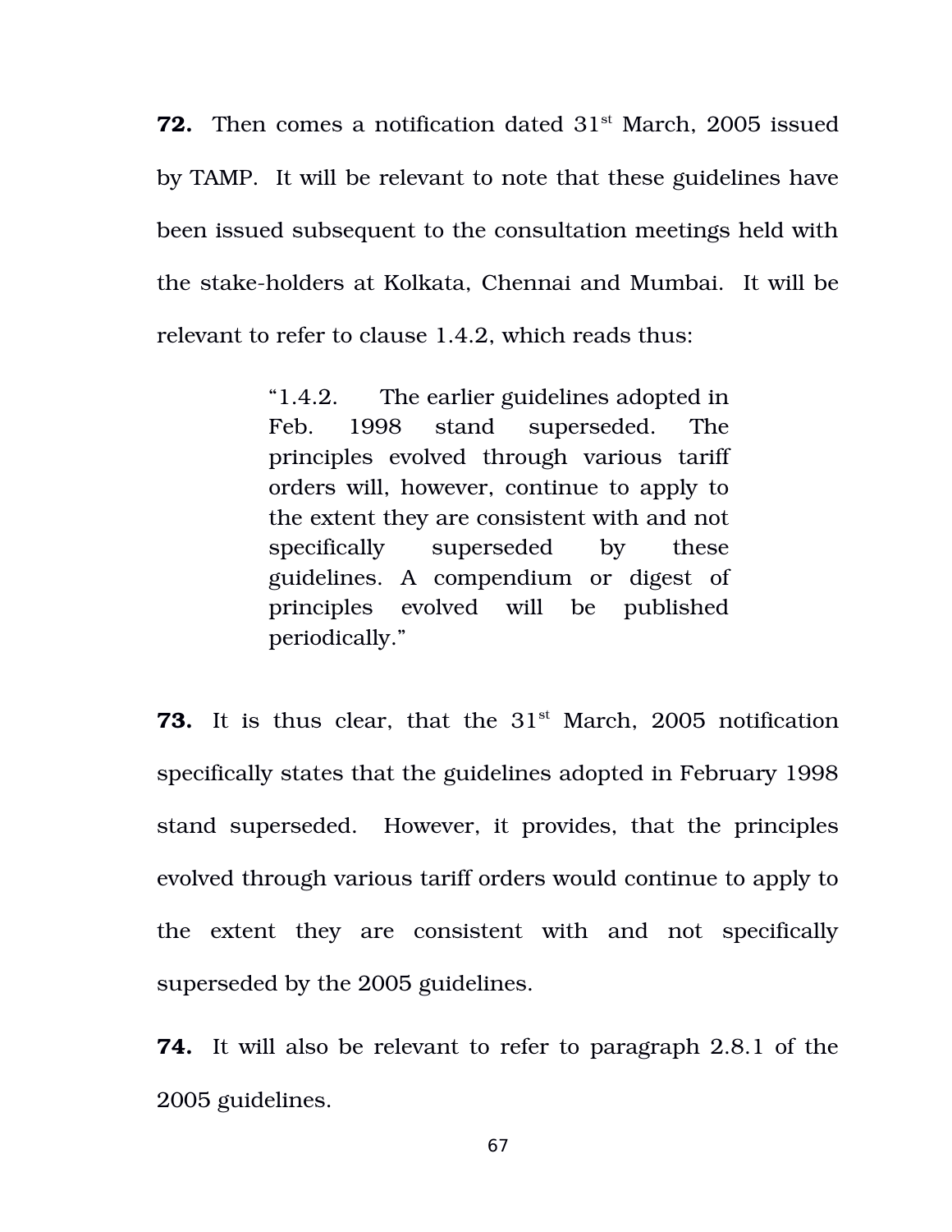**72.** Then comes a notification dated 31st March, 2005 issued by TAMP. It will be relevant to note that these guidelines have been issued subsequent to the consultation meetings held with the stake-holders at Kolkata, Chennai and Mumbai. It will be relevant to refer to clause 1.4.2, which reads thus:

> "1.4.2. The earlier guidelines adopted in Feb. 1998 stand superseded. The principles evolved through various tariff orders will, however, continue to apply to the extent they are consistent with and not specifically superseded by these guidelines. A compendium or digest of principles evolved will be published periodically."

**73.** It is thus clear, that the 31st March, 2005 notification specifically states that the guidelines adopted in February 1998 stand superseded. However, it provides, that the principles evolved through various tariff orders would continue to apply to the extent they are consistent with and not specifically superseded by the 2005 guidelines.

**74.** It will also be relevant to refer to paragraph 2.8.1 of the 2005 guidelines.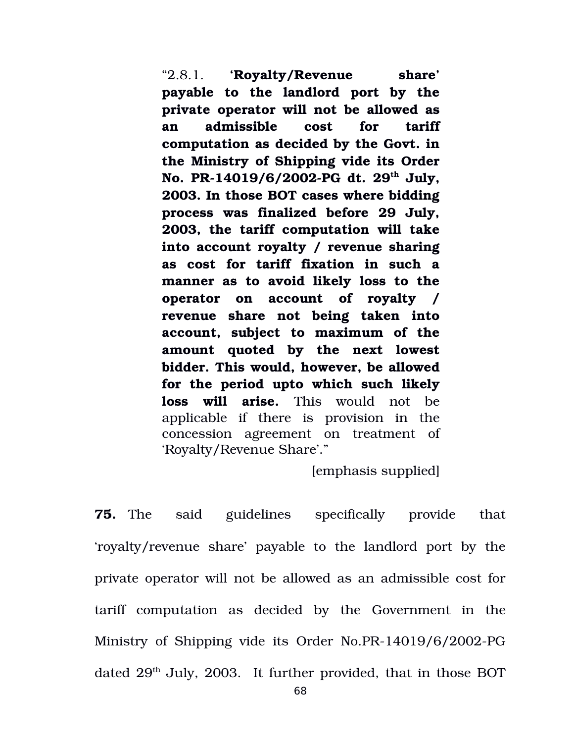> "2.8.1. **'Royalty/Revenue share' payable to the landlord port by the private operator will not be allowed as an admissible cost for tariff computation as decided by the Govt. in the Ministry of Shipping vide its Order No. PR-14019/6/2002-PG dt. 29th July, 2003. In those BOT cases where bidding process was finalized before 29 July, 2003, the tariff computation will take into account royalty / revenue sharing as cost for tariff fixation in such a manner as to avoid likely loss to the operator on account of royalty / revenue share not being taken into account, subject to maximum of the amount quoted by the next lowest bidder. This would, however, be allowed for the period upto which such likely loss will arise.** This would not be applicable if there is provision in the concession agreement on treatment of 'Royalty/Revenue Share'."
>
> [emphasis supplied]

**75.** The said guidelines specifically provide that 'royalty/revenue share' payable to the landlord port by the private operator will not be allowed as an admissible cost for tariff computation as decided by the Government in the Ministry of Shipping vide its Order No.PR-14019/6/2002-PG dated 29th July, 2003. It further provided, that in those BOT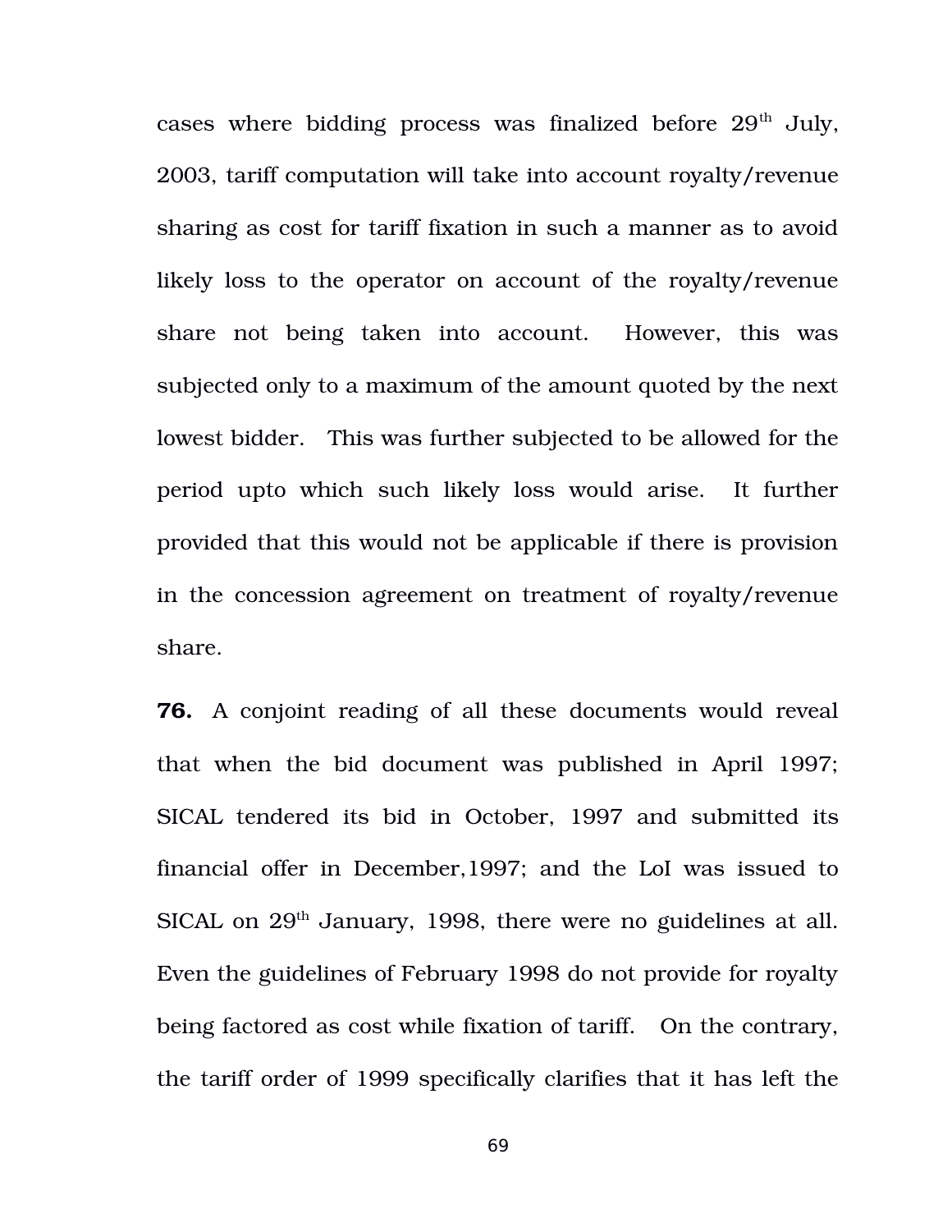cases where bidding process was finalized before 29th July, 2003, tariff computation will take into account royalty/revenue sharing as cost for tariff fixation in such a manner as to avoid likely loss to the operator on account of the royalty/revenue share not being taken into account. However, this was subjected only to a maximum of the amount quoted by the next lowest bidder. This was further subjected to be allowed for the period upto which such likely loss would arise. It further provided that this would not be applicable if there is provision in the concession agreement on treatment of royalty/revenue share.

**76.** A conjoint reading of all these documents would reveal that when the bid document was published in April 1997; SICAL tendered its bid in October, 1997 and submitted its financial offer in December,1997; and the LoI was issued to SICAL on 29th January, 1998, there were no guidelines at all. Even the guidelines of February 1998 do not provide for royalty being factored as cost while fixation of tariff. On the contrary, the tariff order of 1999 specifically clarifies that it has left the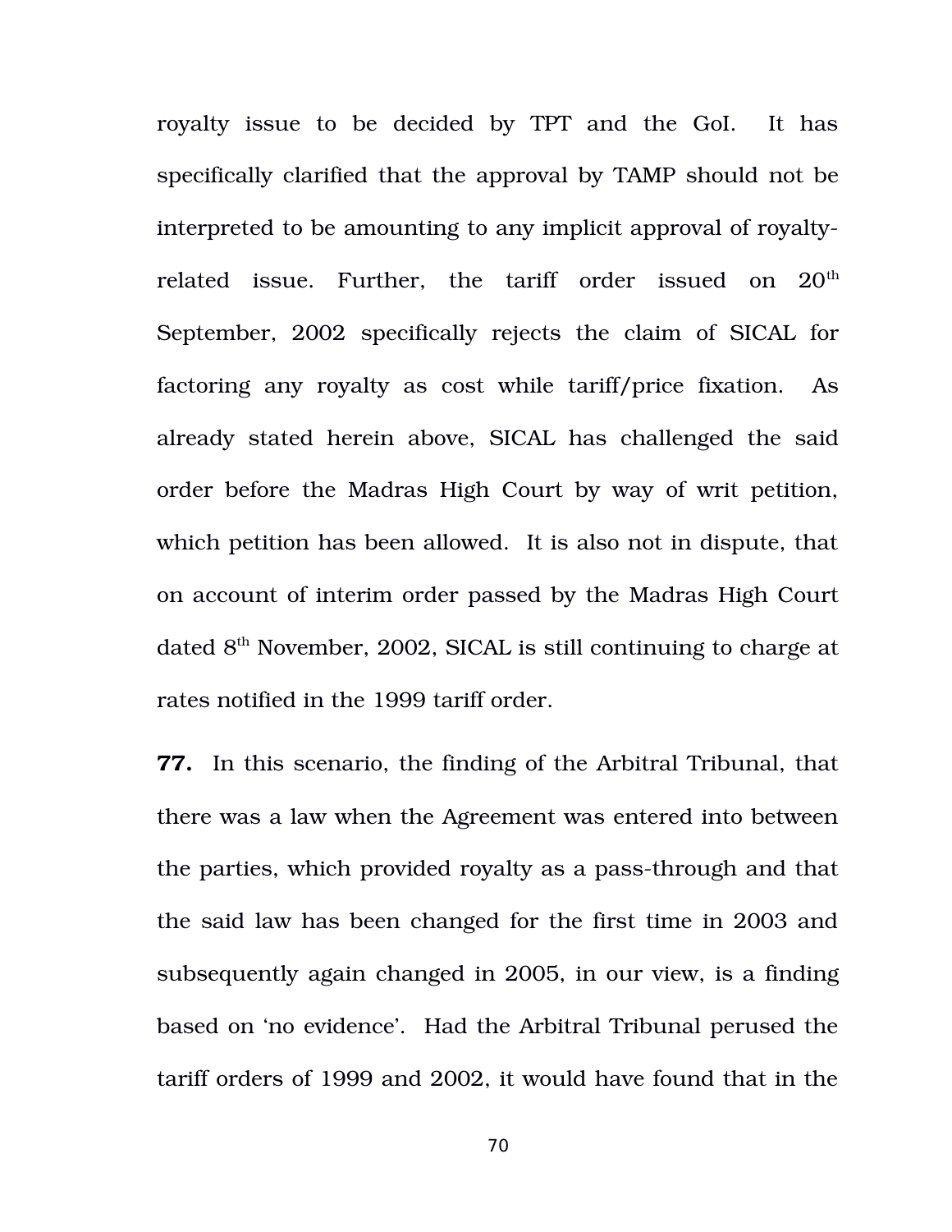royalty issue to be decided by TPT and the GoI. It has specifically clarified that the approval by TAMP should not be interpreted to be amounting to any implicit approval of royalty-related issue. Further, the tariff order issued on 20th September, 2002 specifically rejects the claim of SICAL for factoring any royalty as cost while tariff/price fixation. As already stated herein above, SICAL has challenged the said order before the Madras High Court by way of writ petition, which petition has been allowed. It is also not in dispute, that on account of interim order passed by the Madras High Court dated 8th November, 2002, SICAL is still continuing to charge at rates notified in the 1999 tariff order.

**77.** In this scenario, the finding of the Arbitral Tribunal, that there was a law when the Agreement was entered into between the parties, which provided royalty as a pass-through and that the said law has been changed for the first time in 2003 and subsequently again changed in 2005, in our view, is a finding based on 'no evidence'. Had the Arbitral Tribunal perused the tariff orders of 1999 and 2002, it would have found that in the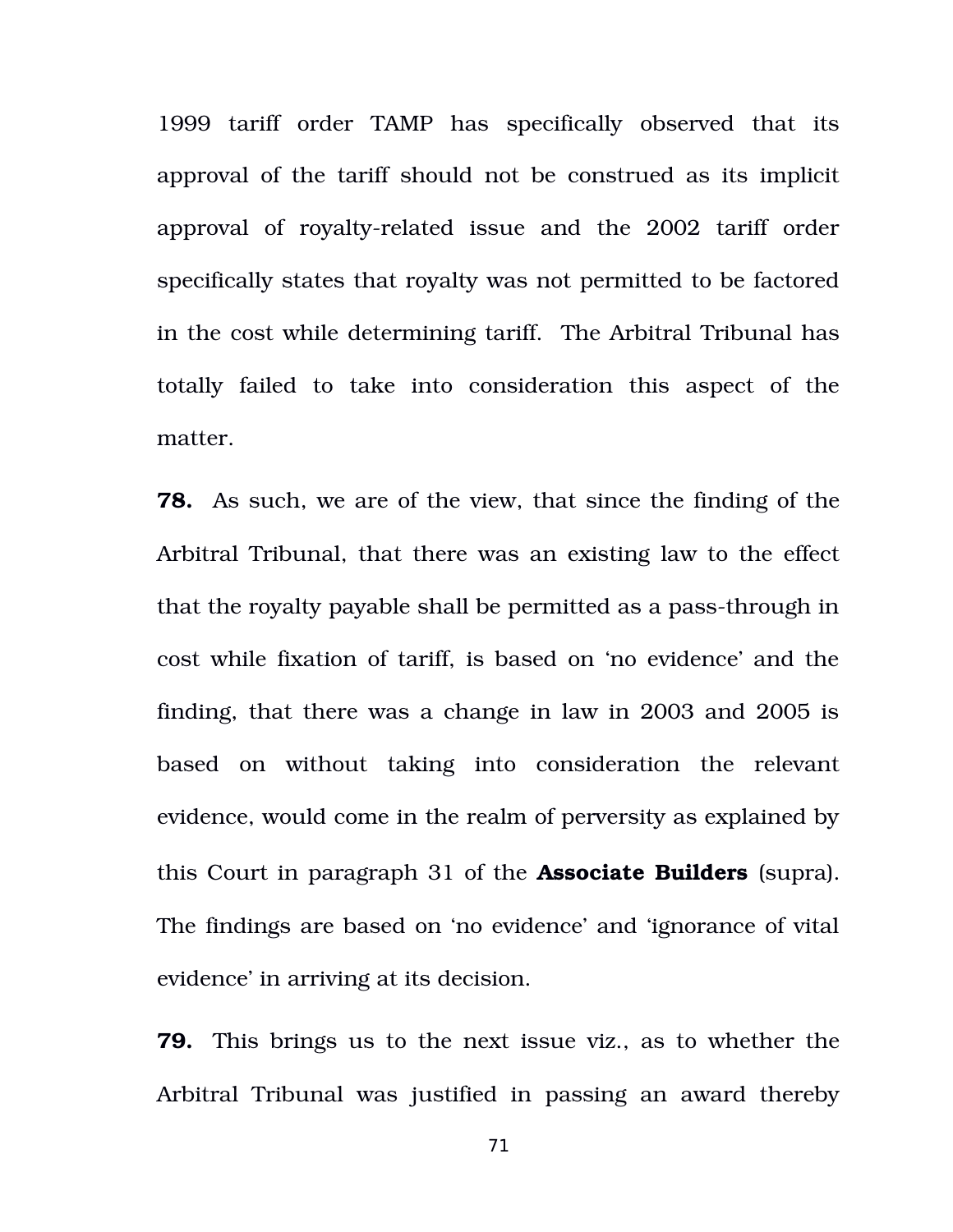1999 tariff order TAMP has specifically observed that its approval of the tariff should not be construed as its implicit approval of royalty-related issue and the 2002 tariff order specifically states that royalty was not permitted to be factored in the cost while determining tariff. The Arbitral Tribunal has totally failed to take into consideration this aspect of the matter.

**78.** As such, we are of the view, that since the finding of the Arbitral Tribunal, that there was an existing law to the effect that the royalty payable shall be permitted as a pass-through in cost while fixation of tariff, is based on 'no evidence' and the finding, that there was a change in law in 2003 and 2005 is based on without taking into consideration the relevant evidence, would come in the realm of perversity as explained by this Court in paragraph 31 of the **Associate Builders** (supra). The findings are based on 'no evidence' and 'ignorance of vital evidence' in arriving at its decision.

**79.** This brings us to the next issue viz., as to whether the Arbitral Tribunal was justified in passing an award thereby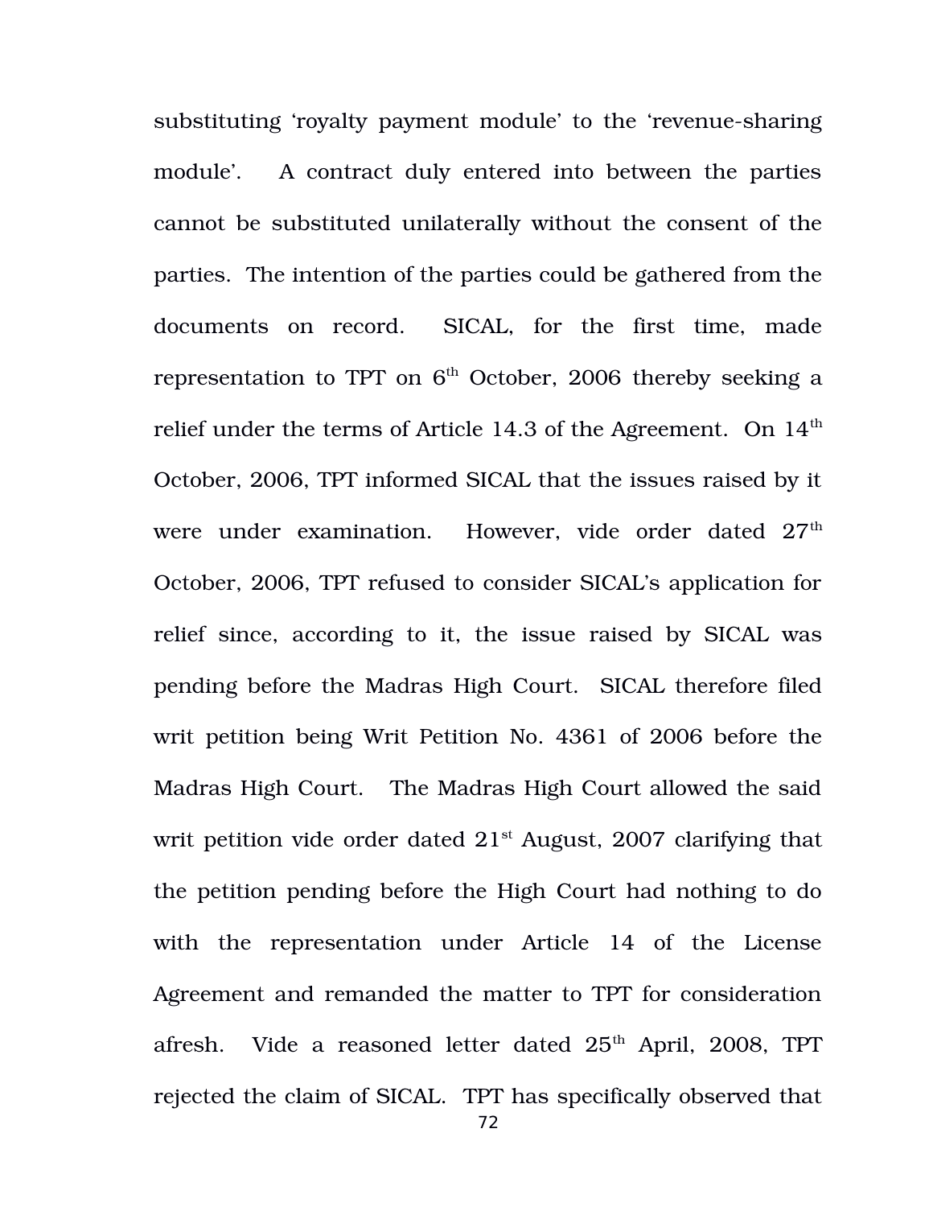substituting 'royalty payment module' to the 'revenue-sharing module'. A contract duly entered into between the parties cannot be substituted unilaterally without the consent of the parties. The intention of the parties could be gathered from the documents on record. SICAL, for the first time, made representation to TPT on 6th October, 2006 thereby seeking a relief under the terms of Article 14.3 of the Agreement. On 14th October, 2006, TPT informed SICAL that the issues raised by it were under examination. However, vide order dated 27th October, 2006, TPT refused to consider SICAL's application for relief since, according to it, the issue raised by SICAL was pending before the Madras High Court. SICAL therefore filed writ petition being Writ Petition No. 4361 of 2006 before the Madras High Court. The Madras High Court allowed the said writ petition vide order dated 21st August, 2007 clarifying that the petition pending before the High Court had nothing to do with the representation under Article 14 of the License Agreement and remanded the matter to TPT for consideration afresh. Vide a reasoned letter dated 25th April, 2008, TPT rejected the claim of SICAL. TPT has specifically observed that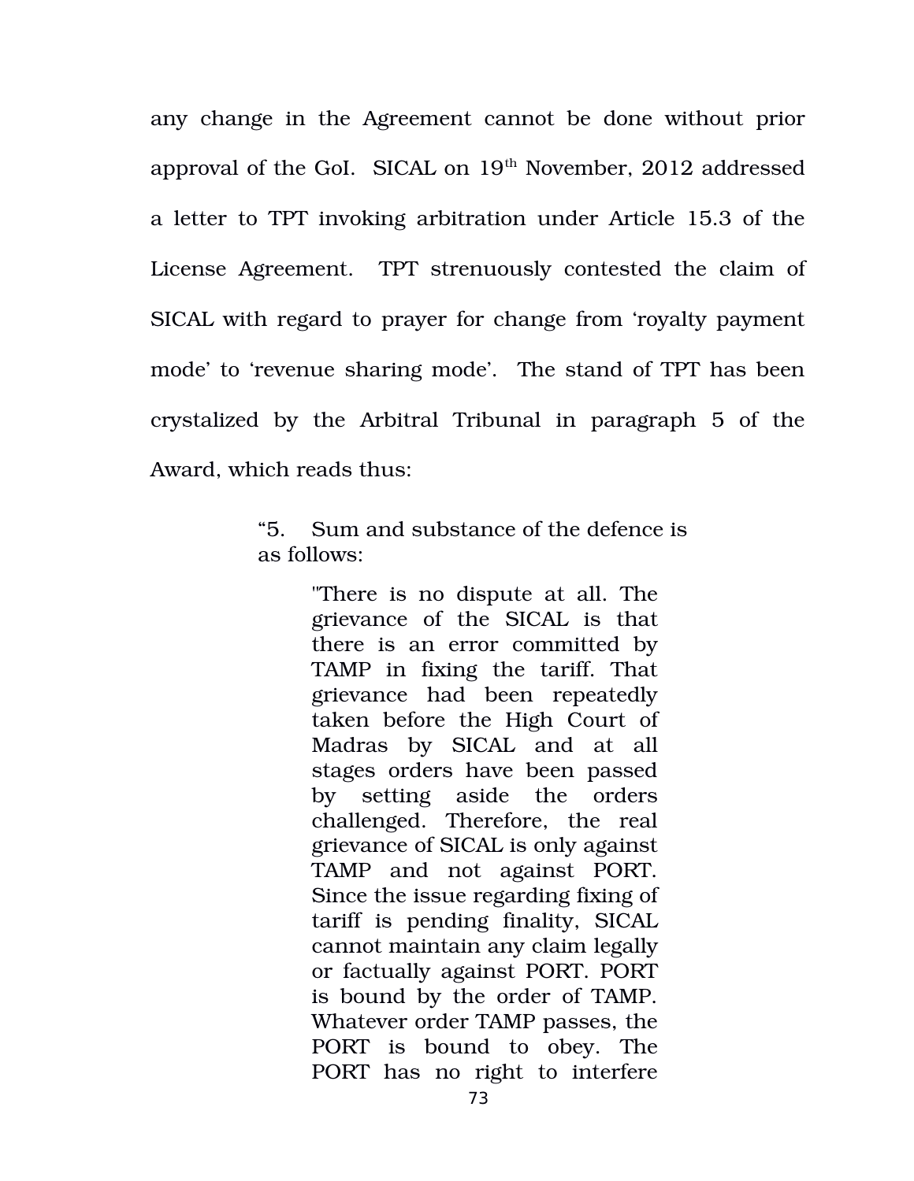any change in the Agreement cannot be done without prior approval of the GoI. SICAL on 19th November, 2012 addressed a letter to TPT invoking arbitration under Article 15.3 of the License Agreement. TPT strenuously contested the claim of SICAL with regard to prayer for change from 'royalty payment mode' to 'revenue sharing mode'. The stand of TPT has been crystalized by the Arbitral Tribunal in paragraph 5 of the Award, which reads thus:

> "5. Sum and substance of the defence is as follows:
>
> > "There is no dispute at all. The grievance of the SICAL is that there is an error committed by TAMP in fixing the tariff. That grievance had been repeatedly taken before the High Court of Madras by SICAL and at all stages orders have been passed by setting aside the orders challenged. Therefore, the real grievance of SICAL is only against TAMP and not against PORT. Since the issue regarding fixing of tariff is pending finality, SICAL cannot maintain any claim legally or factually against PORT. PORT is bound by the order of TAMP. Whatever order TAMP passes, the PORT is bound to obey. The PORT has no right to interfere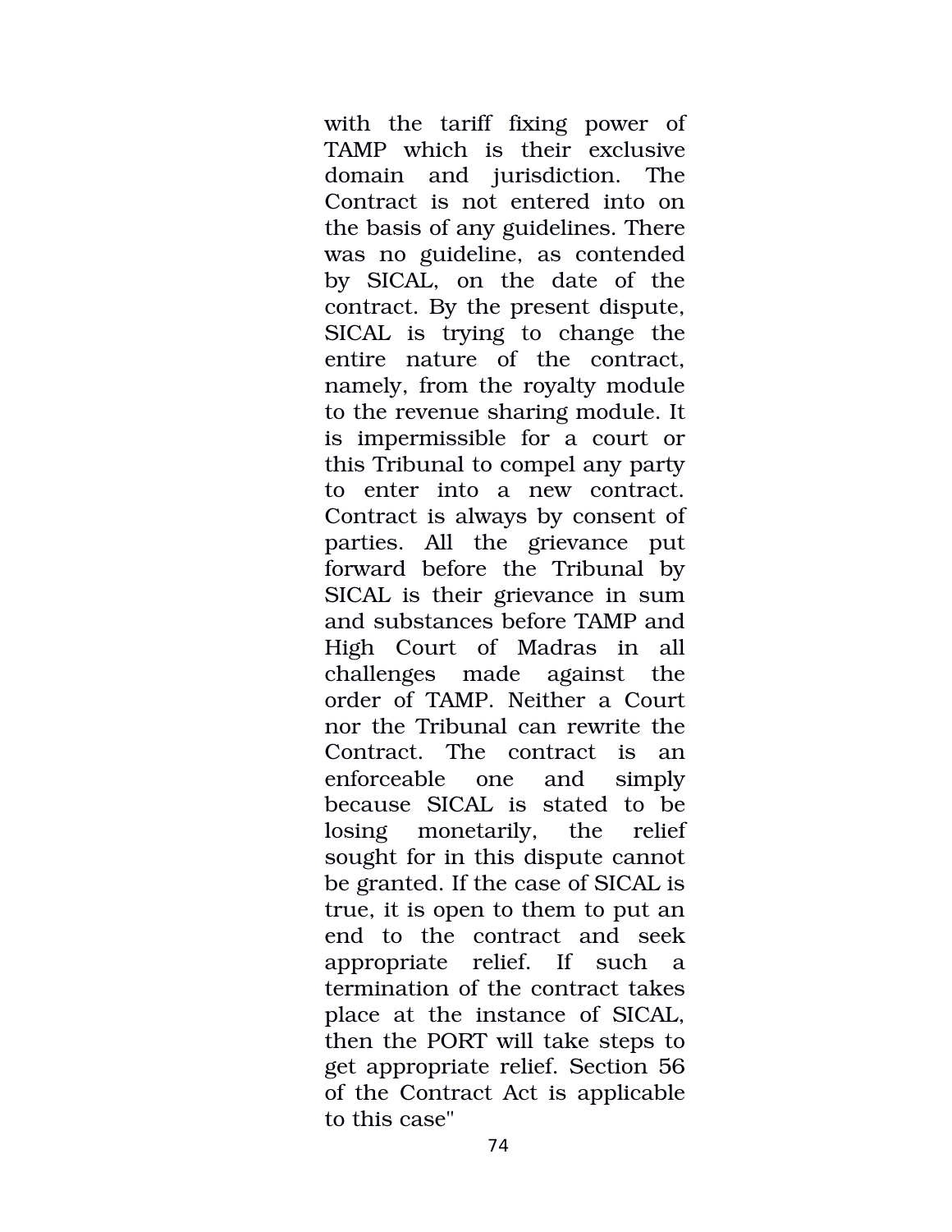with the tariff fixing power of TAMP which is their exclusive domain and jurisdiction. The Contract is not entered into on the basis of any guidelines. There was no guideline, as contended by SICAL, on the date of the contract. By the present dispute, SICAL is trying to change the entire nature of the contract, namely, from the royalty module to the revenue sharing module. It is impermissible for a court or this Tribunal to compel any party to enter into a new contract. Contract is always by consent of parties. All the grievance put forward before the Tribunal by SICAL is their grievance in sum and substances before TAMP and High Court of Madras in all challenges made against the order of TAMP. Neither a Court nor the Tribunal can rewrite the Contract. The contract is an enforceable one and simply because SICAL is stated to be losing monetarily, the relief sought for in this dispute cannot be granted. If the case of SICAL is true, it is open to them to put an end to the contract and seek appropriate relief. If such a termination of the contract takes place at the instance of SICAL, then the PORT will take steps to get appropriate relief. Section 56 of the Contract Act is applicable to this case"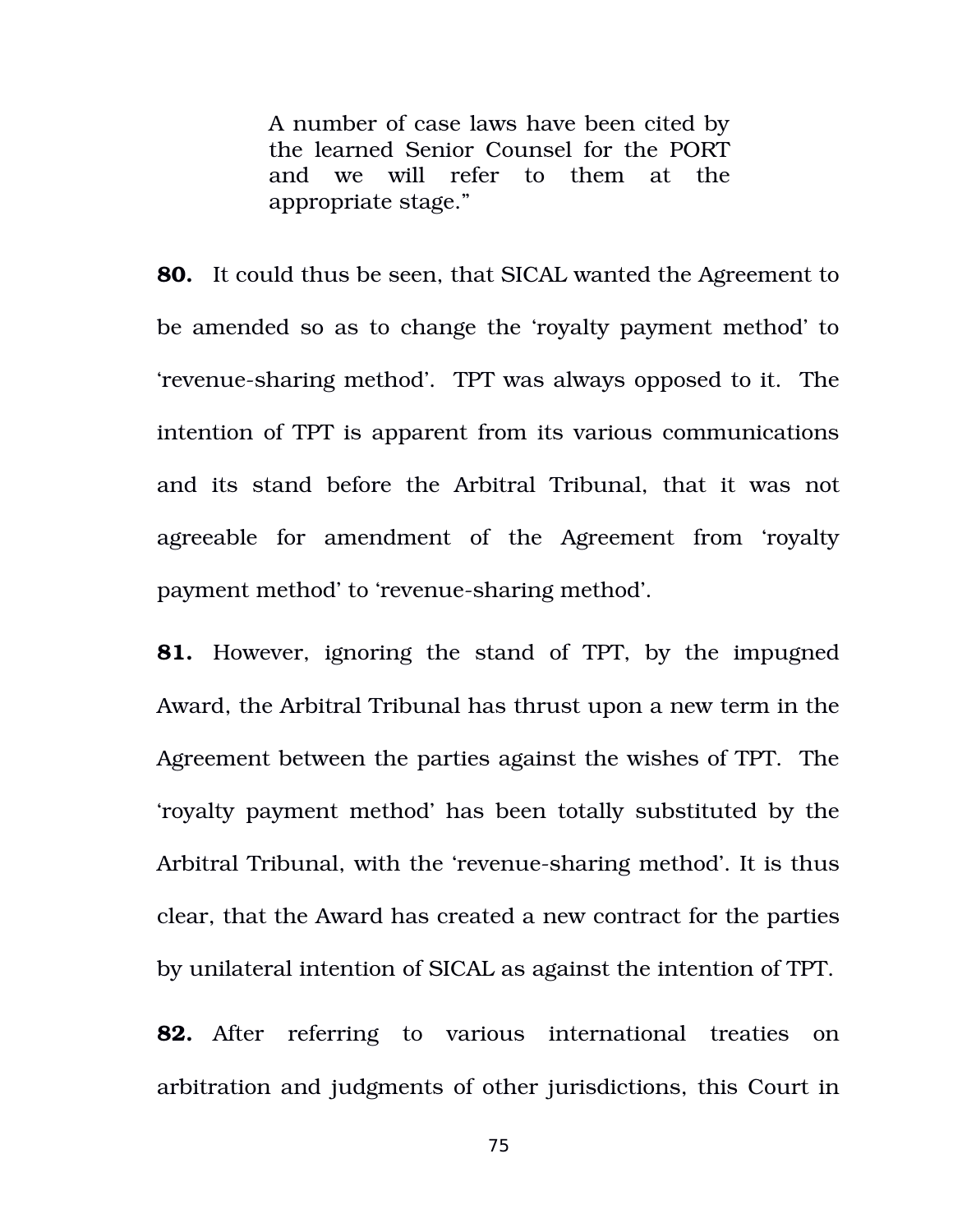> A number of case laws have been cited by the learned Senior Counsel for the PORT and we will refer to them at the appropriate stage."

**80.** It could thus be seen, that SICAL wanted the Agreement to be amended so as to change the 'royalty payment method' to 'revenue-sharing method'. TPT was always opposed to it. The intention of TPT is apparent from its various communications and its stand before the Arbitral Tribunal, that it was not agreeable for amendment of the Agreement from 'royalty payment method' to 'revenue-sharing method'.

**81.** However, ignoring the stand of TPT, by the impugned Award, the Arbitral Tribunal has thrust upon a new term in the Agreement between the parties against the wishes of TPT. The 'royalty payment method' has been totally substituted by the Arbitral Tribunal, with the 'revenue-sharing method'. It is thus clear, that the Award has created a new contract for the parties by unilateral intention of SICAL as against the intention of TPT.

**82.** After referring to various international treaties on arbitration and judgments of other jurisdictions, this Court in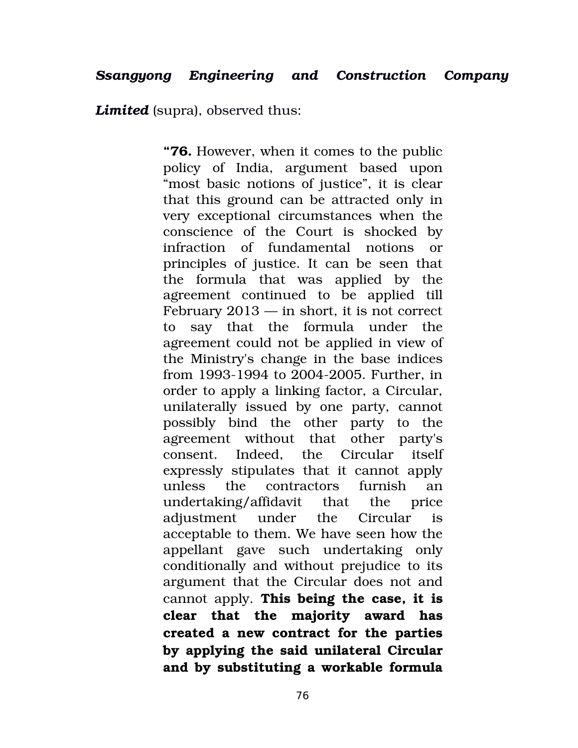***Ssangyong Engineering and Construction Company Limited*** (supra), observed thus:

> "**76.** However, when it comes to the public policy of India, argument based upon "most basic notions of justice", it is clear that this ground can be attracted only in very exceptional circumstances when the conscience of the Court is shocked by infraction of fundamental notions or principles of justice. It can be seen that the formula that was applied by the agreement continued to be applied till February 2013 — in short, it is not correct to say that the formula under the agreement could not be applied in view of the Ministry's change in the base indices from 1993-1994 to 2004-2005. Further, in order to apply a linking factor, a Circular, unilaterally issued by one party, cannot possibly bind the other party to the agreement without that other party's consent. Indeed, the Circular itself expressly stipulates that it cannot apply unless the contractors furnish an undertaking/affidavit that the price adjustment under the Circular is acceptable to them. We have seen how the appellant gave such undertaking only conditionally and without prejudice to its argument that the Circular does not and cannot apply. **This being the case, it is clear that the majority award has created a new contract for the parties by applying the said unilateral Circular and by substituting a workable formula**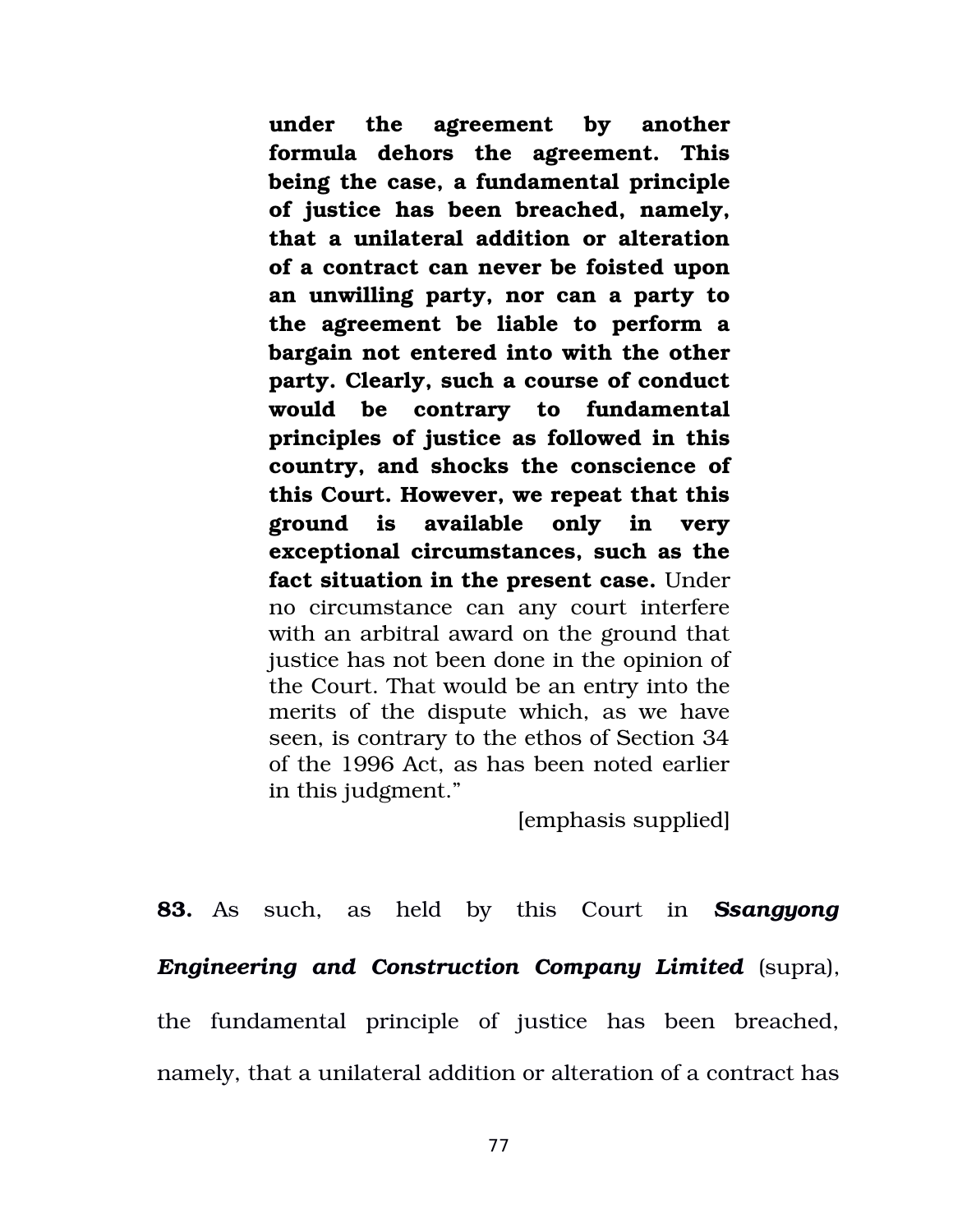> **under the agreement by another formula dehors the agreement. This being the case, a fundamental principle of justice has been breached, namely, that a unilateral addition or alteration of a contract can never be foisted upon an unwilling party, nor can a party to the agreement be liable to perform a bargain not entered into with the other party. Clearly, such a course of conduct would be contrary to fundamental principles of justice as followed in this country, and shocks the conscience of this Court. However, we repeat that this ground is available only in very exceptional circumstances, such as the fact situation in the present case.** Under no circumstance can any court interfere with an arbitral award on the ground that justice has not been done in the opinion of the Court. That would be an entry into the merits of the dispute which, as we have seen, is contrary to the ethos of Section 34 of the 1996 Act, as has been noted earlier in this judgment."
>
> [emphasis supplied]

**83.** As such, as held by this Court in ***Ssangyong Engineering and Construction Company Limited*** (supra), the fundamental principle of justice has been breached, namely, that a unilateral addition or alteration of a contract has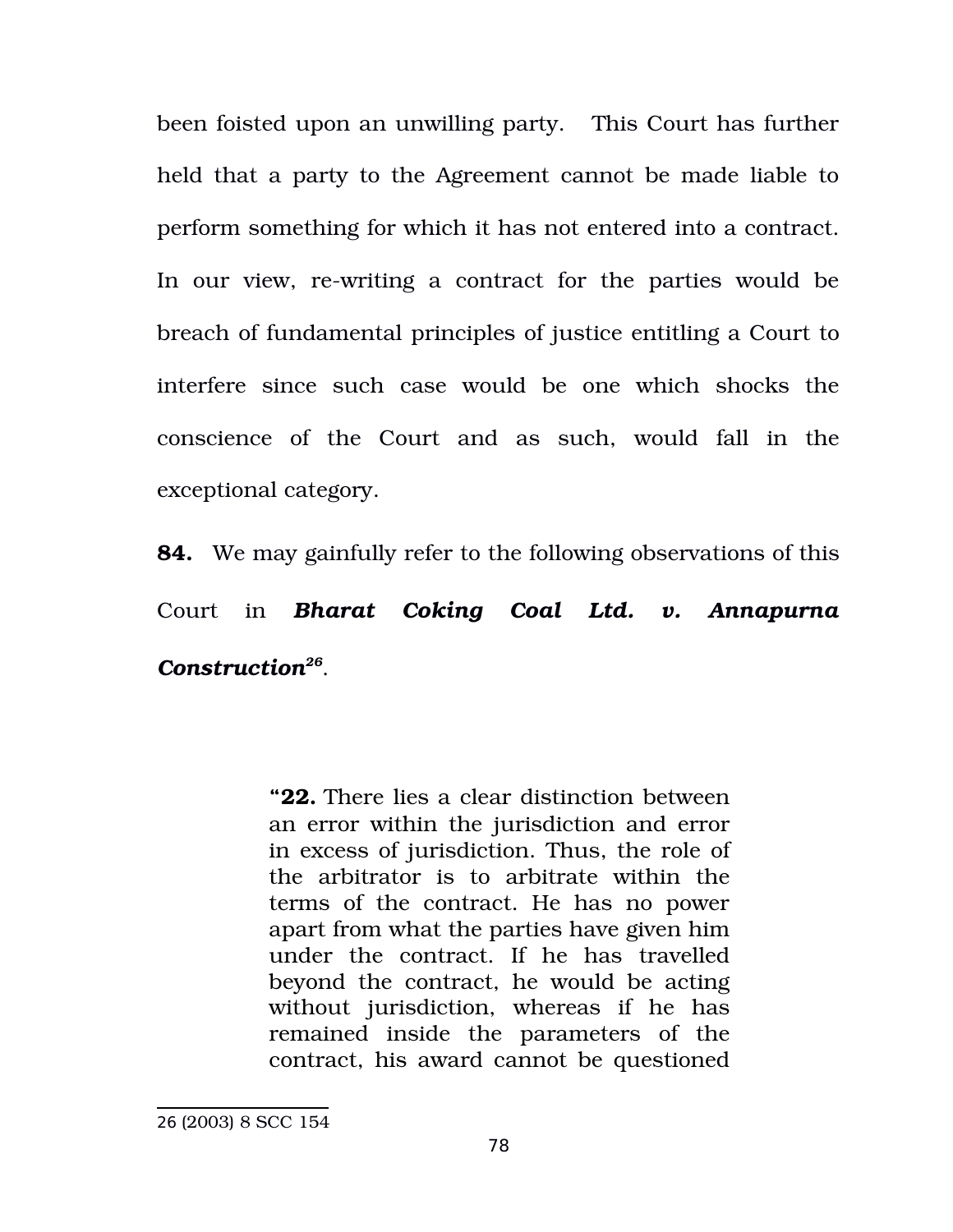been foisted upon an unwilling party. This Court has further held that a party to the Agreement cannot be made liable to perform something for which it has not entered into a contract. In our view, re-writing a contract for the parties would be breach of fundamental principles of justice entitling a Court to interfere since such case would be one which shocks the conscience of the Court and as such, would fall in the exceptional category.

**84.** We may gainfully refer to the following observations of this Court in ***Bharat Coking Coal Ltd. v. Annapurna Construction***[26].

> "**22.** There lies a clear distinction between an error within the jurisdiction and error in excess of jurisdiction. Thus, the role of the arbitrator is to arbitrate within the terms of the contract. He has no power apart from what the parties have given him under the contract. If he has travelled beyond the contract, he would be acting without jurisdiction, whereas if he has remained inside the parameters of the contract, his award cannot be questioned

26 (2003) 8 SCC 154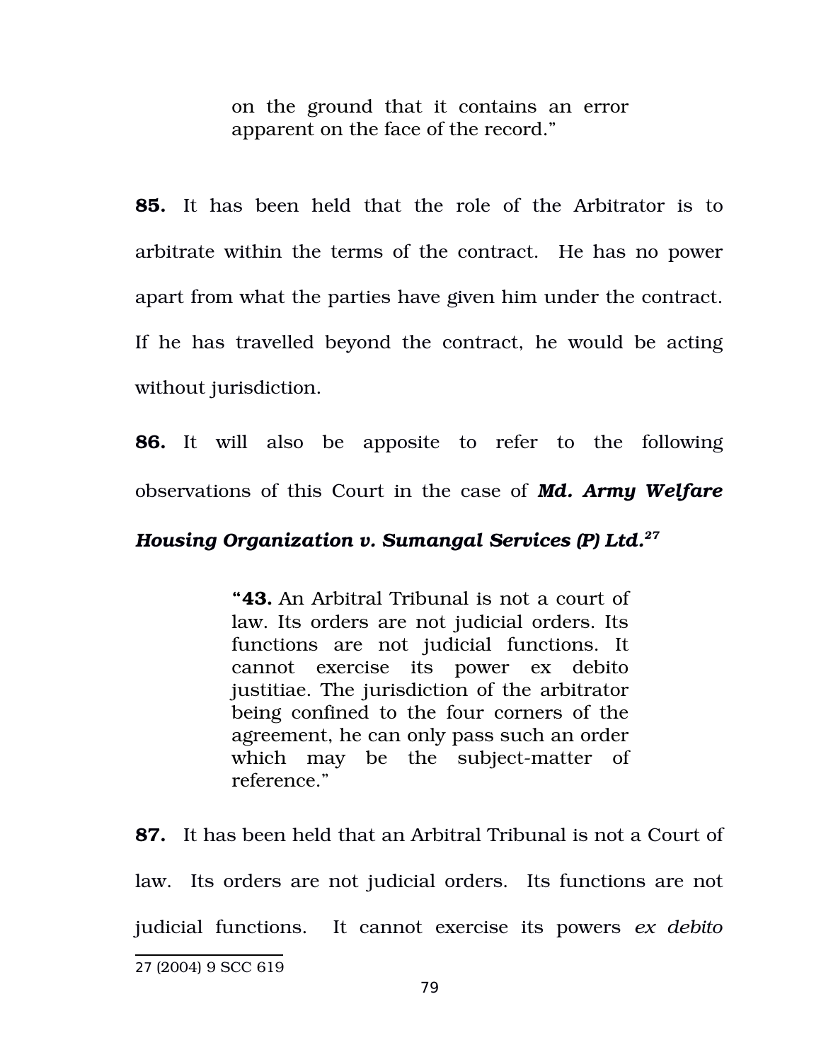> on the ground that it contains an error apparent on the face of the record."

**85.** It has been held that the role of the Arbitrator is to arbitrate within the terms of the contract. He has no power apart from what the parties have given him under the contract. If he has travelled beyond the contract, he would be acting without jurisdiction.

**86.** It will also be apposite to refer to the following observations of this Court in the case of ***Md. Army Welfare Housing Organization v. Sumangal Services (P) Ltd.***[27]

> "**43.** An Arbitral Tribunal is not a court of law. Its orders are not judicial orders. Its functions are not judicial functions. It cannot exercise its power ex debito justitiae. The jurisdiction of the arbitrator being confined to the four corners of the agreement, he can only pass such an order which may be the subject-matter of reference."

**87.** It has been held that an Arbitral Tribunal is not a Court of law. Its orders are not judicial orders. Its functions are not judicial functions. It cannot exercise its powers *ex debito*

---

27 (2004) 9 SCC 619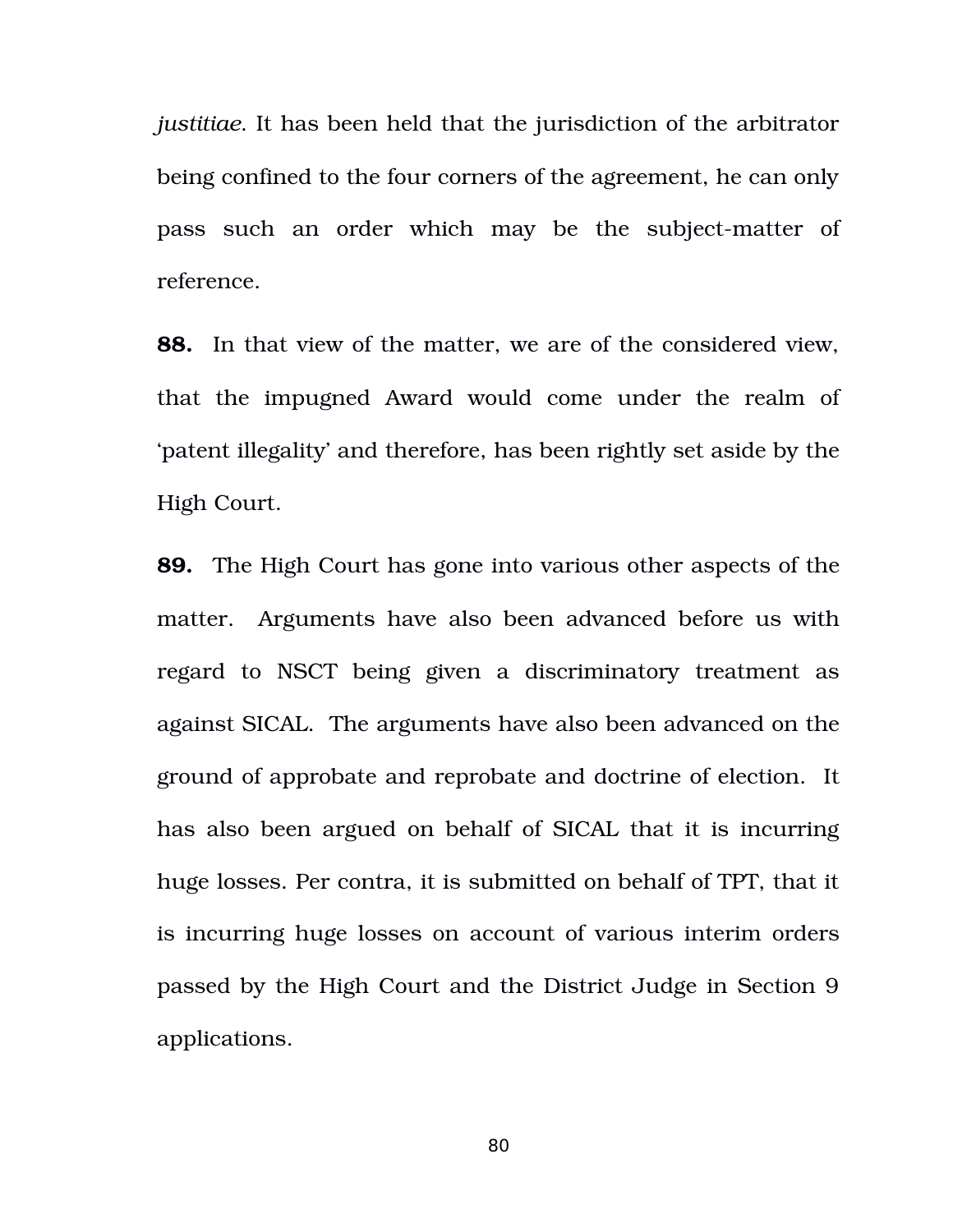*justitiae*. It has been held that the jurisdiction of the arbitrator being confined to the four corners of the agreement, he can only pass such an order which may be the subject-matter of reference.

**88.** In that view of the matter, we are of the considered view, that the impugned Award would come under the realm of 'patent illegality' and therefore, has been rightly set aside by the High Court.

**89.** The High Court has gone into various other aspects of the matter. Arguments have also been advanced before us with regard to NSCT being given a discriminatory treatment as against SICAL. The arguments have also been advanced on the ground of approbate and reprobate and doctrine of election. It has also been argued on behalf of SICAL that it is incurring huge losses. Per contra, it is submitted on behalf of TPT, that it is incurring huge losses on account of various interim orders passed by the High Court and the District Judge in Section 9 applications.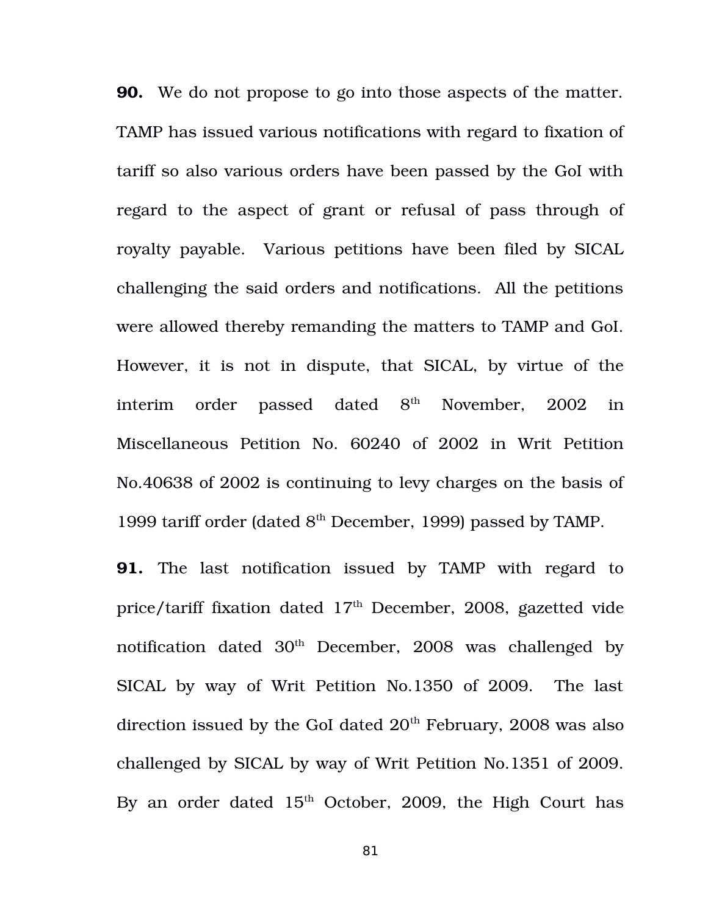**90.** We do not propose to go into those aspects of the matter. TAMP has issued various notifications with regard to fixation of tariff so also various orders have been passed by the GoI with regard to the aspect of grant or refusal of pass through of royalty payable. Various petitions have been filed by SICAL challenging the said orders and notifications. All the petitions were allowed thereby remanding the matters to TAMP and GoI. However, it is not in dispute, that SICAL, by virtue of the interim order passed dated 8th November, 2002 in Miscellaneous Petition No. 60240 of 2002 in Writ Petition No.40638 of 2002 is continuing to levy charges on the basis of 1999 tariff order (dated 8th December, 1999) passed by TAMP.

**91.** The last notification issued by TAMP with regard to price/tariff fixation dated 17th December, 2008, gazetted vide notification dated 30th December, 2008 was challenged by SICAL by way of Writ Petition No.1350 of 2009. The last direction issued by the GoI dated 20th February, 2008 was also challenged by SICAL by way of Writ Petition No.1351 of 2009. By an order dated 15th October, 2009, the High Court has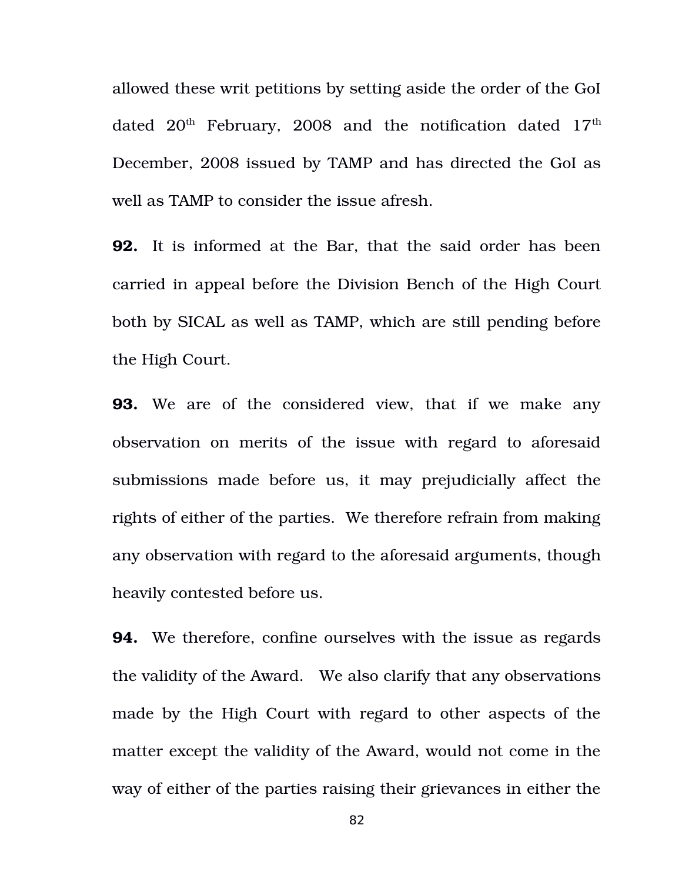allowed these writ petitions by setting aside the order of the GoI dated 20th February, 2008 and the notification dated 17th December, 2008 issued by TAMP and has directed the GoI as well as TAMP to consider the issue afresh.

**92.** It is informed at the Bar, that the said order has been carried in appeal before the Division Bench of the High Court both by SICAL as well as TAMP, which are still pending before the High Court.

**93.** We are of the considered view, that if we make any observation on merits of the issue with regard to aforesaid submissions made before us, it may prejudicially affect the rights of either of the parties. We therefore refrain from making any observation with regard to the aforesaid arguments, though heavily contested before us.

**94.** We therefore, confine ourselves with the issue as regards the validity of the Award. We also clarify that any observations made by the High Court with regard to other aspects of the matter except the validity of the Award, would not come in the way of either of the parties raising their grievances in either the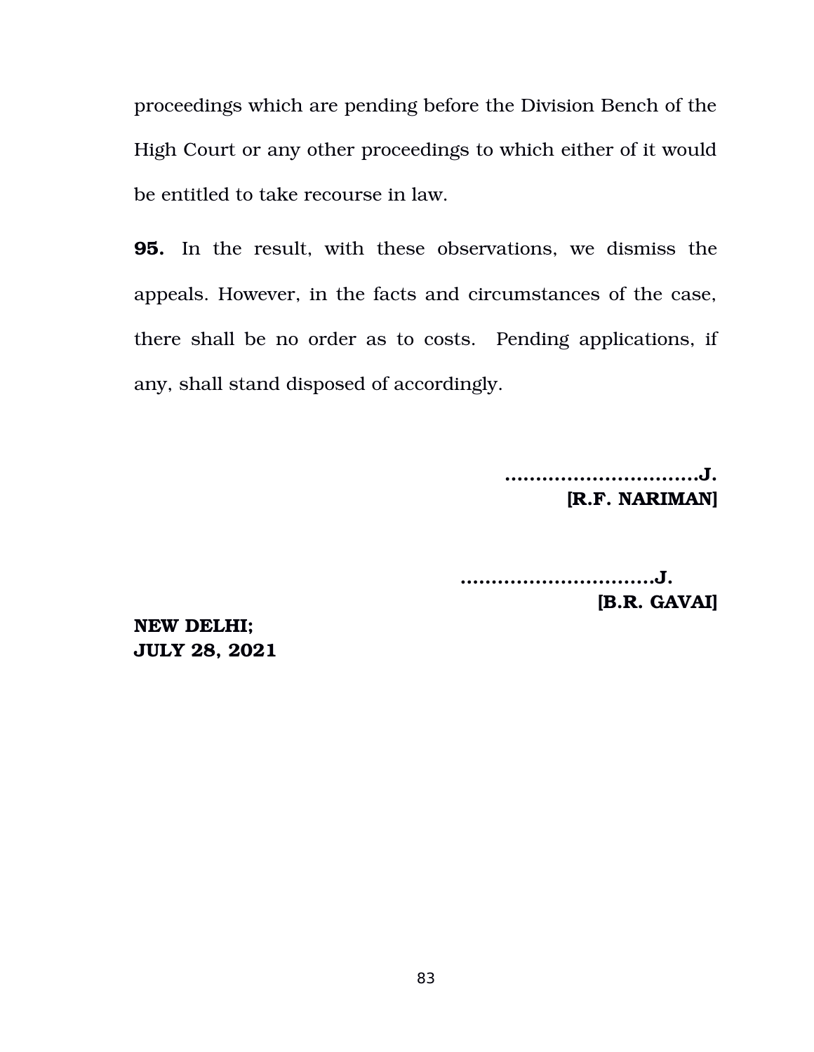proceedings which are pending before the Division Bench of the High Court or any other proceedings to which either of it would be entitled to take recourse in law.

**95.** In the result, with these observations, we dismiss the appeals. However, in the facts and circumstances of the case, there shall be no order as to costs. Pending applications, if any, shall stand disposed of accordingly.

**..............................J.**
**[R.F. NARIMAN]**

**..............................J.**
**[B.R. GAVAI]**

**NEW DELHI;**
**JULY 28, 2021**